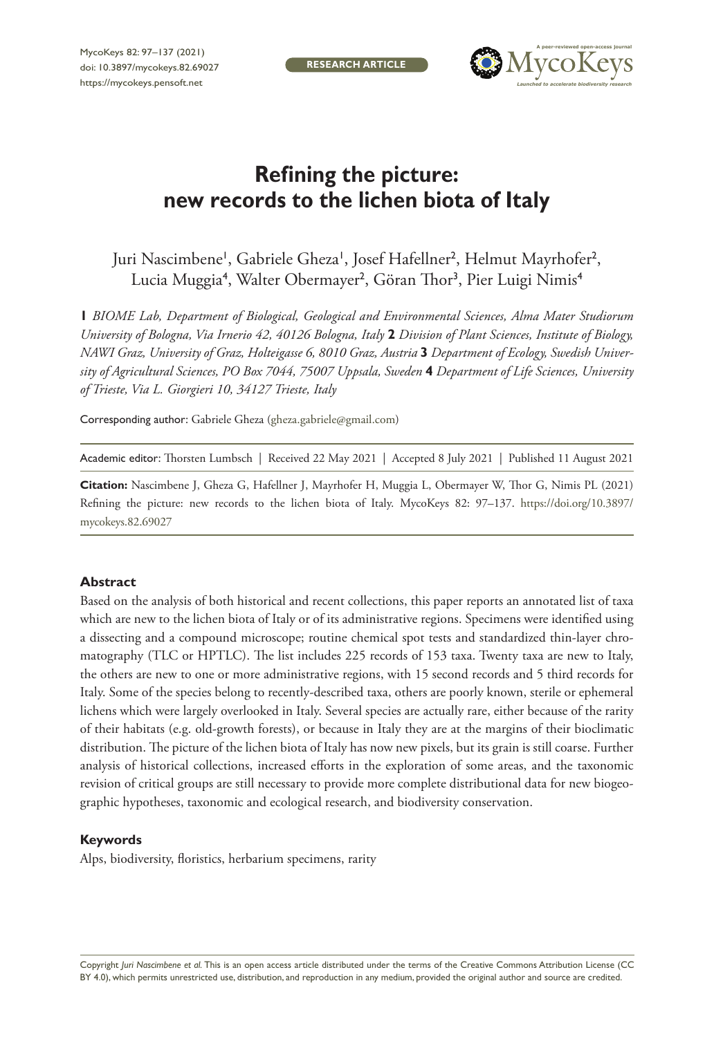RESEARCH ARTICLE

# Refining the picture: new records to the lichen biota of Italy

Juri Nascimbene[1], Gabriele Gheza[1], Josef Hafellner[2], Helmut Mayrhofer[2], Lucia Muggia[4], Walter Obermayer[2], Göran Thor[3], Pier Luigi Nimis[4]

**1** *BIOME Lab, Department of Biological, Geological and Environmental Sciences, Alma Mater Studiorum University of Bologna, Via Irnerio 42, 40126 Bologna, Italy* **2** *Division of Plant Sciences, Institute of Biology, NAWI Graz, University of Graz, Holteigasse 6, 8010 Graz, Austria* **3** *Department of Ecology, Swedish University of Agricultural Sciences, PO Box 7044, 75007 Uppsala, Sweden* **4** *Department of Life Sciences, University of Trieste, Via L. Giorgieri 10, 34127 Trieste, Italy*

Corresponding author: Gabriele Gheza (gheza.gabriele@gmail.com)

Academic editor: Thorsten Lumbsch | Received 22 May 2021 | Accepted 8 July 2021 | Published 11 August 2021

**Citation:** Nascimbene J, Gheza G, Hafellner J, Mayrhofer H, Muggia L, Obermayer W, Thor G, Nimis PL (2021) Refining the picture: new records to the lichen biota of Italy. MycoKeys 82: 97–137. https://doi.org/10.3897/mycokeys.82.69027

## Abstract

Based on the analysis of both historical and recent collections, this paper reports an annotated list of taxa which are new to the lichen biota of Italy or of its administrative regions. Specimens were identified using a dissecting and a compound microscope; routine chemical spot tests and standardized thin-layer chromatography (TLC or HPTLC). The list includes 225 records of 153 taxa. Twenty taxa are new to Italy, the others are new to one or more administrative regions, with 15 second records and 5 third records for Italy. Some of the species belong to recently-described taxa, others are poorly known, sterile or ephemeral lichens which were largely overlooked in Italy. Several species are actually rare, either because of the rarity of their habitats (e.g. old-growth forests), or because in Italy they are at the margins of their bioclimatic distribution. The picture of the lichen biota of Italy has now new pixels, but its grain is still coarse. Further analysis of historical collections, increased efforts in the exploration of some areas, and the taxonomic revision of critical groups are still necessary to provide more complete distributional data for new biogeographic hypotheses, taxonomic and ecological research, and biodiversity conservation.

## Keywords

Alps, biodiversity, floristics, herbarium specimens, rarity

Copyright *Juri Nascimbene et al.* This is an open access article distributed under the terms of the Creative Commons Attribution License (CC BY 4.0), which permits unrestricted use, distribution, and reproduction in any medium, provided the original author and source are credited.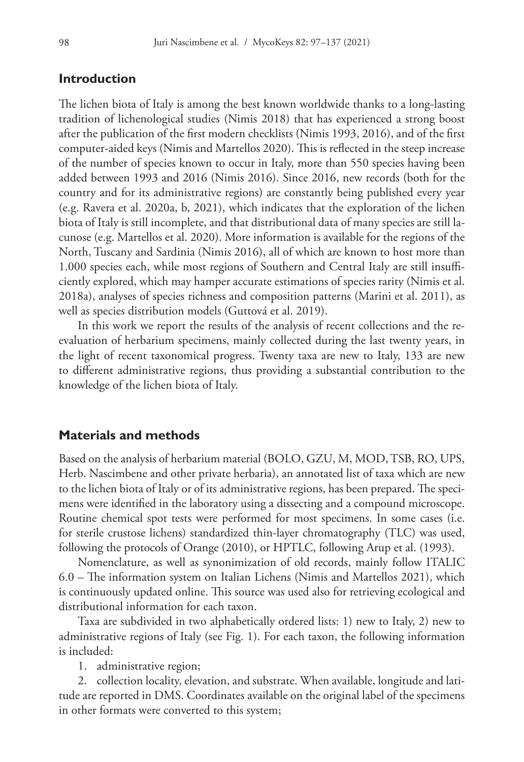## Introduction

The lichen biota of Italy is among the best known worldwide thanks to a long-lasting tradition of lichenological studies (Nimis 2018) that has experienced a strong boost after the publication of the first modern checklists (Nimis 1993, 2016), and of the first computer-aided keys (Nimis and Martellos 2020). This is reflected in the steep increase of the number of species known to occur in Italy, more than 550 species having been added between 1993 and 2016 (Nimis 2016). Since 2016, new records (both for the country and for its administrative regions) are constantly being published every year (e.g. Ravera et al. 2020a, b, 2021), which indicates that the exploration of the lichen biota of Italy is still incomplete, and that distributional data of many species are still lacunose (e.g. Martellos et al. 2020). More information is available for the regions of the North, Tuscany and Sardinia (Nimis 2016), all of which are known to host more than 1.000 species each, while most regions of Southern and Central Italy are still insufficiently explored, which may hamper accurate estimations of species rarity (Nimis et al. 2018a), analyses of species richness and composition patterns (Marini et al. 2011), as well as species distribution models (Guttová et al. 2019).

In this work we report the results of the analysis of recent collections and the re-evaluation of herbarium specimens, mainly collected during the last twenty years, in the light of recent taxonomical progress. Twenty taxa are new to Italy, 133 are new to different administrative regions, thus providing a substantial contribution to the knowledge of the lichen biota of Italy.

## Materials and methods

Based on the analysis of herbarium material (BOLO, GZU, M, MOD, TSB, RO, UPS, Herb. Nascimbene and other private herbaria), an annotated list of taxa which are new to the lichen biota of Italy or of its administrative regions, has been prepared. The specimens were identified in the laboratory using a dissecting and a compound microscope. Routine chemical spot tests were performed for most specimens. In some cases (i.e. for sterile crustose lichens) standardized thin-layer chromatography (TLC) was used, following the protocols of Orange (2010), or HPTLC, following Arup et al. (1993).

Nomenclature, as well as synonimization of old records, mainly follow ITALIC 6.0 – The information system on Italian Lichens (Nimis and Martellos 2021), which is continuously updated online. This source was used also for retrieving ecological and distributional information for each taxon.

Taxa are subdivided in two alphabetically ordered lists: 1) new to Italy, 2) new to administrative regions of Italy (see Fig. 1). For each taxon, the following information is included:

1. administrative region;
2. collection locality, elevation, and substrate. When available, longitude and latitude are reported in DMS. Coordinates available on the original label of the specimens in other formats were converted to this system;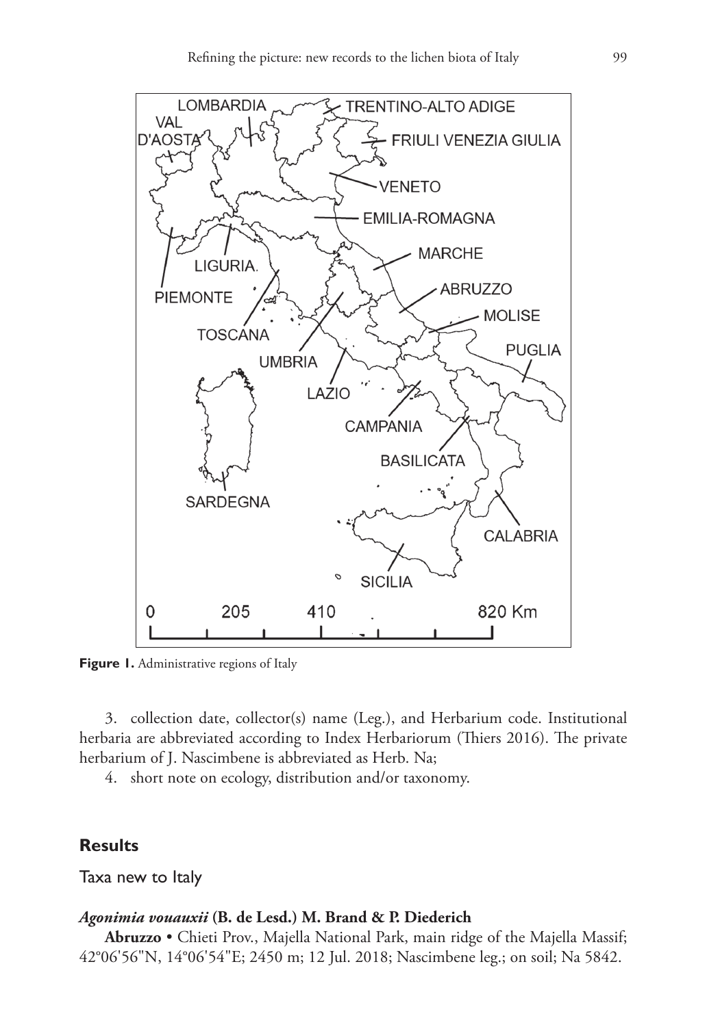**Figure 1.** Administrative regions of Italy

3. collection date, collector(s) name (Leg.), and Herbarium code. Institutional herbaria are abbreviated according to Index Herbariorum (Thiers 2016). The private herbarium of J. Nascimbene is abbreviated as Herb. Na;
4. short note on ecology, distribution and/or taxonomy.

## Results

### Taxa new to Italy

#### *Agonimia vouauxii* (B. de Lesd.) M. Brand & P. Diederich

**Abruzzo** • Chieti Prov., Majella National Park, main ridge of the Majella Massif; 42°06'56"N, 14°06'54"E; 2450 m; 12 Jul. 2018; Nascimbene leg.; on soil; Na 5842.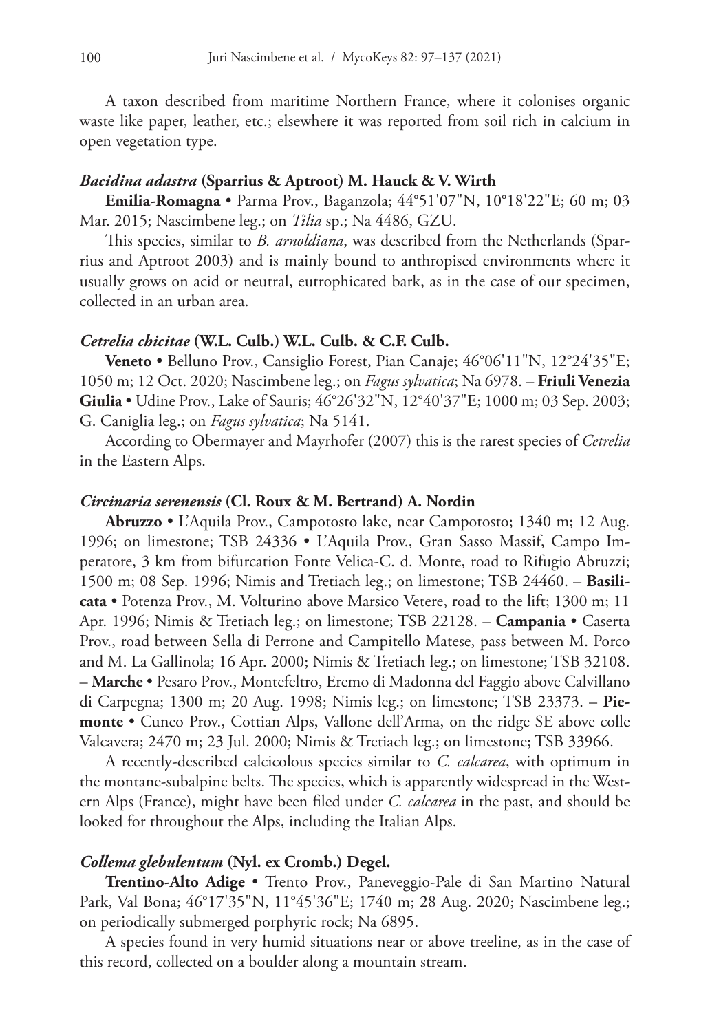A taxon described from maritime Northern France, where it colonises organic waste like paper, leather, etc.; elsewhere it was reported from soil rich in calcium in open vegetation type.

### *Bacidina adastra* (Sparrius & Aptroot) M. Hauck & V. Wirth

**Emilia-Romagna** • Parma Prov., Baganzola; 44°51'07"N, 10°18'22"E; 60 m; 03 Mar. 2015; Nascimbene leg.; on *Tilia* sp.; Na 4486, GZU.

This species, similar to *B. arnoldiana*, was described from the Netherlands (Sparrius and Aptroot 2003) and is mainly bound to anthropised environments where it usually grows on acid or neutral, eutrophicated bark, as in the case of our specimen, collected in an urban area.

### *Cetrelia chicitae* (W.L. Culb.) W.L. Culb. & C.F. Culb.

**Veneto** • Belluno Prov., Cansiglio Forest, Pian Canaje; 46°06'11"N, 12°24'35"E; 1050 m; 12 Oct. 2020; Nascimbene leg.; on *Fagus sylvatica*; Na 6978. – **Friuli Venezia Giulia** • Udine Prov., Lake of Sauris; 46°26'32"N, 12°40'37"E; 1000 m; 03 Sep. 2003; G. Caniglia leg.; on *Fagus sylvatica*; Na 5141.

According to Obermayer and Mayrhofer (2007) this is the rarest species of *Cetrelia* in the Eastern Alps.

### *Circinaria serenensis* (Cl. Roux & M. Bertrand) A. Nordin

**Abruzzo** • L'Aquila Prov., Campotosto lake, near Campotosto; 1340 m; 12 Aug. 1996; on limestone; TSB 24336 • L'Aquila Prov., Gran Sasso Massif, Campo Imperatore, 3 km from bifurcation Fonte Velica-C. d. Monte, road to Rifugio Abruzzi; 1500 m; 08 Sep. 1996; Nimis and Tretiach leg.; on limestone; TSB 24460. – **Basilicata** • Potenza Prov., M. Volturino above Marsico Vetere, road to the lift; 1300 m; 11 Apr. 1996; Nimis & Tretiach leg.; on limestone; TSB 22128. – **Campania** • Caserta Prov., road between Sella di Perrone and Campitello Matese, pass between M. Porco and M. La Gallinola; 16 Apr. 2000; Nimis & Tretiach leg.; on limestone; TSB 32108. – **Marche** • Pesaro Prov., Montefeltro, Eremo di Madonna del Faggio above Calvillano di Carpegna; 1300 m; 20 Aug. 1998; Nimis leg.; on limestone; TSB 23373. – **Piemonte** • Cuneo Prov., Cottian Alps, Vallone dell'Arma, on the ridge SE above colle Valcavera; 2470 m; 23 Jul. 2000; Nimis & Tretiach leg.; on limestone; TSB 33966.

A recently-described calcicolous species similar to *C. calcarea*, with optimum in the montane-subalpine belts. The species, which is apparently widespread in the Western Alps (France), might have been filed under *C. calcarea* in the past, and should be looked for throughout the Alps, including the Italian Alps.

### *Collema glebulentum* (Nyl. ex Cromb.) Degel.

**Trentino-Alto Adige** • Trento Prov., Paneveggio-Pale di San Martino Natural Park, Val Bona; 46°17'35"N, 11°45'36"E; 1740 m; 28 Aug. 2020; Nascimbene leg.; on periodically submerged porphyric rock; Na 6895.

A species found in very humid situations near or above treeline, as in the case of this record, collected on a boulder along a mountain stream.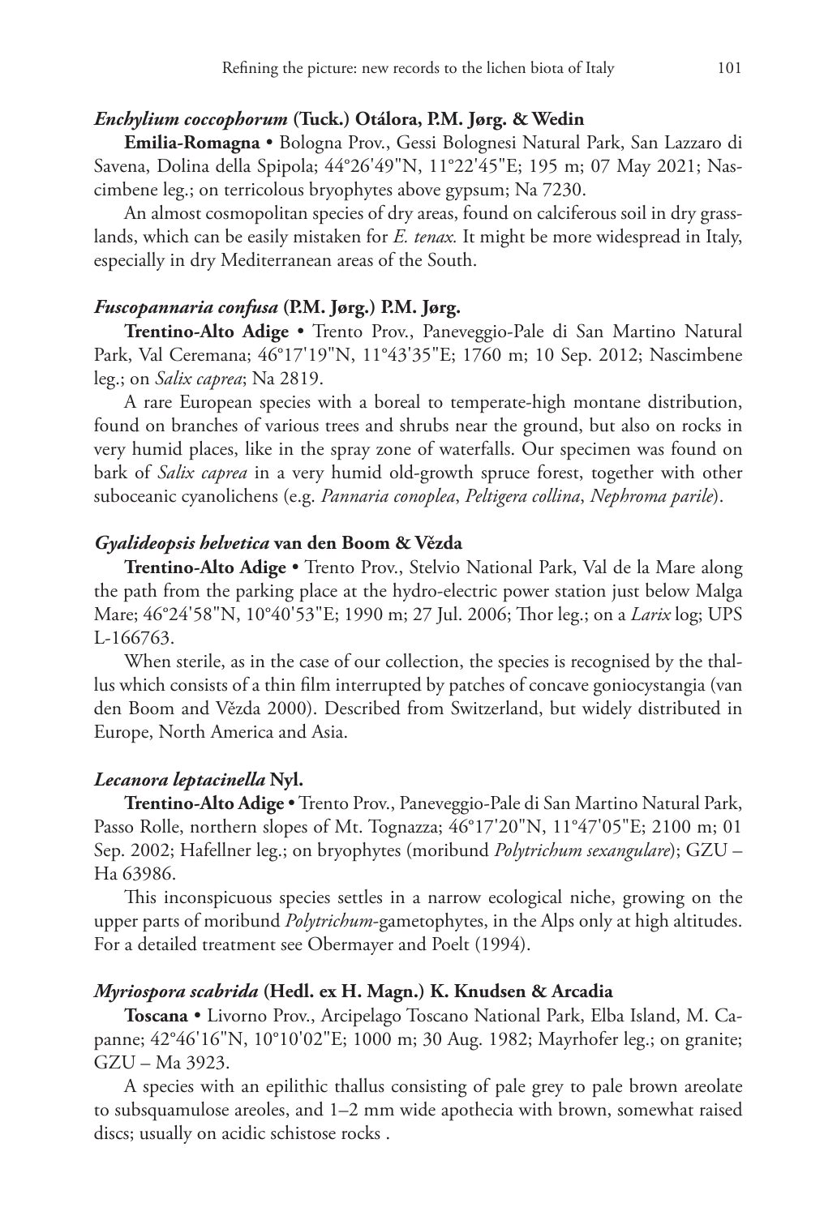### *Enchylium coccophorum* (Tuck.) Otálora, P.M. Jørg. & Wedin

**Emilia-Romagna** • Bologna Prov., Gessi Bolognesi Natural Park, San Lazzaro di Savena, Dolina della Spipola; 44°26'49"N, 11°22'45"E; 195 m; 07 May 2021; Nascimbene leg.; on terricolous bryophytes above gypsum; Na 7230.

An almost cosmopolitan species of dry areas, found on calciferous soil in dry grasslands, which can be easily mistaken for *E. tenax.* It might be more widespread in Italy, especially in dry Mediterranean areas of the South.

### *Fuscopannaria confusa* (P.M. Jørg.) P.M. Jørg.

**Trentino-Alto Adige** • Trento Prov., Paneveggio-Pale di San Martino Natural Park, Val Ceremana; 46°17'19"N, 11°43'35"E; 1760 m; 10 Sep. 2012; Nascimbene leg.; on *Salix caprea*; Na 2819.

A rare European species with a boreal to temperate-high montane distribution, found on branches of various trees and shrubs near the ground, but also on rocks in very humid places, like in the spray zone of waterfalls. Our specimen was found on bark of *Salix caprea* in a very humid old-growth spruce forest, together with other suboceanic cyanolichens (e.g. *Pannaria conoplea*, *Peltigera collina*, *Nephroma parile*).

### *Gyalideopsis helvetica* van den Boom & Vězda

**Trentino-Alto Adige** • Trento Prov., Stelvio National Park, Val de la Mare along the path from the parking place at the hydro-electric power station just below Malga Mare; 46°24'58"N, 10°40'53"E; 1990 m; 27 Jul. 2006; Thor leg.; on a *Larix* log; UPS L-166763.

When sterile, as in the case of our collection, the species is recognised by the thallus which consists of a thin film interrupted by patches of concave goniocystangia (van den Boom and Vězda 2000). Described from Switzerland, but widely distributed in Europe, North America and Asia.

### *Lecanora leptacinella* Nyl.

**Trentino-Alto Adige** • Trento Prov., Paneveggio-Pale di San Martino Natural Park, Passo Rolle, northern slopes of Mt. Tognazza; 46°17'20"N, 11°47'05"E; 2100 m; 01 Sep. 2002; Hafellner leg.; on bryophytes (moribund *Polytrichum sexangulare*); GZU – Ha 63986.

This inconspicuous species settles in a narrow ecological niche, growing on the upper parts of moribund *Polytrichum*-gametophytes, in the Alps only at high altitudes. For a detailed treatment see Obermayer and Poelt (1994).

### *Myriospora scabrida* (Hedl. ex H. Magn.) K. Knudsen & Arcadia

**Toscana** • Livorno Prov., Arcipelago Toscano National Park, Elba Island, M. Capanne; 42°46'16"N, 10°10'02"E; 1000 m; 30 Aug. 1982; Mayrhofer leg.; on granite; GZU – Ma 3923.

A species with an epilithic thallus consisting of pale grey to pale brown areolate to subsquamulose areoles, and 1–2 mm wide apothecia with brown, somewhat raised discs; usually on acidic schistose rocks .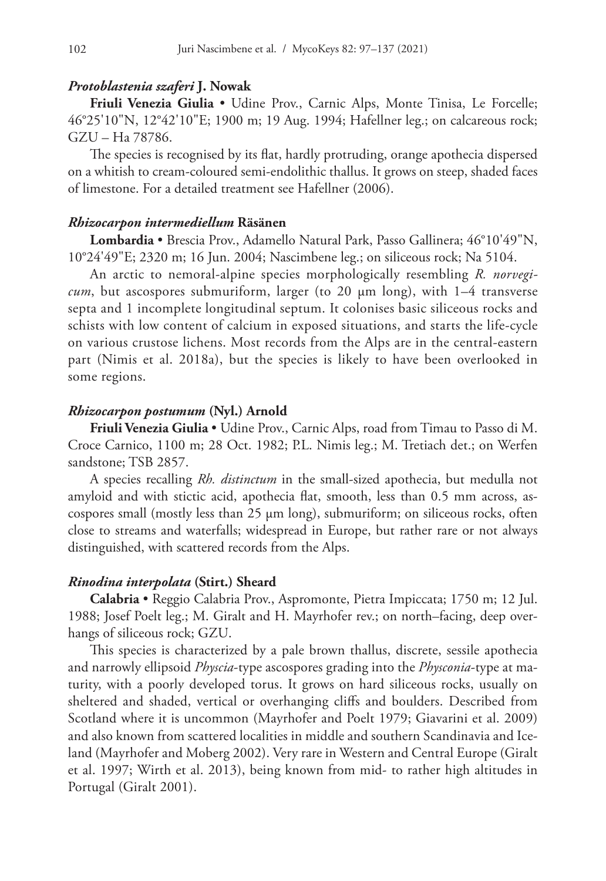### *Protoblastenia szaferi* J. Nowak

**Friuli Venezia Giulia** • Udine Prov., Carnic Alps, Monte Tinisa, Le Forcelle; 46°25'10"N, 12°42'10"E; 1900 m; 19 Aug. 1994; Hafellner leg.; on calcareous rock; GZU – Ha 78786.

The species is recognised by its flat, hardly protruding, orange apothecia dispersed on a whitish to cream-coloured semi-endolithic thallus. It grows on steep, shaded faces of limestone. For a detailed treatment see Hafellner (2006).

### *Rhizocarpon intermediellum* Räsänen

**Lombardia** • Brescia Prov., Adamello Natural Park, Passo Gallinera; 46°10'49"N, 10°24'49"E; 2320 m; 16 Jun. 2004; Nascimbene leg.; on siliceous rock; Na 5104.

An arctic to nemoral-alpine species morphologically resembling *R. norvegicum*, but ascospores submuriform, larger (to 20 μm long), with 1–4 transverse septa and 1 incomplete longitudinal septum. It colonises basic siliceous rocks and schists with low content of calcium in exposed situations, and starts the life-cycle on various crustose lichens. Most records from the Alps are in the central-eastern part (Nimis et al. 2018a), but the species is likely to have been overlooked in some regions.

### *Rhizocarpon postumum* (Nyl.) Arnold

**Friuli Venezia Giulia** • Udine Prov., Carnic Alps, road from Timau to Passo di M. Croce Carnico, 1100 m; 28 Oct. 1982; P.L. Nimis leg.; M. Tretiach det.; on Werfen sandstone; TSB 2857.

A species recalling *Rh. distinctum* in the small-sized apothecia, but medulla not amyloid and with stictic acid, apothecia flat, smooth, less than 0.5 mm across, ascospores small (mostly less than 25 μm long), submuriform; on siliceous rocks, often close to streams and waterfalls; widespread in Europe, but rather rare or not always distinguished, with scattered records from the Alps.

### *Rinodina interpolata* (Stirt.) Sheard

**Calabria** • Reggio Calabria Prov., Aspromonte, Pietra Impiccata; 1750 m; 12 Jul. 1988; Josef Poelt leg.; M. Giralt and H. Mayrhofer rev.; on north–facing, deep overhangs of siliceous rock; GZU.

This species is characterized by a pale brown thallus, discrete, sessile apothecia and narrowly ellipsoid *Physcia*-type ascospores grading into the *Physconia*-type at maturity, with a poorly developed torus. It grows on hard siliceous rocks, usually on sheltered and shaded, vertical or overhanging cliffs and boulders. Described from Scotland where it is uncommon (Mayrhofer and Poelt 1979; Giavarini et al. 2009) and also known from scattered localities in middle and southern Scandinavia and Iceland (Mayrhofer and Moberg 2002). Very rare in Western and Central Europe (Giralt et al. 1997; Wirth et al. 2013), being known from mid- to rather high altitudes in Portugal (Giralt 2001).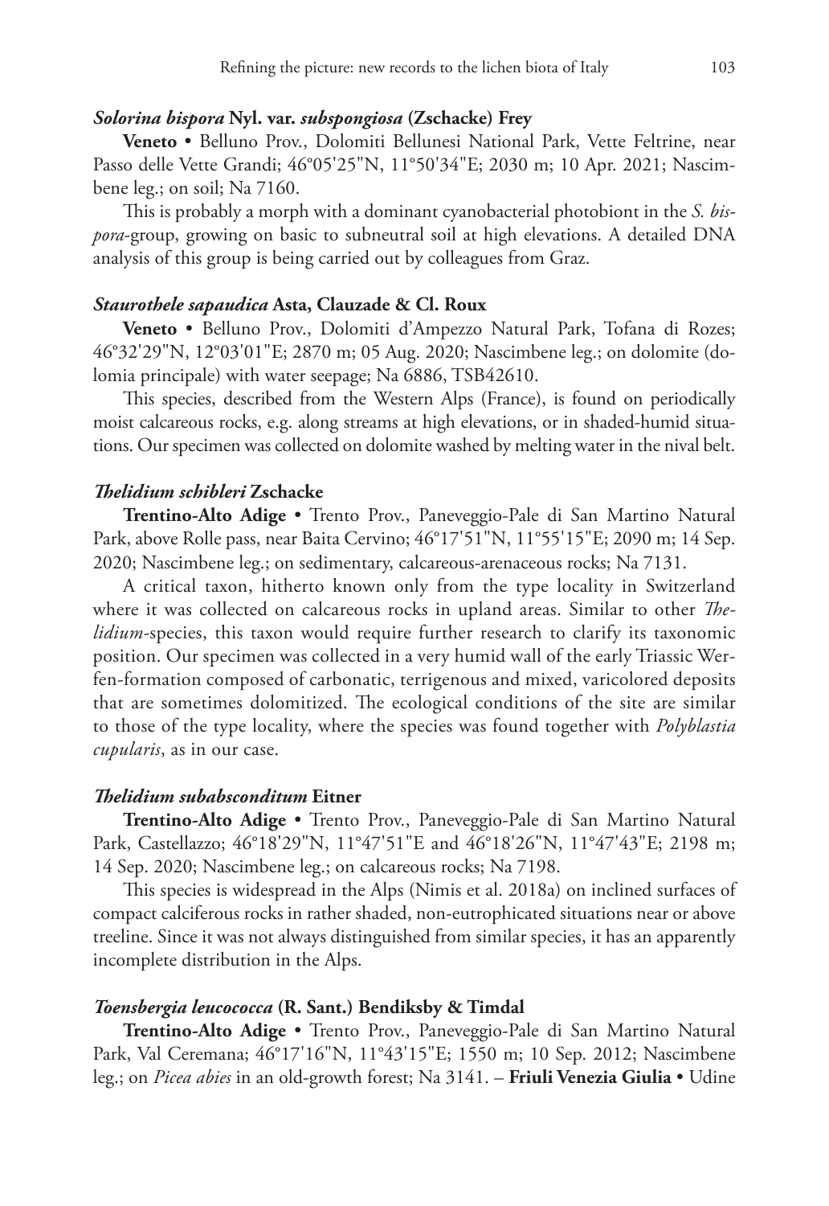### *Solorina bispora* Nyl. var. *subspongiosa* (Zschacke) Frey

**Veneto** • Belluno Prov., Dolomiti Bellunesi National Park, Vette Feltrine, near Passo delle Vette Grandi; 46°05'25"N, 11°50'34"E; 2030 m; 10 Apr. 2021; Nascimbene leg.; on soil; Na 7160.

This is probably a morph with a dominant cyanobacterial photobiont in the *S. bispora*-group, growing on basic to subneutral soil at high elevations. A detailed DNA analysis of this group is being carried out by colleagues from Graz.

### *Staurothele sapaudica* Asta, Clauzade & Cl. Roux

**Veneto** • Belluno Prov., Dolomiti d'Ampezzo Natural Park, Tofana di Rozes; 46°32'29"N, 12°03'01"E; 2870 m; 05 Aug. 2020; Nascimbene leg.; on dolomite (dolomia principale) with water seepage; Na 6886, TSB42610.

This species, described from the Western Alps (France), is found on periodically moist calcareous rocks, e.g. along streams at high elevations, or in shaded-humid situations. Our specimen was collected on dolomite washed by melting water in the nival belt.

### *Thelidium schibleri* Zschacke

**Trentino-Alto Adige** • Trento Prov., Paneveggio-Pale di San Martino Natural Park, above Rolle pass, near Baita Cervino; 46°17'51"N, 11°55'15"E; 2090 m; 14 Sep. 2020; Nascimbene leg.; on sedimentary, calcareous-arenaceous rocks; Na 7131.

A critical taxon, hitherto known only from the type locality in Switzerland where it was collected on calcareous rocks in upland areas. Similar to other *Thelidium*-species, this taxon would require further research to clarify its taxonomic position. Our specimen was collected in a very humid wall of the early Triassic Werfen-formation composed of carbonatic, terrigenous and mixed, varicolored deposits that are sometimes dolomitized. The ecological conditions of the site are similar to those of the type locality, where the species was found together with *Polyblastia cupularis*, as in our case.

### *Thelidium subabsconditum* Eitner

**Trentino-Alto Adige** • Trento Prov., Paneveggio-Pale di San Martino Natural Park, Castellazzo; 46°18'29"N, 11°47'51"E and 46°18'26"N, 11°47'43"E; 2198 m; 14 Sep. 2020; Nascimbene leg.; on calcareous rocks; Na 7198.

This species is widespread in the Alps (Nimis et al. 2018a) on inclined surfaces of compact calciferous rocks in rather shaded, non-eutrophicated situations near or above treeline. Since it was not always distinguished from similar species, it has an apparently incomplete distribution in the Alps.

### *Toensbergia leucococca* (R. Sant.) Bendiksby & Timdal

**Trentino-Alto Adige** • Trento Prov., Paneveggio-Pale di San Martino Natural Park, Val Ceremana; 46°17'16"N, 11°43'15"E; 1550 m; 10 Sep. 2012; Nascimbene leg.; on *Picea abies* in an old-growth forest; Na 3141. – **Friuli Venezia Giulia** • Udine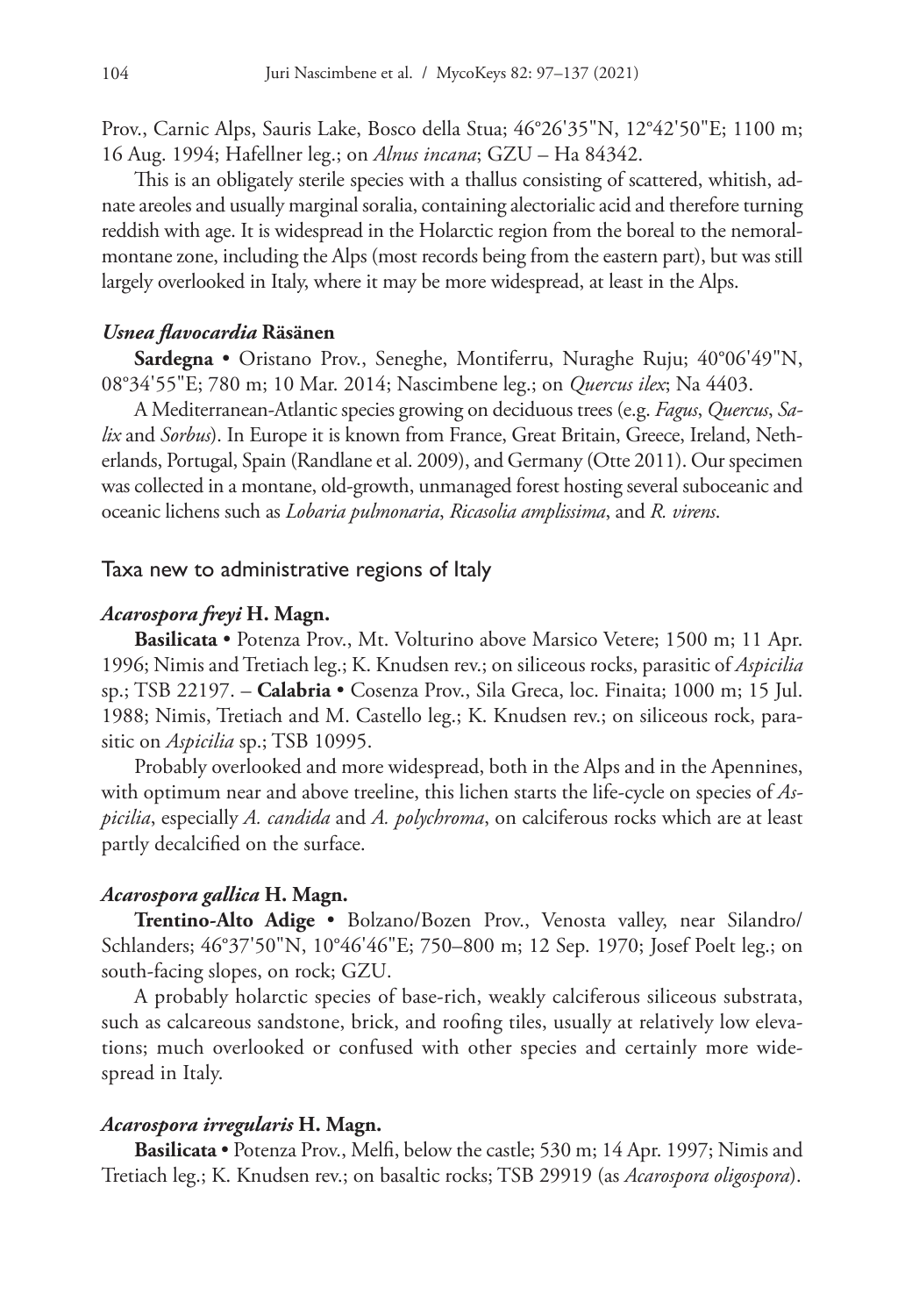Prov., Carnic Alps, Sauris Lake, Bosco della Stua; 46°26'35"N, 12°42'50"E; 1100 m; 16 Aug. 1994; Hafellner leg.; on *Alnus incana*; GZU – Ha 84342.

This is an obligately sterile species with a thallus consisting of scattered, whitish, adnate areoles and usually marginal soralia, containing alectorialic acid and therefore turning reddish with age. It is widespread in the Holarctic region from the boreal to the nemoral-montane zone, including the Alps (most records being from the eastern part), but was still largely overlooked in Italy, where it may be more widespread, at least in the Alps.

#### *Usnea flavocardia* Räsänen

**Sardegna** • Oristano Prov., Seneghe, Montiferru, Nuraghe Ruju; 40°06'49"N, 08°34'55"E; 780 m; 10 Mar. 2014; Nascimbene leg.; on *Quercus ilex*; Na 4403.

A Mediterranean-Atlantic species growing on deciduous trees (e.g. *Fagus*, *Quercus*, *Salix* and *Sorbus*). In Europe it is known from France, Great Britain, Greece, Ireland, Netherlands, Portugal, Spain (Randlane et al. 2009), and Germany (Otte 2011). Our specimen was collected in a montane, old-growth, unmanaged forest hosting several suboceanic and oceanic lichens such as *Lobaria pulmonaria*, *Ricasolia amplissima*, and *R. virens*.

### Taxa new to administrative regions of Italy

#### *Acarospora freyi* H. Magn.

**Basilicata** • Potenza Prov., Mt. Volturino above Marsico Vetere; 1500 m; 11 Apr. 1996; Nimis and Tretiach leg.; K. Knudsen rev.; on siliceous rocks, parasitic of *Aspicilia* sp.; TSB 22197. – **Calabria** • Cosenza Prov., Sila Greca, loc. Finaita; 1000 m; 15 Jul. 1988; Nimis, Tretiach and M. Castello leg.; K. Knudsen rev.; on siliceous rock, parasitic on *Aspicilia* sp.; TSB 10995.

Probably overlooked and more widespread, both in the Alps and in the Apennines, with optimum near and above treeline, this lichen starts the life-cycle on species of *Aspicilia*, especially *A. candida* and *A. polychroma*, on calciferous rocks which are at least partly decalcified on the surface.

#### *Acarospora gallica* H. Magn.

**Trentino-Alto Adige** • Bolzano/Bozen Prov., Venosta valley, near Silandro/Schlanders; 46°37'50"N, 10°46'46"E; 750–800 m; 12 Sep. 1970; Josef Poelt leg.; on south-facing slopes, on rock; GZU.

A probably holarctic species of base-rich, weakly calciferous siliceous substrata, such as calcareous sandstone, brick, and roofing tiles, usually at relatively low elevations; much overlooked or confused with other species and certainly more widespread in Italy.

#### *Acarospora irregularis* H. Magn.

**Basilicata** • Potenza Prov., Melfi, below the castle; 530 m; 14 Apr. 1997; Nimis and Tretiach leg.; K. Knudsen rev.; on basaltic rocks; TSB 29919 (as *Acarospora oligospora*).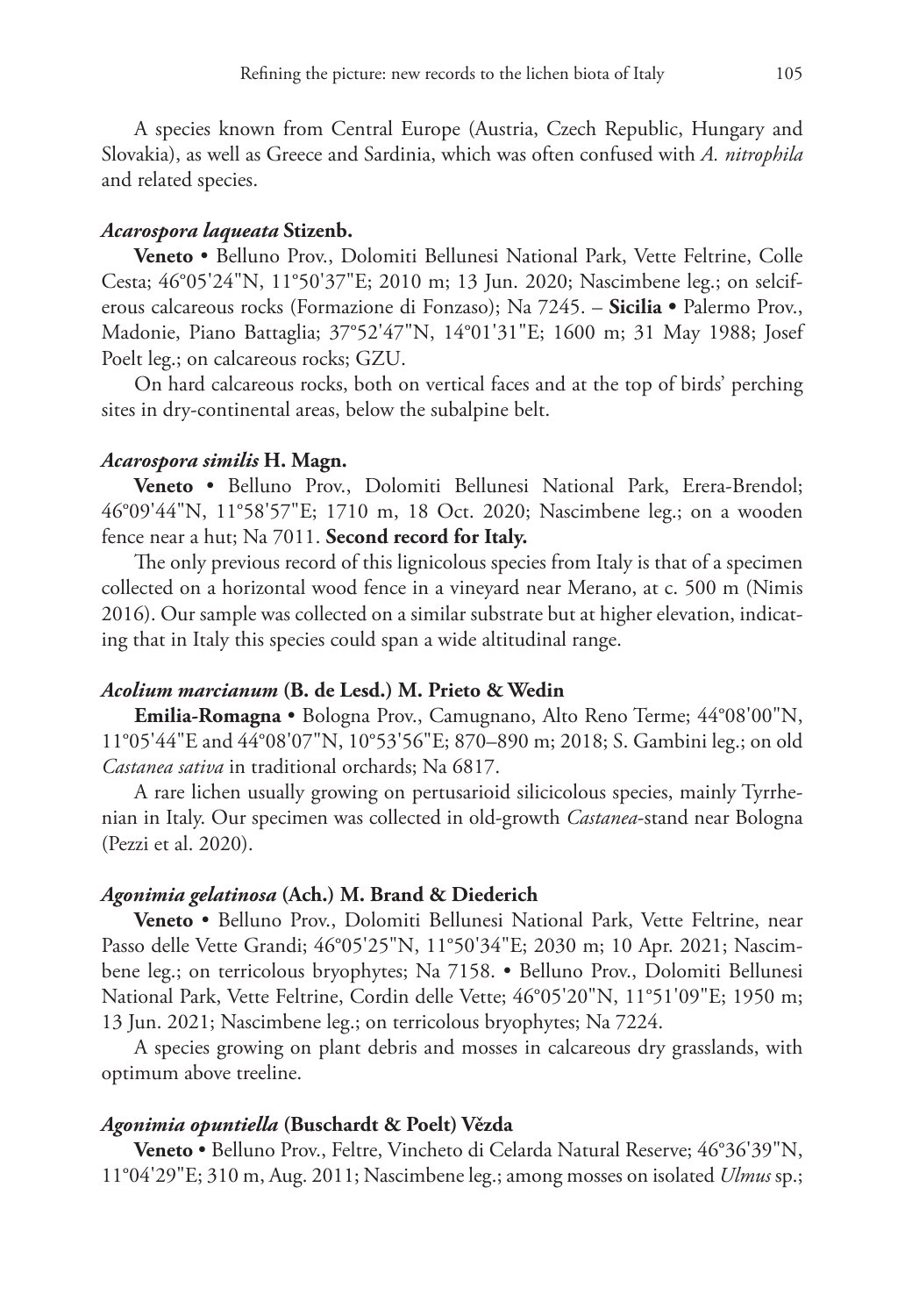A species known from Central Europe (Austria, Czech Republic, Hungary and Slovakia), as well as Greece and Sardinia, which was often confused with *A. nitrophila* and related species.

#### ***Acarospora laqueata*** **Stizenb.**

**Veneto** • Belluno Prov., Dolomiti Bellunesi National Park, Vette Feltrine, Colle Cesta; 46°05'24"N, 11°50'37"E; 2010 m; 13 Jun. 2020; Nascimbene leg.; on selciferous calcareous rocks (Formazione di Fonzaso); Na 7245. – **Sicilia** • Palermo Prov., Madonie, Piano Battaglia; 37°52'47"N, 14°01'31"E; 1600 m; 31 May 1988; Josef Poelt leg.; on calcareous rocks; GZU.

On hard calcareous rocks, both on vertical faces and at the top of birds' perching sites in dry-continental areas, below the subalpine belt.

#### ***Acarospora similis*** **H. Magn.**

**Veneto** • Belluno Prov., Dolomiti Bellunesi National Park, Erera-Brendol; 46°09'44"N, 11°58'57"E; 1710 m, 18 Oct. 2020; Nascimbene leg.; on a wooden fence near a hut; Na 7011. **Second record for Italy.**

The only previous record of this lignicolous species from Italy is that of a specimen collected on a horizontal wood fence in a vineyard near Merano, at c. 500 m (Nimis 2016). Our sample was collected on a similar substrate but at higher elevation, indicating that in Italy this species could span a wide altitudinal range.

#### ***Acolium marcianum*** **(B. de Lesd.) M. Prieto & Wedin**

**Emilia-Romagna** • Bologna Prov., Camugnano, Alto Reno Terme; 44°08'00"N, 11°05'44"E and 44°08'07"N, 10°53'56"E; 870–890 m; 2018; S. Gambini leg.; on old *Castanea sativa* in traditional orchards; Na 6817.

A rare lichen usually growing on pertusarioid silicicolous species, mainly Tyrrhenian in Italy. Our specimen was collected in old-growth *Castanea*-stand near Bologna (Pezzi et al. 2020).

#### ***Agonimia gelatinosa*** **(Ach.) M. Brand & Diederich**

**Veneto** • Belluno Prov., Dolomiti Bellunesi National Park, Vette Feltrine, near Passo delle Vette Grandi; 46°05'25"N, 11°50'34"E; 2030 m; 10 Apr. 2021; Nascimbene leg.; on terricolous bryophytes; Na 7158. • Belluno Prov., Dolomiti Bellunesi National Park, Vette Feltrine, Cordin delle Vette; 46°05'20"N, 11°51'09"E; 1950 m; 13 Jun. 2021; Nascimbene leg.; on terricolous bryophytes; Na 7224.

A species growing on plant debris and mosses in calcareous dry grasslands, with optimum above treeline.

#### ***Agonimia opuntiella*** **(Buschardt & Poelt) Vězda**

**Veneto** • Belluno Prov., Feltre, Vincheto di Celarda Natural Reserve; 46°36'39"N, 11°04'29"E; 310 m, Aug. 2011; Nascimbene leg.; among mosses on isolated *Ulmus* sp.;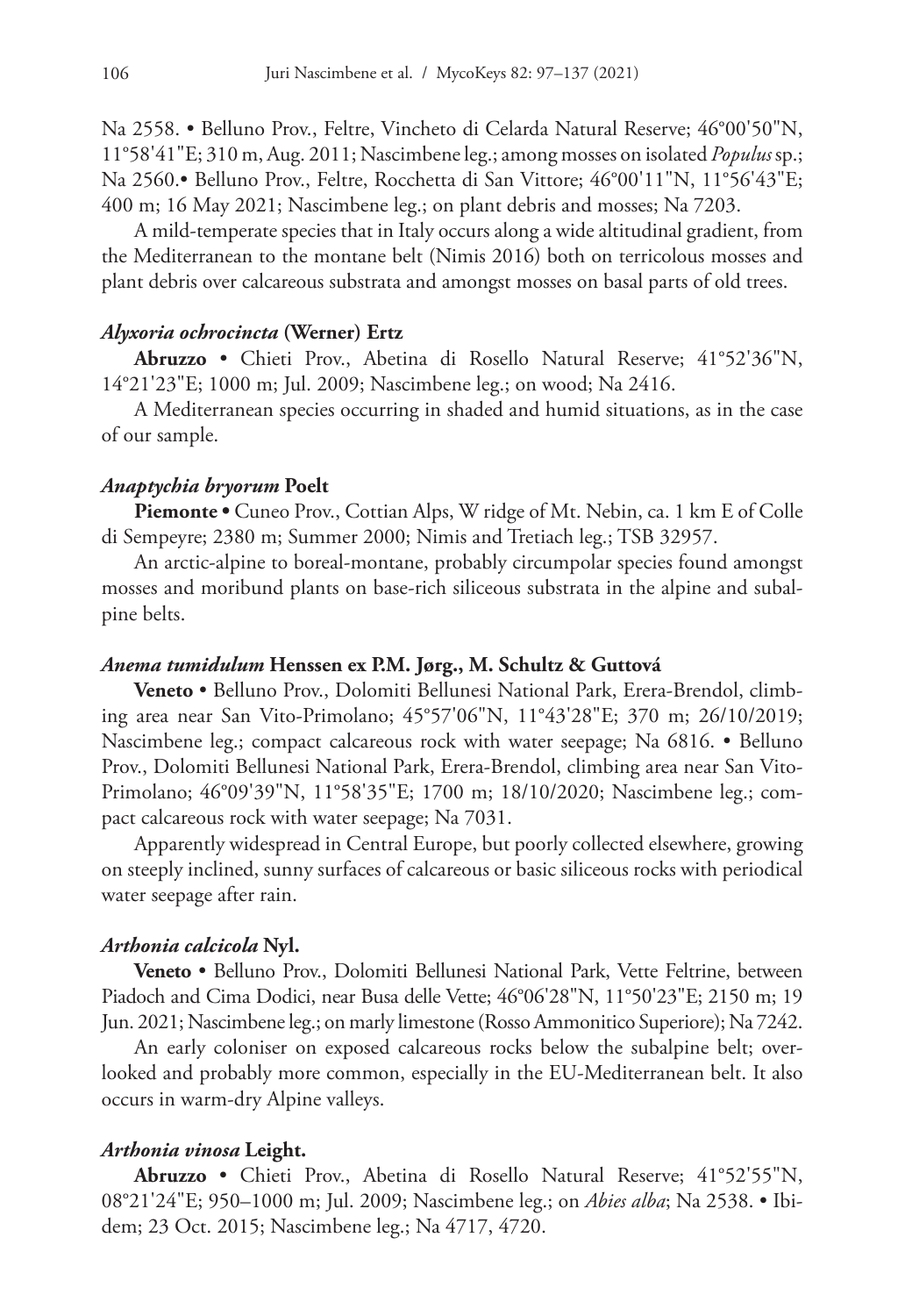Na 2558. • Belluno Prov., Feltre, Vincheto di Celarda Natural Reserve; 46°00'50"N, 11°58'41"E; 310 m, Aug. 2011; Nascimbene leg.; among mosses on isolated *Populus* sp.; Na 2560.• Belluno Prov., Feltre, Rocchetta di San Vittore; 46°00'11"N, 11°56'43"E; 400 m; 16 May 2021; Nascimbene leg.; on plant debris and mosses; Na 7203.

A mild-temperate species that in Italy occurs along a wide altitudinal gradient, from the Mediterranean to the montane belt (Nimis 2016) both on terricolous mosses and plant debris over calcareous substrata and amongst mosses on basal parts of old trees.

#### *Alyxoria ochrocincta* (Werner) Ertz

**Abruzzo** • Chieti Prov., Abetina di Rosello Natural Reserve; 41°52'36"N, 14°21'23"E; 1000 m; Jul. 2009; Nascimbene leg.; on wood; Na 2416.

A Mediterranean species occurring in shaded and humid situations, as in the case of our sample.

#### *Anaptychia bryorum* Poelt

**Piemonte** • Cuneo Prov., Cottian Alps, W ridge of Mt. Nebin, ca. 1 km E of Colle di Sempeyre; 2380 m; Summer 2000; Nimis and Tretiach leg.; TSB 32957.

An arctic-alpine to boreal-montane, probably circumpolar species found amongst mosses and moribund plants on base-rich siliceous substrata in the alpine and subalpine belts.

#### *Anema tumidulum* Henssen ex P.M. Jørg., M. Schultz & Guttová

**Veneto** • Belluno Prov., Dolomiti Bellunesi National Park, Erera-Brendol, climbing area near San Vito-Primolano; 45°57'06"N, 11°43'28"E; 370 m; 26/10/2019; Nascimbene leg.; compact calcareous rock with water seepage; Na 6816. • Belluno Prov., Dolomiti Bellunesi National Park, Erera-Brendol, climbing area near San Vito-Primolano; 46°09'39"N, 11°58'35"E; 1700 m; 18/10/2020; Nascimbene leg.; compact calcareous rock with water seepage; Na 7031.

Apparently widespread in Central Europe, but poorly collected elsewhere, growing on steeply inclined, sunny surfaces of calcareous or basic siliceous rocks with periodical water seepage after rain.

#### *Arthonia calcicola* Nyl.

**Veneto** • Belluno Prov., Dolomiti Bellunesi National Park, Vette Feltrine, between Piadoch and Cima Dodici, near Busa delle Vette; 46°06'28"N, 11°50'23"E; 2150 m; 19 Jun. 2021; Nascimbene leg.; on marly limestone (Rosso Ammonitico Superiore); Na 7242.

An early coloniser on exposed calcareous rocks below the subalpine belt; overlooked and probably more common, especially in the EU-Mediterranean belt. It also occurs in warm-dry Alpine valleys.

#### *Arthonia vinosa* Leight.

**Abruzzo** • Chieti Prov., Abetina di Rosello Natural Reserve; 41°52'55"N, 08°21'24"E; 950–1000 m; Jul. 2009; Nascimbene leg.; on *Abies alba*; Na 2538. • Ibidem; 23 Oct. 2015; Nascimbene leg.; Na 4717, 4720.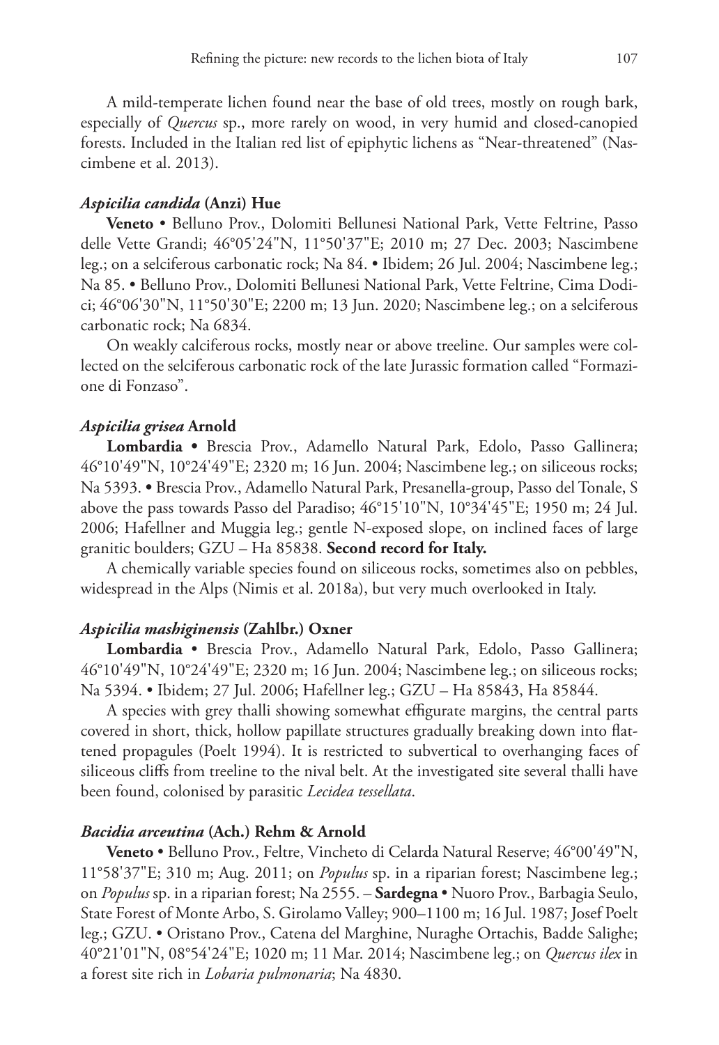A mild-temperate lichen found near the base of old trees, mostly on rough bark, especially of *Quercus* sp., more rarely on wood, in very humid and closed-canopied forests. Included in the Italian red list of epiphytic lichens as "Near-threatened" (Nascimbene et al. 2013).

### *Aspicilia candida* (Anzi) Hue

**Veneto** • Belluno Prov., Dolomiti Bellunesi National Park, Vette Feltrine, Passo delle Vette Grandi; 46°05'24"N, 11°50'37"E; 2010 m; 27 Dec. 2003; Nascimbene leg.; on a selciferous carbonatic rock; Na 84. • Ibidem; 26 Jul. 2004; Nascimbene leg.; Na 85. • Belluno Prov., Dolomiti Bellunesi National Park, Vette Feltrine, Cima Dodici; 46°06'30"N, 11°50'30"E; 2200 m; 13 Jun. 2020; Nascimbene leg.; on a selciferous carbonatic rock; Na 6834.

On weakly calciferous rocks, mostly near or above treeline. Our samples were collected on the selciferous carbonatic rock of the late Jurassic formation called "Formazione di Fonzaso".

### *Aspicilia grisea* Arnold

**Lombardia** • Brescia Prov., Adamello Natural Park, Edolo, Passo Gallinera; 46°10'49"N, 10°24'49"E; 2320 m; 16 Jun. 2004; Nascimbene leg.; on siliceous rocks; Na 5393. • Brescia Prov., Adamello Natural Park, Presanella-group, Passo del Tonale, S above the pass towards Passo del Paradiso; 46°15'10"N, 10°34'45"E; 1950 m; 24 Jul. 2006; Hafellner and Muggia leg.; gentle N-exposed slope, on inclined faces of large granitic boulders; GZU – Ha 85838. **Second record for Italy.**

A chemically variable species found on siliceous rocks, sometimes also on pebbles, widespread in the Alps (Nimis et al. 2018a), but very much overlooked in Italy.

### *Aspicilia mashiginensis* (Zahlbr.) Oxner

**Lombardia** • Brescia Prov., Adamello Natural Park, Edolo, Passo Gallinera; 46°10'49"N, 10°24'49"E; 2320 m; 16 Jun. 2004; Nascimbene leg.; on siliceous rocks; Na 5394. • Ibidem; 27 Jul. 2006; Hafellner leg.; GZU – Ha 85843, Ha 85844.

A species with grey thalli showing somewhat effigurate margins, the central parts covered in short, thick, hollow papillate structures gradually breaking down into flattened propagules (Poelt 1994). It is restricted to subvertical to overhanging faces of siliceous cliffs from treeline to the nival belt. At the investigated site several thalli have been found, colonised by parasitic *Lecidea tessellata*.

### *Bacidia arceutina* (Ach.) Rehm & Arnold

**Veneto** • Belluno Prov., Feltre, Vincheto di Celarda Natural Reserve; 46°00'49"N, 11°58'37"E; 310 m; Aug. 2011; on *Populus* sp. in a riparian forest; Nascimbene leg.; on *Populus* sp. in a riparian forest; Na 2555. – **Sardegna** • Nuoro Prov., Barbagia Seulo, State Forest of Monte Arbo, S. Girolamo Valley; 900–1100 m; 16 Jul. 1987; Josef Poelt leg.; GZU. • Oristano Prov., Catena del Marghine, Nuraghe Ortachis, Badde Salighe; 40°21'01"N, 08°54'24"E; 1020 m; 11 Mar. 2014; Nascimbene leg.; on *Quercus ilex* in a forest site rich in *Lobaria pulmonaria*; Na 4830.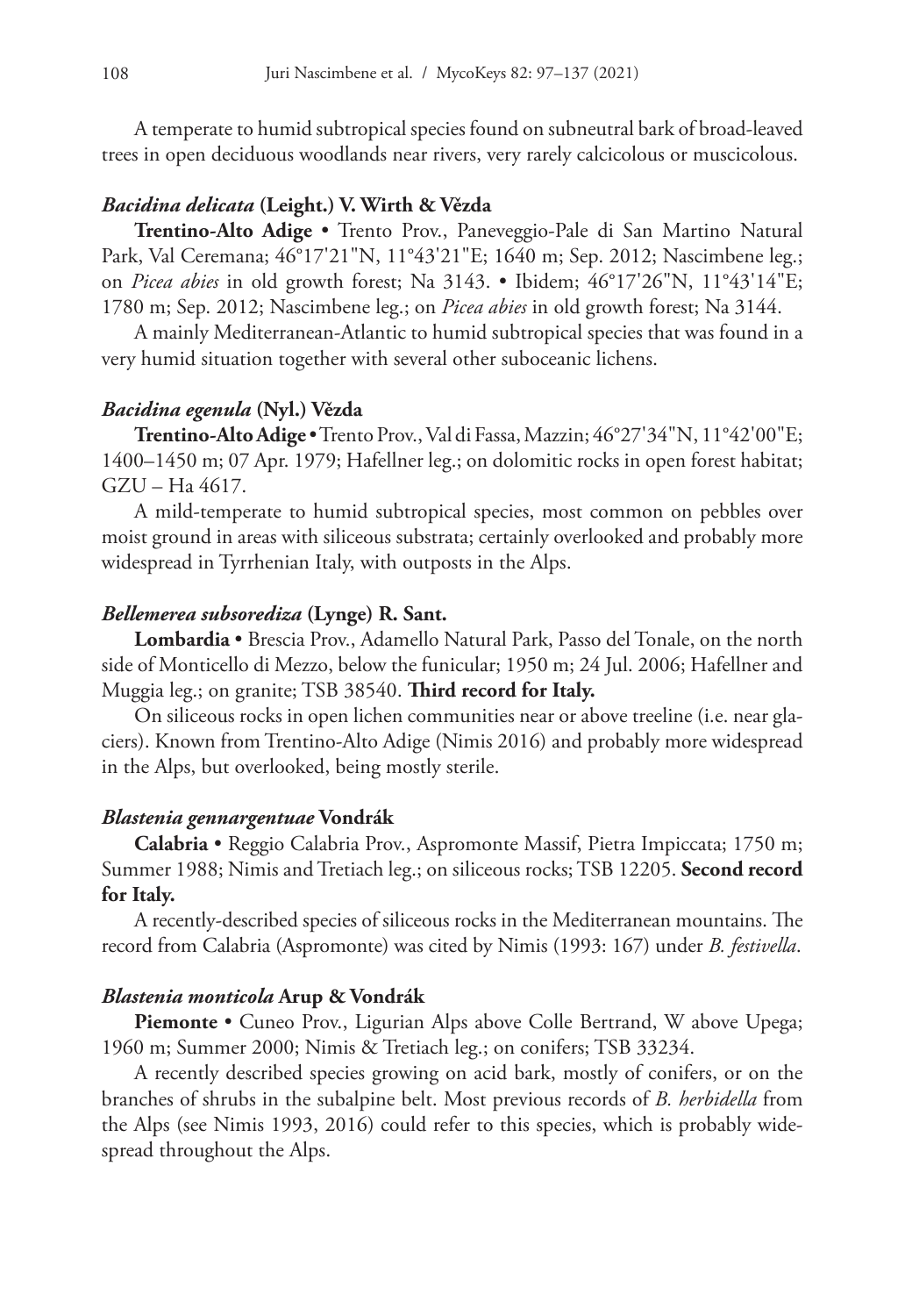A temperate to humid subtropical species found on subneutral bark of broad-leaved trees in open deciduous woodlands near rivers, very rarely calcicolous or muscicolous.

### *Bacidina delicata* (Leight.) V. Wirth & Vězda

**Trentino-Alto Adige** • Trento Prov., Paneveggio-Pale di San Martino Natural Park, Val Ceremana; 46°17'21"N, 11°43'21"E; 1640 m; Sep. 2012; Nascimbene leg.; on *Picea abies* in old growth forest; Na 3143. • Ibidem; 46°17'26"N, 11°43'14"E; 1780 m; Sep. 2012; Nascimbene leg.; on *Picea abies* in old growth forest; Na 3144.

A mainly Mediterranean-Atlantic to humid subtropical species that was found in a very humid situation together with several other suboceanic lichens.

### *Bacidina egenula* (Nyl.) Vězda

**Trentino-Alto Adige** • Trento Prov., Val di Fassa, Mazzin; 46°27'34"N, 11°42'00"E; 1400–1450 m; 07 Apr. 1979; Hafellner leg.; on dolomitic rocks in open forest habitat; GZU – Ha 4617.

A mild-temperate to humid subtropical species, most common on pebbles over moist ground in areas with siliceous substrata; certainly overlooked and probably more widespread in Tyrrhenian Italy, with outposts in the Alps.

### *Bellemerea subsorediza* (Lynge) R. Sant.

**Lombardia** • Brescia Prov., Adamello Natural Park, Passo del Tonale, on the north side of Monticello di Mezzo, below the funicular; 1950 m; 24 Jul. 2006; Hafellner and Muggia leg.; on granite; TSB 38540. **Third record for Italy.**

On siliceous rocks in open lichen communities near or above treeline (i.e. near glaciers). Known from Trentino-Alto Adige (Nimis 2016) and probably more widespread in the Alps, but overlooked, being mostly sterile.

### *Blastenia gennargentuae* Vondrák

**Calabria** • Reggio Calabria Prov., Aspromonte Massif, Pietra Impiccata; 1750 m; Summer 1988; Nimis and Tretiach leg.; on siliceous rocks; TSB 12205. **Second record for Italy.**

A recently-described species of siliceous rocks in the Mediterranean mountains. The record from Calabria (Aspromonte) was cited by Nimis (1993: 167) under *B. festivella*.

### *Blastenia monticola* Arup & Vondrák

**Piemonte** • Cuneo Prov., Ligurian Alps above Colle Bertrand, W above Upega; 1960 m; Summer 2000; Nimis & Tretiach leg.; on conifers; TSB 33234.

A recently described species growing on acid bark, mostly of conifers, or on the branches of shrubs in the subalpine belt. Most previous records of *B. herbidella* from the Alps (see Nimis 1993, 2016) could refer to this species, which is probably widespread throughout the Alps.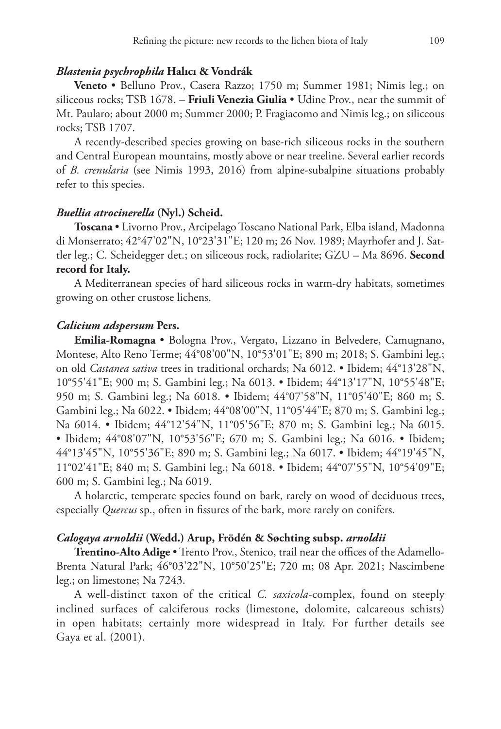### *Blastenia psychrophila* Halıcı & Vondrák

**Veneto** • Belluno Prov., Casera Razzo; 1750 m; Summer 1981; Nimis leg.; on siliceous rocks; TSB 1678. – **Friuli Venezia Giulia** • Udine Prov., near the summit of Mt. Paularo; about 2000 m; Summer 2000; P. Fragiacomo and Nimis leg.; on siliceous rocks; TSB 1707.

A recently-described species growing on base-rich siliceous rocks in the southern and Central European mountains, mostly above or near treeline. Several earlier records of *B. crenularia* (see Nimis 1993, 2016) from alpine-subalpine situations probably refer to this species.

### *Buellia atrocinerella* (Nyl.) Scheid.

**Toscana** • Livorno Prov., Arcipelago Toscano National Park, Elba island, Madonna di Monserrato; 42°47'02"N, 10°23'31"E; 120 m; 26 Nov. 1989; Mayrhofer and J. Sattler leg.; C. Scheidegger det.; on siliceous rock, radiolarite; GZU – Ma 8696. **Second record for Italy.**

A Mediterranean species of hard siliceous rocks in warm-dry habitats, sometimes growing on other crustose lichens.

### *Calicium adspersum* Pers.

**Emilia-Romagna** • Bologna Prov., Vergato, Lizzano in Belvedere, Camugnano, Montese, Alto Reno Terme; 44°08'00"N, 10°53'01"E; 890 m; 2018; S. Gambini leg.; on old *Castanea sativa* trees in traditional orchards; Na 6012. • Ibidem; 44°13'28"N, 10°55'41"E; 900 m; S. Gambini leg.; Na 6013. • Ibidem; 44°13'17"N, 10°55'48"E; 950 m; S. Gambini leg.; Na 6018. • Ibidem; 44°07'58"N, 11°05'40"E; 860 m; S. Gambini leg.; Na 6022. • Ibidem; 44°08'00"N, 11°05'44"E; 870 m; S. Gambini leg.; Na 6014. • Ibidem; 44°12'54"N, 11°05'56"E; 870 m; S. Gambini leg.; Na 6015. • Ibidem; 44°08'07"N, 10°53'56"E; 670 m; S. Gambini leg.; Na 6016. • Ibidem; 44°13'45"N, 10°55'36"E; 890 m; S. Gambini leg.; Na 6017. • Ibidem; 44°19'45"N, 11°02'41"E; 840 m; S. Gambini leg.; Na 6018. • Ibidem; 44°07'55"N, 10°54'09"E; 600 m; S. Gambini leg.; Na 6019.

A holarctic, temperate species found on bark, rarely on wood of deciduous trees, especially *Quercus* sp., often in fissures of the bark, more rarely on conifers.

### *Calogaya arnoldii* (Wedd.) Arup, Frödén & Søchting subsp. *arnoldii*

**Trentino-Alto Adige** • Trento Prov., Stenico, trail near the offices of the Adamello-Brenta Natural Park; 46°03'22"N, 10°50'25"E; 720 m; 08 Apr. 2021; Nascimbene leg.; on limestone; Na 7243.

A well-distinct taxon of the critical *C. saxicola*-complex, found on steeply inclined surfaces of calciferous rocks (limestone, dolomite, calcareous schists) in open habitats; certainly more widespread in Italy. For further details see Gaya et al. (2001).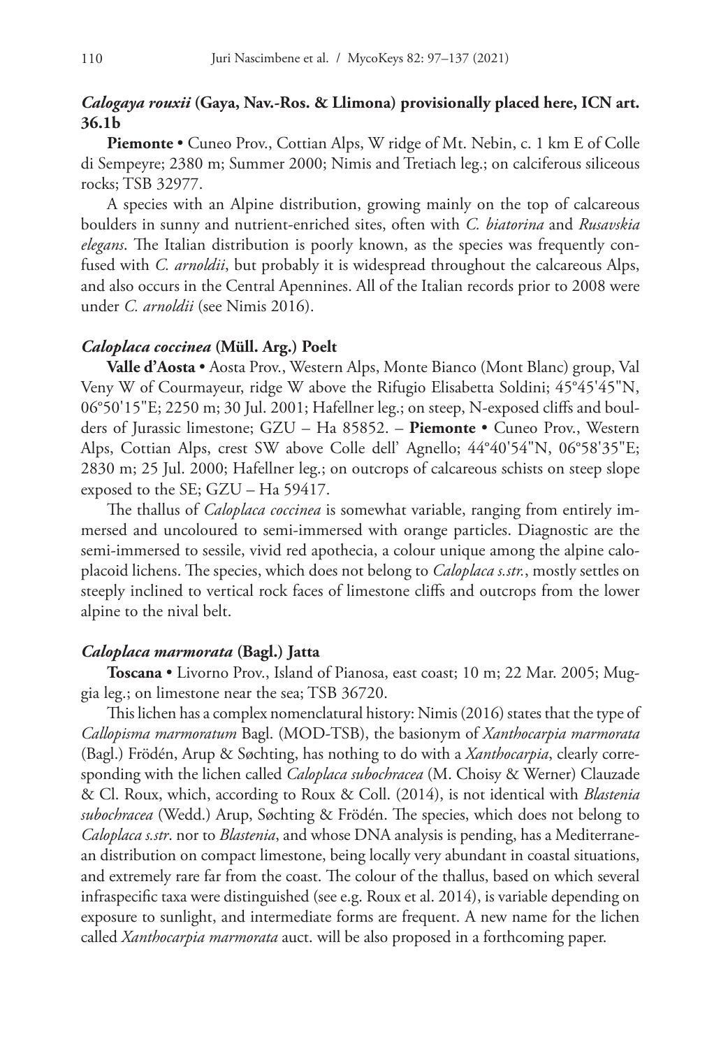***Calogaya rouxii* (Gaya, Nav.-Ros. & Llimona) provisionally placed here, ICN art. 36.1b**

**Piemonte** • Cuneo Prov., Cottian Alps, W ridge of Mt. Nebin, c. 1 km E of Colle di Sempeyre; 2380 m; Summer 2000; Nimis and Tretiach leg.; on calciferous siliceous rocks; TSB 32977.

A species with an Alpine distribution, growing mainly on the top of calcareous boulders in sunny and nutrient-enriched sites, often with *C. biatorina* and *Rusavskia elegans*. The Italian distribution is poorly known, as the species was frequently confused with *C. arnoldii*, but probably it is widespread throughout the calcareous Alps, and also occurs in the Central Apennines. All of the Italian records prior to 2008 were under *C. arnoldii* (see Nimis 2016).

***Caloplaca coccinea* (Müll. Arg.) Poelt**

**Valle d'Aosta** • Aosta Prov., Western Alps, Monte Bianco (Mont Blanc) group, Val Veny W of Courmayeur, ridge W above the Rifugio Elisabetta Soldini; 45°45'45"N, 06°50'15"E; 2250 m; 30 Jul. 2001; Hafellner leg.; on steep, N-exposed cliffs and boulders of Jurassic limestone; GZU – Ha 85852. – **Piemonte** • Cuneo Prov., Western Alps, Cottian Alps, crest SW above Colle dell' Agnello; 44°40'54"N, 06°58'35"E; 2830 m; 25 Jul. 2000; Hafellner leg.; on outcrops of calcareous schists on steep slope exposed to the SE; GZU – Ha 59417.

The thallus of *Caloplaca coccinea* is somewhat variable, ranging from entirely immersed and uncoloured to semi-immersed with orange particles. Diagnostic are the semi-immersed to sessile, vivid red apothecia, a colour unique among the alpine caloplacoid lichens. The species, which does not belong to *Caloplaca s.str.*, mostly settles on steeply inclined to vertical rock faces of limestone cliffs and outcrops from the lower alpine to the nival belt.

***Caloplaca marmorata* (Bagl.) Jatta**

**Toscana** • Livorno Prov., Island of Pianosa, east coast; 10 m; 22 Mar. 2005; Muggia leg.; on limestone near the sea; TSB 36720.

This lichen has a complex nomenclatural history: Nimis (2016) states that the type of *Callopisma marmoratum* Bagl. (MOD-TSB), the basionym of *Xanthocarpia marmorata* (Bagl.) Frödén, Arup & Søchting, has nothing to do with a *Xanthocarpia*, clearly corresponding with the lichen called *Caloplaca subochracea* (M. Choisy & Werner) Clauzade & Cl. Roux, which, according to Roux & Coll. (2014), is not identical with *Blastenia subochracea* (Wedd.) Arup, Søchting & Frödén. The species, which does not belong to *Caloplaca s.str*. nor to *Blastenia*, and whose DNA analysis is pending, has a Mediterranean distribution on compact limestone, being locally very abundant in coastal situations, and extremely rare far from the coast. The colour of the thallus, based on which several infraspecific taxa were distinguished (see e.g. Roux et al. 2014), is variable depending on exposure to sunlight, and intermediate forms are frequent. A new name for the lichen called *Xanthocarpia marmorata* auct. will be also proposed in a forthcoming paper.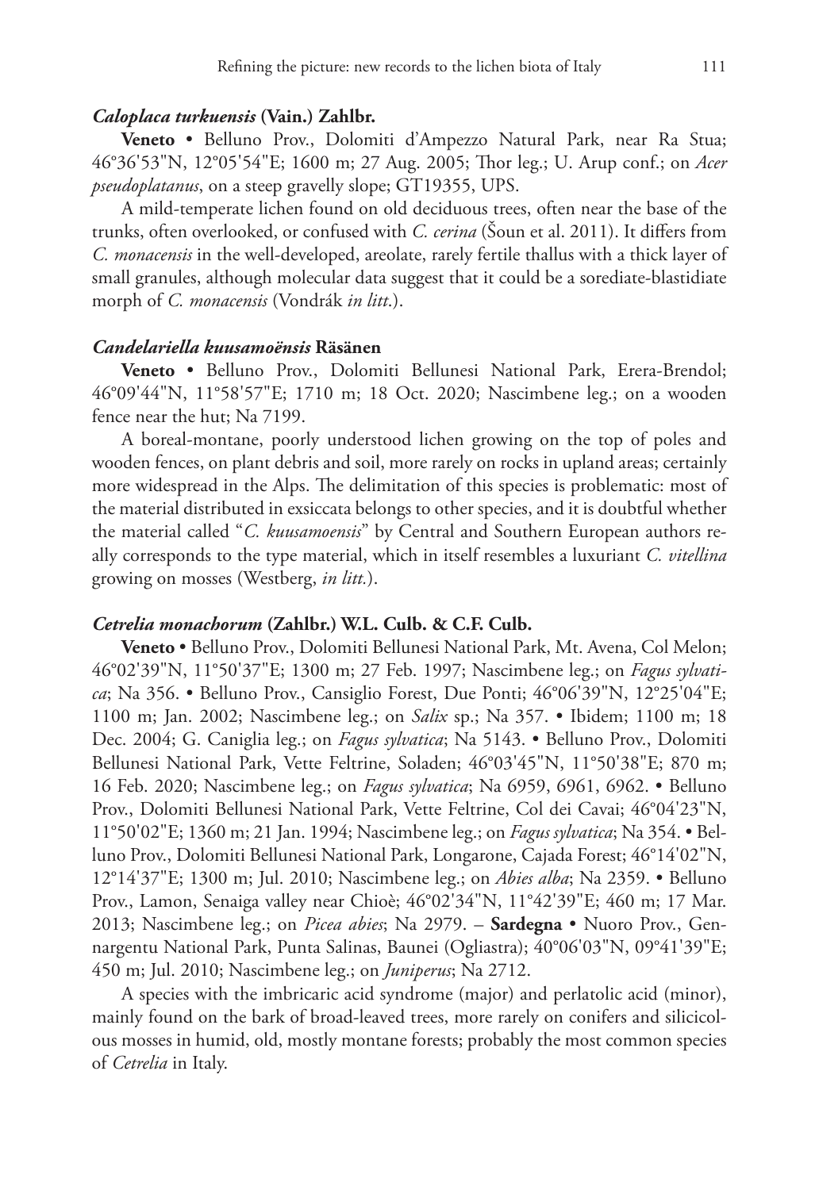### *Caloplaca turkuensis* (Vain.) Zahlbr.

**Veneto** • Belluno Prov., Dolomiti d'Ampezzo Natural Park, near Ra Stua; 46°36'53"N, 12°05'54"E; 1600 m; 27 Aug. 2005; Thor leg.; U. Arup conf.; on *Acer pseudoplatanus*, on a steep gravelly slope; GT19355, UPS.

A mild-temperate lichen found on old deciduous trees, often near the base of the trunks, often overlooked, or confused with *C. cerina* (Šoun et al. 2011). It differs from *C. monacensis* in the well-developed, areolate, rarely fertile thallus with a thick layer of small granules, although molecular data suggest that it could be a sorediate-blastidiate morph of *C. monacensis* (Vondrák *in litt*.).

### *Candelariella kuusamoënsis* Räsänen

**Veneto** • Belluno Prov., Dolomiti Bellunesi National Park, Erera-Brendol; 46°09'44"N, 11°58'57"E; 1710 m; 18 Oct. 2020; Nascimbene leg.; on a wooden fence near the hut; Na 7199.

A boreal-montane, poorly understood lichen growing on the top of poles and wooden fences, on plant debris and soil, more rarely on rocks in upland areas; certainly more widespread in the Alps. The delimitation of this species is problematic: most of the material distributed in exsiccata belongs to other species, and it is doubtful whether the material called "*C. kuusamoensis*" by Central and Southern European authors really corresponds to the type material, which in itself resembles a luxuriant *C. vitellina* growing on mosses (Westberg, *in litt.*).

### *Cetrelia monachorum* (Zahlbr.) W.L. Culb. & C.F. Culb.

**Veneto** • Belluno Prov., Dolomiti Bellunesi National Park, Mt. Avena, Col Melon; 46°02'39"N, 11°50'37"E; 1300 m; 27 Feb. 1997; Nascimbene leg.; on *Fagus sylvatica*; Na 356. • Belluno Prov., Cansiglio Forest, Due Ponti; 46°06'39"N, 12°25'04"E; 1100 m; Jan. 2002; Nascimbene leg.; on *Salix* sp.; Na 357. • Ibidem; 1100 m; 18 Dec. 2004; G. Caniglia leg.; on *Fagus sylvatica*; Na 5143. • Belluno Prov., Dolomiti Bellunesi National Park, Vette Feltrine, Soladen; 46°03'45"N, 11°50'38"E; 870 m; 16 Feb. 2020; Nascimbene leg.; on *Fagus sylvatica*; Na 6959, 6961, 6962. • Belluno Prov., Dolomiti Bellunesi National Park, Vette Feltrine, Col dei Cavai; 46°04'23"N, 11°50'02"E; 1360 m; 21 Jan. 1994; Nascimbene leg.; on *Fagus sylvatica*; Na 354. • Belluno Prov., Dolomiti Bellunesi National Park, Longarone, Cajada Forest; 46°14'02"N, 12°14'37"E; 1300 m; Jul. 2010; Nascimbene leg.; on *Abies alba*; Na 2359. • Belluno Prov., Lamon, Senaiga valley near Chioè; 46°02'34"N, 11°42'39"E; 460 m; 17 Mar. 2013; Nascimbene leg.; on *Picea abies*; Na 2979. – **Sardegna** • Nuoro Prov., Gennargentu National Park, Punta Salinas, Baunei (Ogliastra); 40°06'03"N, 09°41'39"E; 450 m; Jul. 2010; Nascimbene leg.; on *Juniperus*; Na 2712.

A species with the imbricaric acid syndrome (major) and perlatolic acid (minor), mainly found on the bark of broad-leaved trees, more rarely on conifers and silicicolous mosses in humid, old, mostly montane forests; probably the most common species of *Cetrelia* in Italy.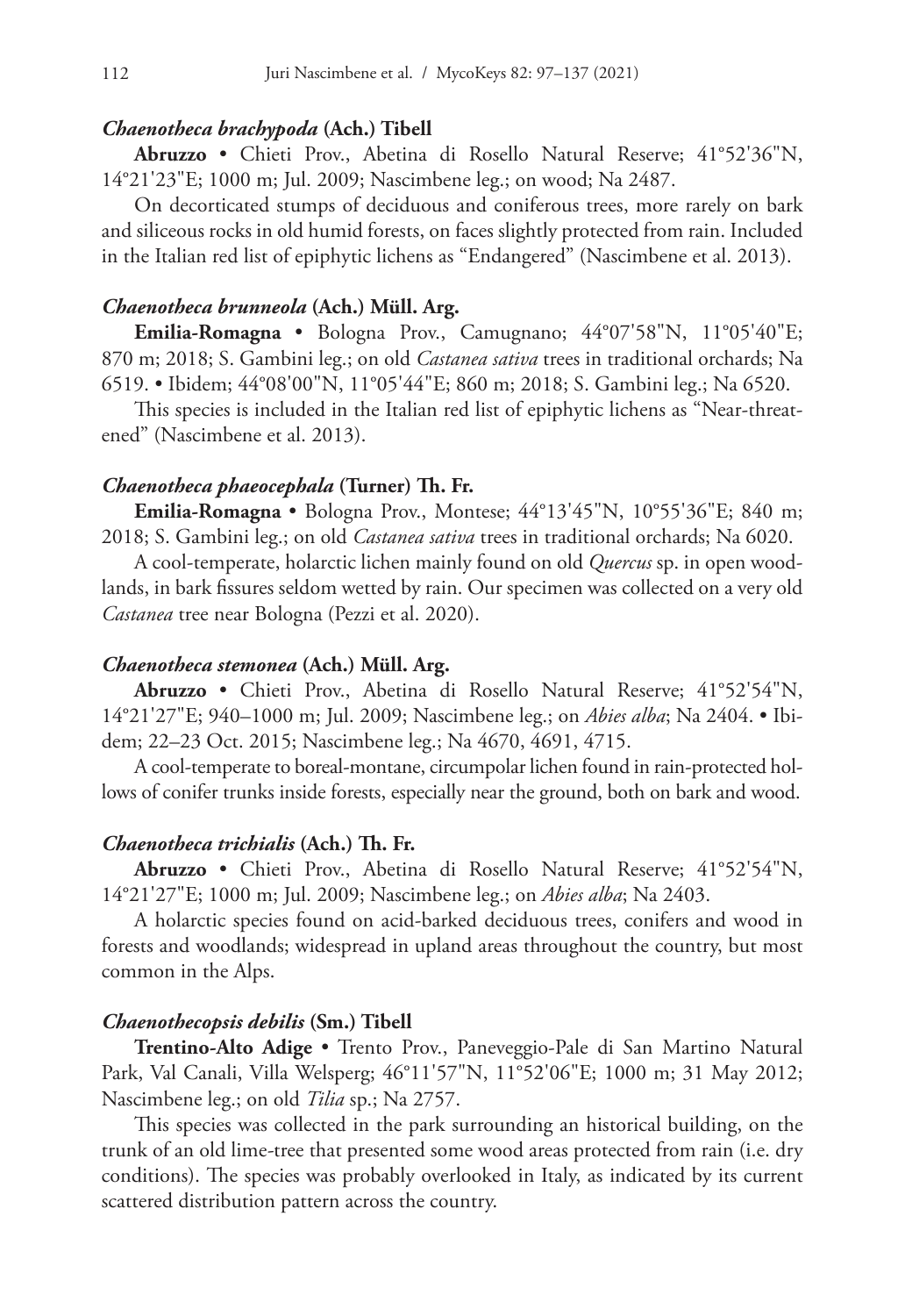### *Chaenotheca brachypoda* (Ach.) Tibell

**Abruzzo** • Chieti Prov., Abetina di Rosello Natural Reserve; 41°52'36"N, 14°21'23"E; 1000 m; Jul. 2009; Nascimbene leg.; on wood; Na 2487.

On decorticated stumps of deciduous and coniferous trees, more rarely on bark and siliceous rocks in old humid forests, on faces slightly protected from rain. Included in the Italian red list of epiphytic lichens as "Endangered" (Nascimbene et al. 2013).

### *Chaenotheca brunneola* (Ach.) Müll. Arg.

**Emilia-Romagna** • Bologna Prov., Camugnano; 44°07'58"N, 11°05'40"E; 870 m; 2018; S. Gambini leg.; on old *Castanea sativa* trees in traditional orchards; Na 6519. • Ibidem; 44°08'00"N, 11°05'44"E; 860 m; 2018; S. Gambini leg.; Na 6520.

This species is included in the Italian red list of epiphytic lichens as "Near-threatened" (Nascimbene et al. 2013).

### *Chaenotheca phaeocephala* (Turner) Th. Fr.

**Emilia-Romagna** • Bologna Prov., Montese; 44°13'45"N, 10°55'36"E; 840 m; 2018; S. Gambini leg.; on old *Castanea sativa* trees in traditional orchards; Na 6020.

A cool-temperate, holarctic lichen mainly found on old *Quercus* sp. in open woodlands, in bark fissures seldom wetted by rain. Our specimen was collected on a very old *Castanea* tree near Bologna (Pezzi et al. 2020).

### *Chaenotheca stemonea* (Ach.) Müll. Arg.

**Abruzzo** • Chieti Prov., Abetina di Rosello Natural Reserve; 41°52'54"N, 14°21'27"E; 940–1000 m; Jul. 2009; Nascimbene leg.; on *Abies alba*; Na 2404. • Ibidem; 22–23 Oct. 2015; Nascimbene leg.; Na 4670, 4691, 4715.

A cool-temperate to boreal-montane, circumpolar lichen found in rain-protected hollows of conifer trunks inside forests, especially near the ground, both on bark and wood.

### *Chaenotheca trichialis* (Ach.) Th. Fr.

**Abruzzo** • Chieti Prov., Abetina di Rosello Natural Reserve; 41°52'54"N, 14°21'27"E; 1000 m; Jul. 2009; Nascimbene leg.; on *Abies alba*; Na 2403.

A holarctic species found on acid-barked deciduous trees, conifers and wood in forests and woodlands; widespread in upland areas throughout the country, but most common in the Alps.

### *Chaenothecopsis debilis* (Sm.) Tibell

**Trentino-Alto Adige** • Trento Prov., Paneveggio-Pale di San Martino Natural Park, Val Canali, Villa Welsperg; 46°11'57"N, 11°52'06"E; 1000 m; 31 May 2012; Nascimbene leg.; on old *Tilia* sp.; Na 2757.

This species was collected in the park surrounding an historical building, on the trunk of an old lime-tree that presented some wood areas protected from rain (i.e. dry conditions). The species was probably overlooked in Italy, as indicated by its current scattered distribution pattern across the country.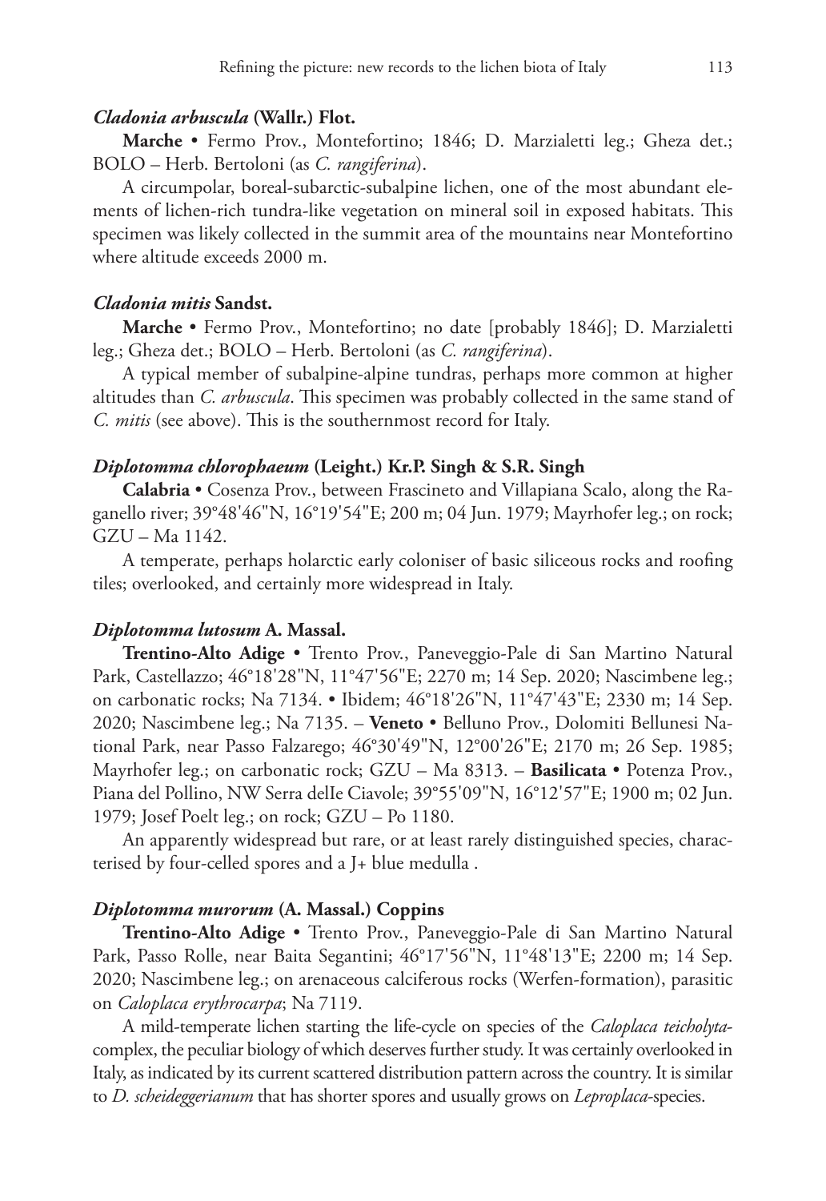***Cladonia arbuscula* (Wallr.) Flot.**

**Marche** • Fermo Prov., Montefortino; 1846; D. Marzialetti leg.; Gheza det.; BOLO – Herb. Bertoloni (as *C. rangiferina*).

A circumpolar, boreal-subarctic-subalpine lichen, one of the most abundant elements of lichen-rich tundra-like vegetation on mineral soil in exposed habitats. This specimen was likely collected in the summit area of the mountains near Montefortino where altitude exceeds 2000 m.

***Cladonia mitis* Sandst.**

**Marche** • Fermo Prov., Montefortino; no date [probably 1846]; D. Marzialetti leg.; Gheza det.; BOLO – Herb. Bertoloni (as *C. rangiferina*).

A typical member of subalpine-alpine tundras, perhaps more common at higher altitudes than *C. arbuscula*. This specimen was probably collected in the same stand of *C. mitis* (see above). This is the southernmost record for Italy.

***Diplotomma chlorophaeum* (Leight.) Kr.P. Singh & S.R. Singh**

**Calabria** • Cosenza Prov., between Frascineto and Villapiana Scalo, along the Raganello river; 39°48'46"N, 16°19'54"E; 200 m; 04 Jun. 1979; Mayrhofer leg.; on rock; GZU – Ma 1142.

A temperate, perhaps holarctic early coloniser of basic siliceous rocks and roofing tiles; overlooked, and certainly more widespread in Italy.

***Diplotomma lutosum* A. Massal.**

**Trentino-Alto Adige** • Trento Prov., Paneveggio-Pale di San Martino Natural Park, Castellazzo; 46°18'28"N, 11°47'56"E; 2270 m; 14 Sep. 2020; Nascimbene leg.; on carbonatic rocks; Na 7134. • Ibidem; 46°18'26"N, 11°47'43"E; 2330 m; 14 Sep. 2020; Nascimbene leg.; Na 7135. – **Veneto** • Belluno Prov., Dolomiti Bellunesi National Park, near Passo Falzarego; 46°30'49"N, 12°00'26"E; 2170 m; 26 Sep. 1985; Mayrhofer leg.; on carbonatic rock; GZU – Ma 8313. – **Basilicata** • Potenza Prov., Piana del Pollino, NW Serra delIe Ciavole; 39°55'09"N, 16°12'57"E; 1900 m; 02 Jun. 1979; Josef Poelt leg.; on rock; GZU – Po 1180.

An apparently widespread but rare, or at least rarely distinguished species, characterised by four-celled spores and a J+ blue medulla .

***Diplotomma murorum* (A. Massal.) Coppins**

**Trentino-Alto Adige** • Trento Prov., Paneveggio-Pale di San Martino Natural Park, Passo Rolle, near Baita Segantini; 46°17'56"N, 11°48'13"E; 2200 m; 14 Sep. 2020; Nascimbene leg.; on arenaceous calciferous rocks (Werfen-formation), parasitic on *Caloplaca erythrocarpa*; Na 7119.

A mild-temperate lichen starting the life-cycle on species of the *Caloplaca teicholyta*-complex, the peculiar biology of which deserves further study. It was certainly overlooked in Italy, as indicated by its current scattered distribution pattern across the country. It is similar to *D. scheideggerianum* that has shorter spores and usually grows on *Leproplaca*-species.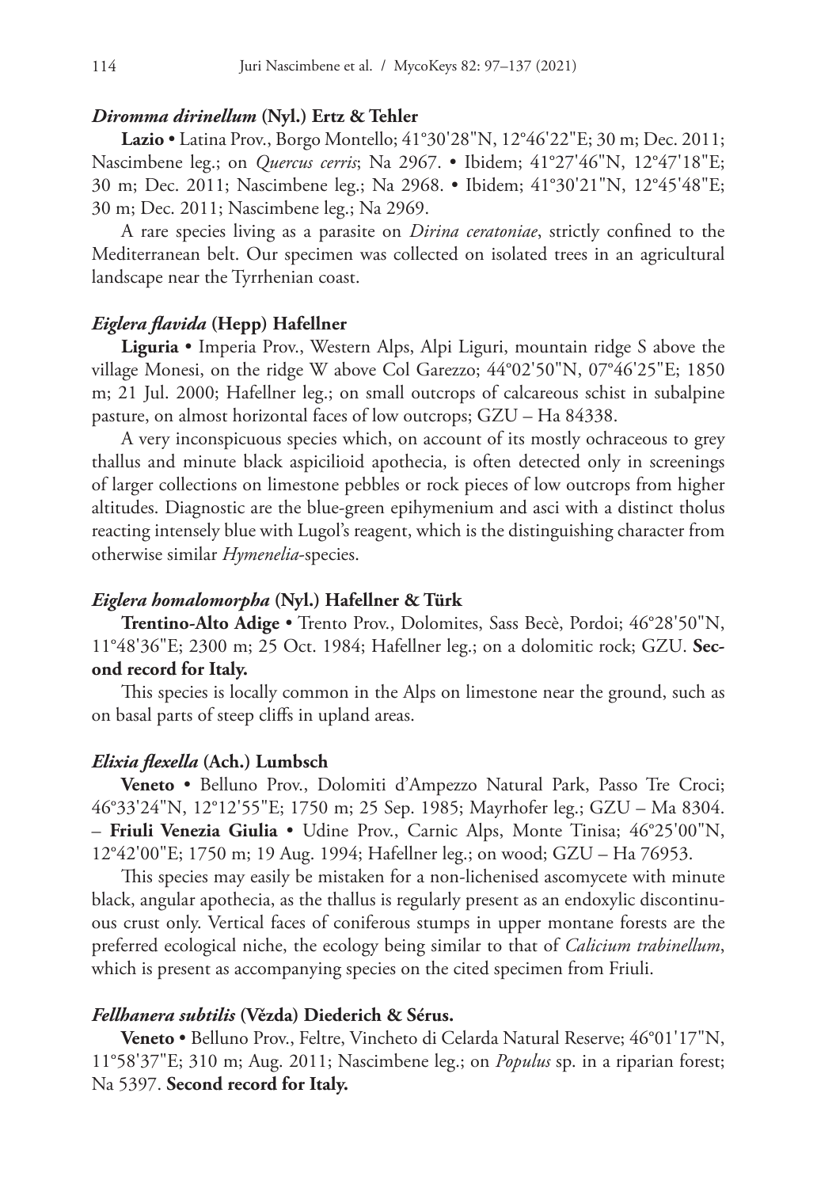### *Diromma dirinellum* (Nyl.) Ertz & Tehler

**Lazio** • Latina Prov., Borgo Montello; 41°30'28"N, 12°46'22"E; 30 m; Dec. 2011; Nascimbene leg.; on *Quercus cerris*; Na 2967. • Ibidem; 41°27'46"N, 12°47'18"E; 30 m; Dec. 2011; Nascimbene leg.; Na 2968. • Ibidem; 41°30'21"N, 12°45'48"E; 30 m; Dec. 2011; Nascimbene leg.; Na 2969.

A rare species living as a parasite on *Dirina ceratoniae*, strictly confined to the Mediterranean belt. Our specimen was collected on isolated trees in an agricultural landscape near the Tyrrhenian coast.

### *Eiglera flavida* (Hepp) Hafellner

**Liguria** • Imperia Prov., Western Alps, Alpi Liguri, mountain ridge S above the village Monesi, on the ridge W above Col Garezzo; 44°02'50"N, 07°46'25"E; 1850 m; 21 Jul. 2000; Hafellner leg.; on small outcrops of calcareous schist in subalpine pasture, on almost horizontal faces of low outcrops; GZU – Ha 84338.

A very inconspicuous species which, on account of its mostly ochraceous to grey thallus and minute black aspicilioid apothecia, is often detected only in screenings of larger collections on limestone pebbles or rock pieces of low outcrops from higher altitudes. Diagnostic are the blue-green epihymenium and asci with a distinct tholus reacting intensely blue with Lugol's reagent, which is the distinguishing character from otherwise similar *Hymenelia*-species.

### *Eiglera homalomorpha* (Nyl.) Hafellner & Türk

**Trentino-Alto Adige** • Trento Prov., Dolomites, Sass Becè, Pordoi; 46°28'50"N, 11°48'36"E; 2300 m; 25 Oct. 1984; Hafellner leg.; on a dolomitic rock; GZU. **Second record for Italy.**

This species is locally common in the Alps on limestone near the ground, such as on basal parts of steep cliffs in upland areas.

### *Elixia flexella* (Ach.) Lumbsch

**Veneto** • Belluno Prov., Dolomiti d'Ampezzo Natural Park, Passo Tre Croci; 46°33'24"N, 12°12'55"E; 1750 m; 25 Sep. 1985; Mayrhofer leg.; GZU – Ma 8304. – **Friuli Venezia Giulia** • Udine Prov., Carnic Alps, Monte Tinisa; 46°25'00"N, 12°42'00"E; 1750 m; 19 Aug. 1994; Hafellner leg.; on wood; GZU – Ha 76953.

This species may easily be mistaken for a non-lichenised ascomycete with minute black, angular apothecia, as the thallus is regularly present as an endoxylic discontinuous crust only. Vertical faces of coniferous stumps in upper montane forests are the preferred ecological niche, the ecology being similar to that of *Calicium trabinellum*, which is present as accompanying species on the cited specimen from Friuli.

### *Fellhanera subtilis* (Vězda) Diederich & Sérus.

**Veneto** • Belluno Prov., Feltre, Vincheto di Celarda Natural Reserve; 46°01'17"N, 11°58'37"E; 310 m; Aug. 2011; Nascimbene leg.; on *Populus* sp. in a riparian forest; Na 5397. **Second record for Italy.**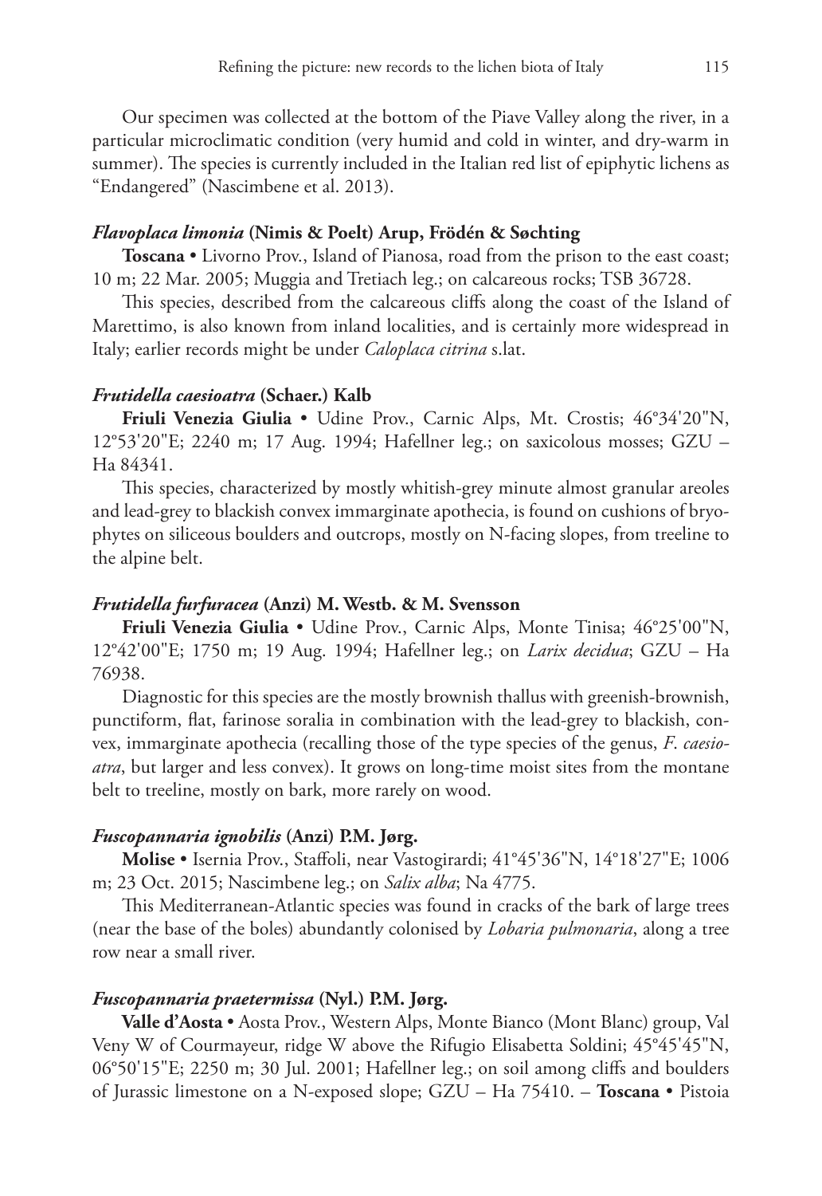Our specimen was collected at the bottom of the Piave Valley along the river, in a particular microclimatic condition (very humid and cold in winter, and dry-warm in summer). The species is currently included in the Italian red list of epiphytic lichens as "Endangered" (Nascimbene et al. 2013).

### *Flavoplaca limonia* (Nimis & Poelt) Arup, Frödén & Søchting

**Toscana •** Livorno Prov., Island of Pianosa, road from the prison to the east coast; 10 m; 22 Mar. 2005; Muggia and Tretiach leg.; on calcareous rocks; TSB 36728.

This species, described from the calcareous cliffs along the coast of the Island of Marettimo, is also known from inland localities, and is certainly more widespread in Italy; earlier records might be under *Caloplaca citrina* s.lat.

### *Frutidella caesioatra* (Schaer.) Kalb

**Friuli Venezia Giulia •** Udine Prov., Carnic Alps, Mt. Crostis; 46°34'20"N, 12°53'20"E; 2240 m; 17 Aug. 1994; Hafellner leg.; on saxicolous mosses; GZU – Ha 84341.

This species, characterized by mostly whitish-grey minute almost granular areoles and lead-grey to blackish convex immarginate apothecia, is found on cushions of bryophytes on siliceous boulders and outcrops, mostly on N-facing slopes, from treeline to the alpine belt.

### *Frutidella furfuracea* (Anzi) M. Westb. & M. Svensson

**Friuli Venezia Giulia •** Udine Prov., Carnic Alps, Monte Tinisa; 46°25'00"N, 12°42'00"E; 1750 m; 19 Aug. 1994; Hafellner leg.; on *Larix decidua*; GZU – Ha 76938.

Diagnostic for this species are the mostly brownish thallus with greenish-brownish, punctiform, flat, farinose soralia in combination with the lead-grey to blackish, convex, immarginate apothecia (recalling those of the type species of the genus, *F. caesioatra*, but larger and less convex). It grows on long-time moist sites from the montane belt to treeline, mostly on bark, more rarely on wood.

### *Fuscopannaria ignobilis* (Anzi) P.M. Jørg.

**Molise •** Isernia Prov., Staffoli, near Vastogirardi; 41°45'36"N, 14°18'27"E; 1006 m; 23 Oct. 2015; Nascimbene leg.; on *Salix alba*; Na 4775.

This Mediterranean-Atlantic species was found in cracks of the bark of large trees (near the base of the boles) abundantly colonised by *Lobaria pulmonaria*, along a tree row near a small river.

### *Fuscopannaria praetermissa* (Nyl.) P.M. Jørg.

**Valle d'Aosta •** Aosta Prov., Western Alps, Monte Bianco (Mont Blanc) group, Val Veny W of Courmayeur, ridge W above the Rifugio Elisabetta Soldini; 45°45'45"N, 06°50'15"E; 2250 m; 30 Jul. 2001; Hafellner leg.; on soil among cliffs and boulders of Jurassic limestone on a N-exposed slope; GZU – Ha 75410. – **Toscana •** Pistoia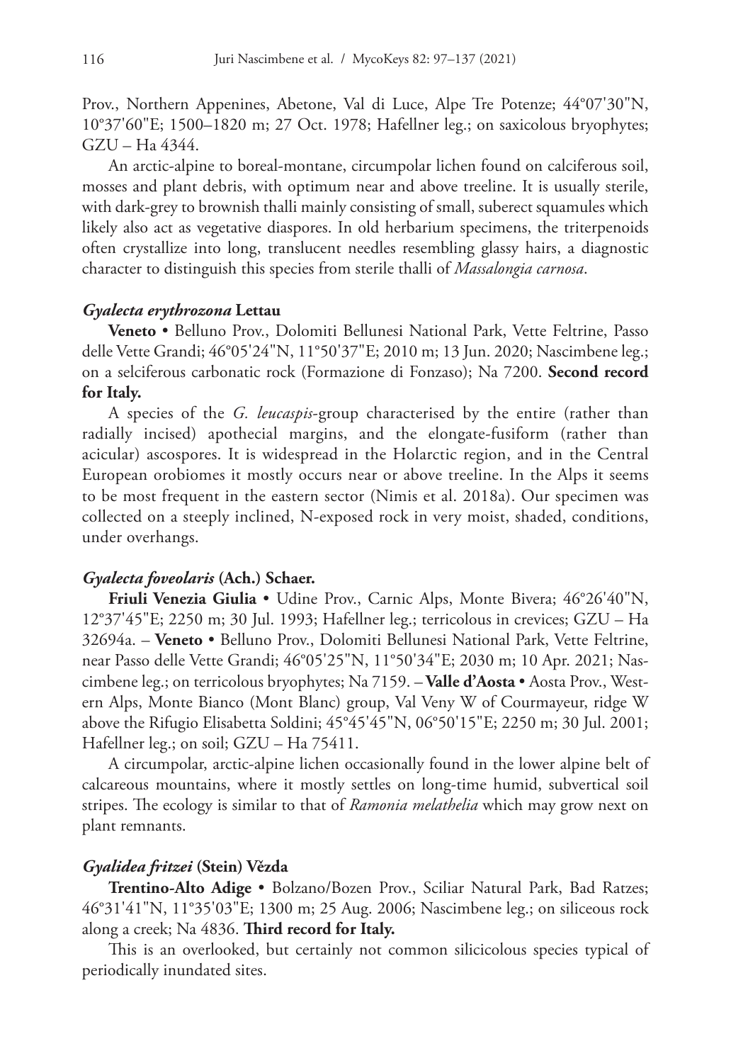Prov., Northern Appenines, Abetone, Val di Luce, Alpe Tre Potenze; 44°07'30"N, 10°37'60"E; 1500–1820 m; 27 Oct. 1978; Hafellner leg.; on saxicolous bryophytes; GZU – Ha 4344.

An arctic-alpine to boreal-montane, circumpolar lichen found on calciferous soil, mosses and plant debris, with optimum near and above treeline. It is usually sterile, with dark-grey to brownish thalli mainly consisting of small, suberect squamules which likely also act as vegetative diaspores. In old herbarium specimens, the triterpenoids often crystallize into long, translucent needles resembling glassy hairs, a diagnostic character to distinguish this species from sterile thalli of *Massalongia carnosa*.

### *Gyalecta erythrozona* Lettau

**Veneto** • Belluno Prov., Dolomiti Bellunesi National Park, Vette Feltrine, Passo delle Vette Grandi; 46°05'24"N, 11°50'37"E; 2010 m; 13 Jun. 2020; Nascimbene leg.; on a selciferous carbonatic rock (Formazione di Fonzaso); Na 7200. **Second record for Italy.**

A species of the *G. leucaspis*-group characterised by the entire (rather than radially incised) apothecial margins, and the elongate-fusiform (rather than acicular) ascospores. It is widespread in the Holarctic region, and in the Central European orobiomes it mostly occurs near or above treeline. In the Alps it seems to be most frequent in the eastern sector (Nimis et al. 2018a). Our specimen was collected on a steeply inclined, N-exposed rock in very moist, shaded, conditions, under overhangs.

### *Gyalecta foveolaris* (Ach.) Schaer.

**Friuli Venezia Giulia** • Udine Prov., Carnic Alps, Monte Bivera; 46°26'40"N, 12°37'45"E; 2250 m; 30 Jul. 1993; Hafellner leg.; terricolous in crevices; GZU – Ha 32694a. – **Veneto** • Belluno Prov., Dolomiti Bellunesi National Park, Vette Feltrine, near Passo delle Vette Grandi; 46°05'25"N, 11°50'34"E; 2030 m; 10 Apr. 2021; Nascimbene leg.; on terricolous bryophytes; Na 7159. – **Valle d'Aosta** • Aosta Prov., Western Alps, Monte Bianco (Mont Blanc) group, Val Veny W of Courmayeur, ridge W above the Rifugio Elisabetta Soldini; 45°45'45"N, 06°50'15"E; 2250 m; 30 Jul. 2001; Hafellner leg.; on soil; GZU – Ha 75411.

A circumpolar, arctic-alpine lichen occasionally found in the lower alpine belt of calcareous mountains, where it mostly settles on long-time humid, subvertical soil stripes. The ecology is similar to that of *Ramonia melathelia* which may grow next on plant remnants.

### *Gyalidea fritzei* (Stein) Vězda

**Trentino-Alto Adige** • Bolzano/Bozen Prov., Sciliar Natural Park, Bad Ratzes; 46°31'41"N, 11°35'03"E; 1300 m; 25 Aug. 2006; Nascimbene leg.; on siliceous rock along a creek; Na 4836. **Third record for Italy.**

This is an overlooked, but certainly not common silicicolous species typical of periodically inundated sites.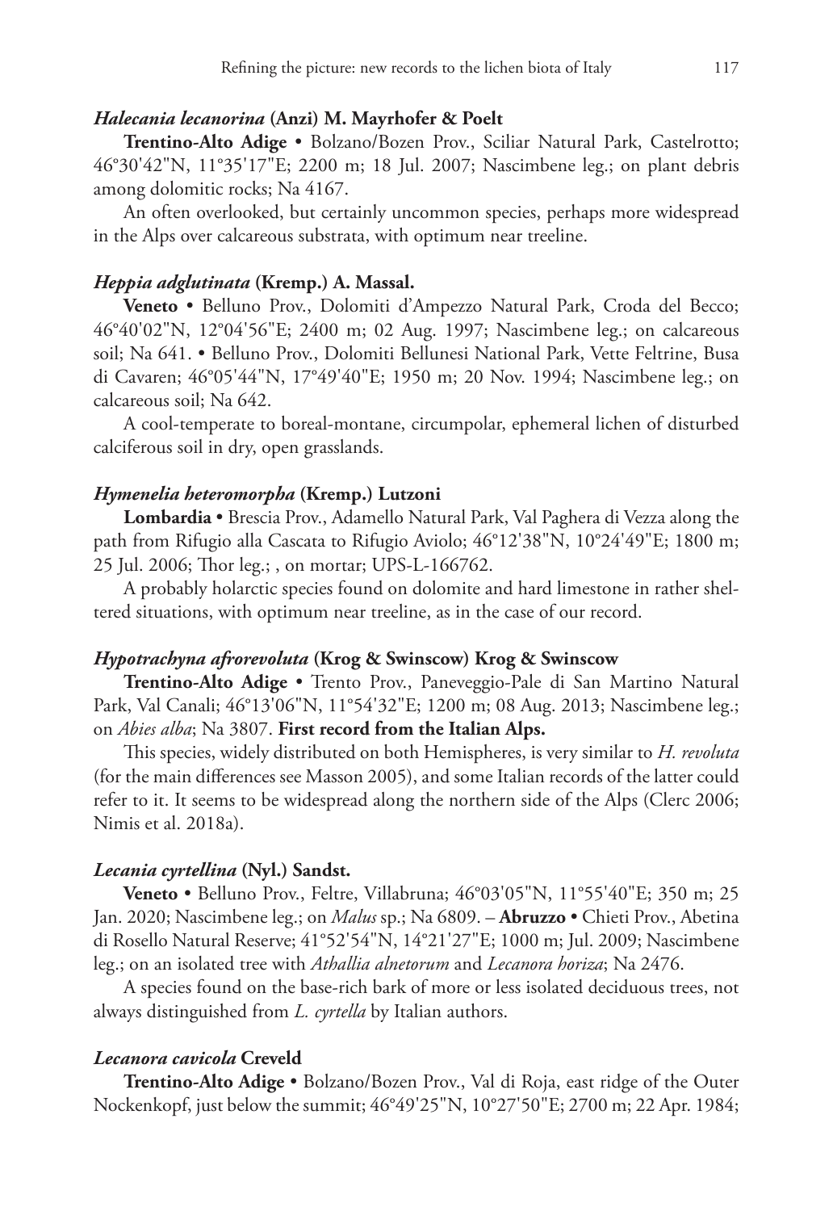#### *Halecania lecanorina* (Anzi) M. Mayrhofer & Poelt

**Trentino-Alto Adige** • Bolzano/Bozen Prov., Sciliar Natural Park, Castelrotto; 46°30'42"N, 11°35'17"E; 2200 m; 18 Jul. 2007; Nascimbene leg.; on plant debris among dolomitic rocks; Na 4167.

An often overlooked, but certainly uncommon species, perhaps more widespread in the Alps over calcareous substrata, with optimum near treeline.

#### *Heppia adglutinata* (Kremp.) A. Massal.

**Veneto** • Belluno Prov., Dolomiti d'Ampezzo Natural Park, Croda del Becco; 46°40'02"N, 12°04'56"E; 2400 m; 02 Aug. 1997; Nascimbene leg.; on calcareous soil; Na 641. • Belluno Prov., Dolomiti Bellunesi National Park, Vette Feltrine, Busa di Cavaren; 46°05'44"N, 17°49'40"E; 1950 m; 20 Nov. 1994; Nascimbene leg.; on calcareous soil; Na 642.

A cool-temperate to boreal-montane, circumpolar, ephemeral lichen of disturbed calciferous soil in dry, open grasslands.

#### *Hymenelia heteromorpha* (Kremp.) Lutzoni

**Lombardia** • Brescia Prov., Adamello Natural Park, Val Paghera di Vezza along the path from Rifugio alla Cascata to Rifugio Aviolo; 46°12'38"N, 10°24'49"E; 1800 m; 25 Jul. 2006; Thor leg.; , on mortar; UPS-L-166762.

A probably holarctic species found on dolomite and hard limestone in rather sheltered situations, with optimum near treeline, as in the case of our record.

#### *Hypotrachyna afrorevoluta* (Krog & Swinscow) Krog & Swinscow

**Trentino-Alto Adige** • Trento Prov., Paneveggio-Pale di San Martino Natural Park, Val Canali; 46°13'06"N, 11°54'32"E; 1200 m; 08 Aug. 2013; Nascimbene leg.; on *Abies alba*; Na 3807. **First record from the Italian Alps.**

This species, widely distributed on both Hemispheres, is very similar to *H. revoluta* (for the main differences see Masson 2005), and some Italian records of the latter could refer to it. It seems to be widespread along the northern side of the Alps (Clerc 2006; Nimis et al. 2018a).

#### *Lecania cyrtellina* (Nyl.) Sandst.

**Veneto** • Belluno Prov., Feltre, Villabruna; 46°03'05"N, 11°55'40"E; 350 m; 25 Jan. 2020; Nascimbene leg.; on *Malus* sp.; Na 6809. – **Abruzzo** • Chieti Prov., Abetina di Rosello Natural Reserve; 41°52'54"N, 14°21'27"E; 1000 m; Jul. 2009; Nascimbene leg.; on an isolated tree with *Athallia alnetorum* and *Lecanora horiza*; Na 2476.

A species found on the base-rich bark of more or less isolated deciduous trees, not always distinguished from *L. cyrtella* by Italian authors.

#### *Lecanora cavicola* Creveld

**Trentino-Alto Adige** • Bolzano/Bozen Prov., Val di Roja, east ridge of the Outer Nockenkopf, just below the summit; 46°49'25"N, 10°27'50"E; 2700 m; 22 Apr. 1984;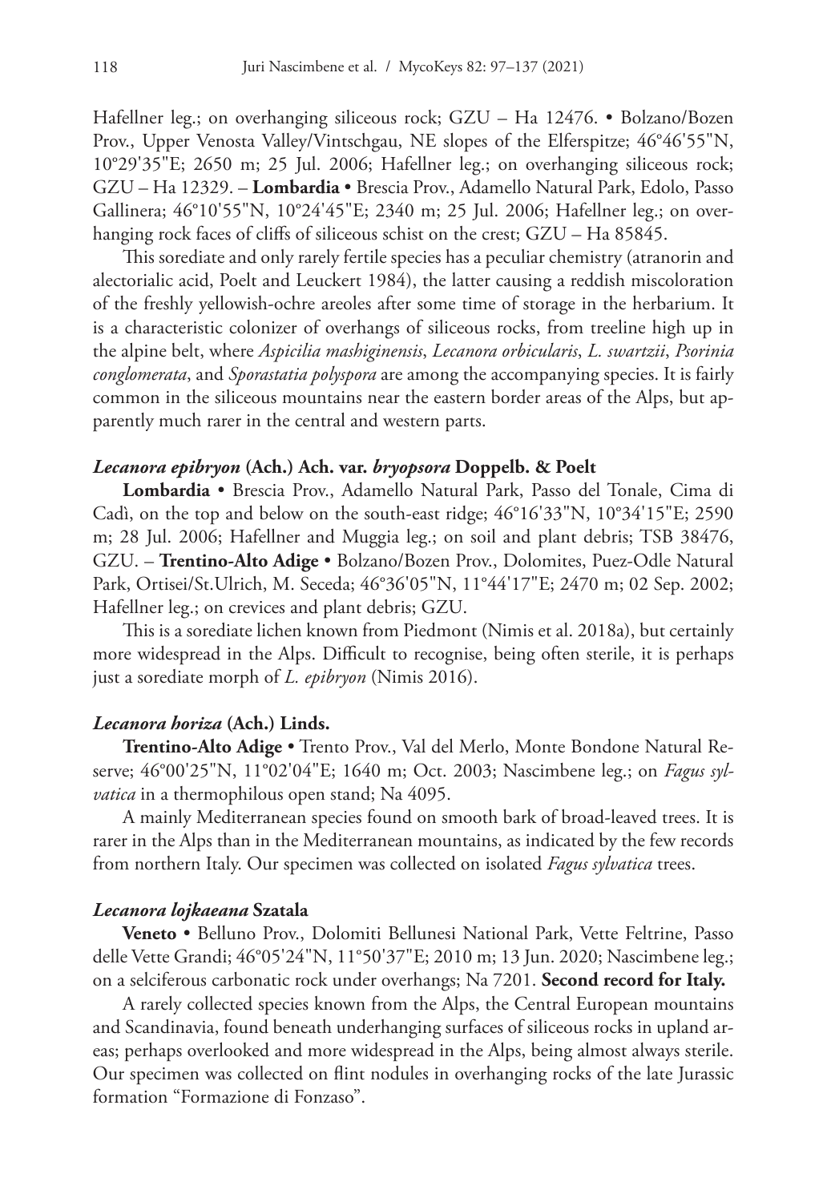Hafellner leg.; on overhanging siliceous rock; GZU – Ha 12476. • Bolzano/Bozen Prov., Upper Venosta Valley/Vintschgau, NE slopes of the Elferspitze; 46°46'55"N, 10°29'35"E; 2650 m; 25 Jul. 2006; Hafellner leg.; on overhanging siliceous rock; GZU – Ha 12329. – **Lombardia** • Brescia Prov., Adamello Natural Park, Edolo, Passo Gallinera; 46°10'55"N, 10°24'45"E; 2340 m; 25 Jul. 2006; Hafellner leg.; on overhanging rock faces of cliffs of siliceous schist on the crest; GZU – Ha 85845.

This sorediate and only rarely fertile species has a peculiar chemistry (atranorin and alectorialic acid, Poelt and Leuckert 1984), the latter causing a reddish miscoloration of the freshly yellowish-ochre areoles after some time of storage in the herbarium. It is a characteristic colonizer of overhangs of siliceous rocks, from treeline high up in the alpine belt, where *Aspicilia mashiginensis*, *Lecanora orbicularis*, *L. swartzii*, *Psorinia conglomerata*, and *Sporastatia polyspora* are among the accompanying species. It is fairly common in the siliceous mountains near the eastern border areas of the Alps, but apparently much rarer in the central and western parts.

### *Lecanora epibryon* (Ach.) Ach. var. *bryopsora* Doppelb. & Poelt

**Lombardia** • Brescia Prov., Adamello Natural Park, Passo del Tonale, Cima di Cadì, on the top and below on the south-east ridge; 46°16'33"N, 10°34'15"E; 2590 m; 28 Jul. 2006; Hafellner and Muggia leg.; on soil and plant debris; TSB 38476, GZU. – **Trentino-Alto Adige** • Bolzano/Bozen Prov., Dolomites, Puez-Odle Natural Park, Ortisei/St.Ulrich, M. Seceda; 46°36'05"N, 11°44'17"E; 2470 m; 02 Sep. 2002; Hafellner leg.; on crevices and plant debris; GZU.

This is a sorediate lichen known from Piedmont (Nimis et al. 2018a), but certainly more widespread in the Alps. Difficult to recognise, being often sterile, it is perhaps just a sorediate morph of *L. epibryon* (Nimis 2016).

### *Lecanora horiza* (Ach.) Linds.

**Trentino-Alto Adige** • Trento Prov., Val del Merlo, Monte Bondone Natural Reserve; 46°00'25"N, 11°02'04"E; 1640 m; Oct. 2003; Nascimbene leg.; on *Fagus sylvatica* in a thermophilous open stand; Na 4095.

A mainly Mediterranean species found on smooth bark of broad-leaved trees. It is rarer in the Alps than in the Mediterranean mountains, as indicated by the few records from northern Italy. Our specimen was collected on isolated *Fagus sylvatica* trees.

### *Lecanora lojkaeana* Szatala

**Veneto** • Belluno Prov., Dolomiti Bellunesi National Park, Vette Feltrine, Passo delle Vette Grandi; 46°05'24"N, 11°50'37"E; 2010 m; 13 Jun. 2020; Nascimbene leg.; on a selciferous carbonatic rock under overhangs; Na 7201. **Second record for Italy.**

A rarely collected species known from the Alps, the Central European mountains and Scandinavia, found beneath underhanging surfaces of siliceous rocks in upland areas; perhaps overlooked and more widespread in the Alps, being almost always sterile. Our specimen was collected on flint nodules in overhanging rocks of the late Jurassic formation "Formazione di Fonzaso".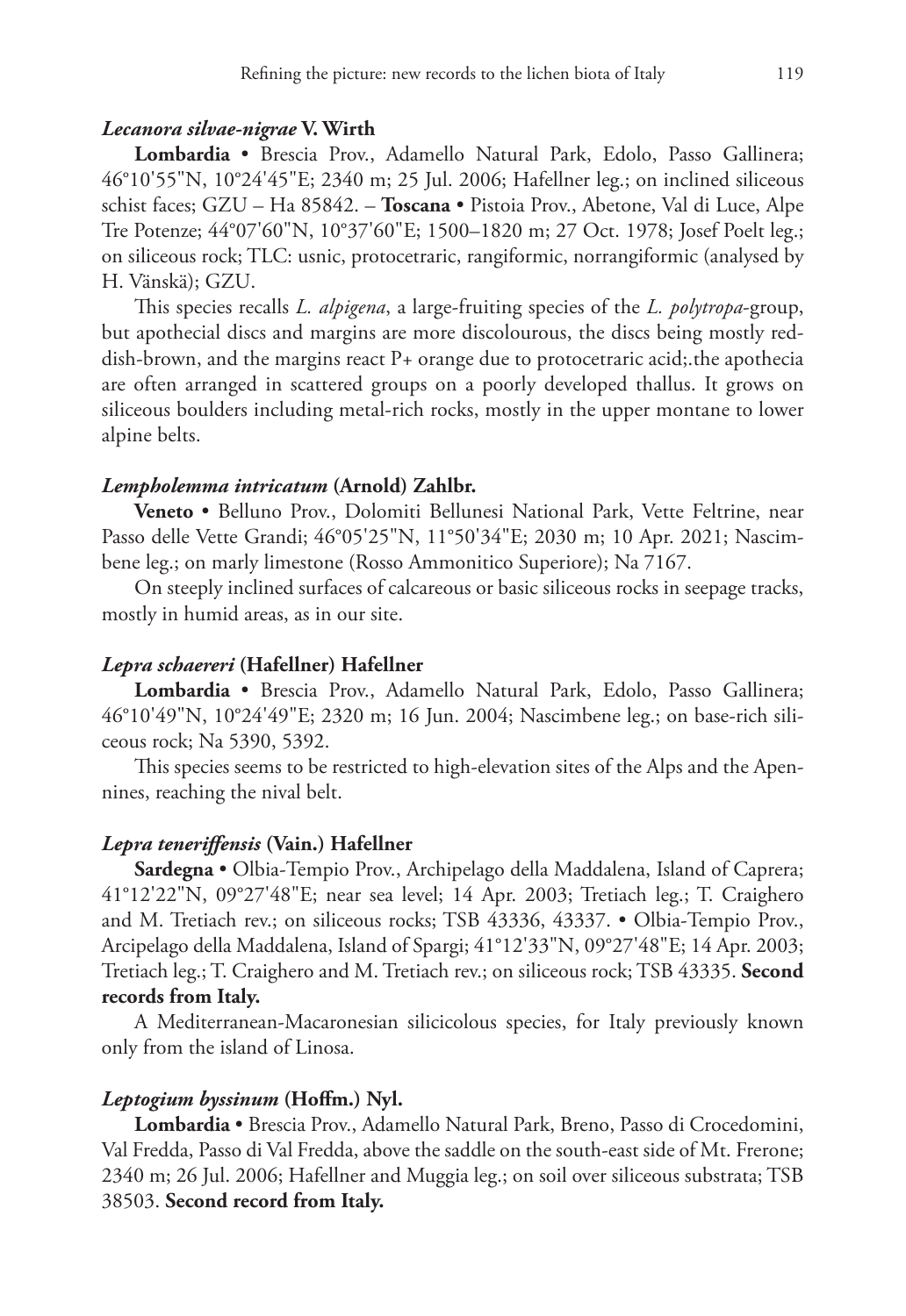### *Lecanora silvae-nigrae* V. Wirth

**Lombardia** • Brescia Prov., Adamello Natural Park, Edolo, Passo Gallinera; 46°10'55"N, 10°24'45"E; 2340 m; 25 Jul. 2006; Hafellner leg.; on inclined siliceous schist faces; GZU – Ha 85842. – **Toscana** • Pistoia Prov., Abetone, Val di Luce, Alpe Tre Potenze; 44°07'60"N, 10°37'60"E; 1500–1820 m; 27 Oct. 1978; Josef Poelt leg.; on siliceous rock; TLC: usnic, protocetraric, rangiformic, norrangiformic (analysed by H. Vänskä); GZU.

This species recalls *L. alpigena*, a large-fruiting species of the *L. polytropa*-group, but apothecial discs and margins are more discolourous, the discs being mostly reddish-brown, and the margins react P+ orange due to protocetraric acid;.the apothecia are often arranged in scattered groups on a poorly developed thallus. It grows on siliceous boulders including metal-rich rocks, mostly in the upper montane to lower alpine belts.

### *Lempholemma intricatum* (Arnold) Zahlbr.

**Veneto** • Belluno Prov., Dolomiti Bellunesi National Park, Vette Feltrine, near Passo delle Vette Grandi; 46°05'25"N, 11°50'34"E; 2030 m; 10 Apr. 2021; Nascimbene leg.; on marly limestone (Rosso Ammonitico Superiore); Na 7167.

On steeply inclined surfaces of calcareous or basic siliceous rocks in seepage tracks, mostly in humid areas, as in our site.

### *Lepra schaereri* (Hafellner) Hafellner

**Lombardia** • Brescia Prov., Adamello Natural Park, Edolo, Passo Gallinera; 46°10'49"N, 10°24'49"E; 2320 m; 16 Jun. 2004; Nascimbene leg.; on base-rich siliceous rock; Na 5390, 5392.

This species seems to be restricted to high-elevation sites of the Alps and the Apennines, reaching the nival belt.

### *Lepra teneriffensis* (Vain.) Hafellner

**Sardegna** • Olbia-Tempio Prov., Archipelago della Maddalena, Island of Caprera; 41°12'22"N, 09°27'48"E; near sea level; 14 Apr. 2003; Tretiach leg.; T. Craighero and M. Tretiach rev.; on siliceous rocks; TSB 43336, 43337. • Olbia-Tempio Prov., Arcipelago della Maddalena, Island of Spargi; 41°12'33"N, 09°27'48"E; 14 Apr. 2003; Tretiach leg.; T. Craighero and M. Tretiach rev.; on siliceous rock; TSB 43335. **Second records from Italy.**

A Mediterranean-Macaronesian silicicolous species, for Italy previously known only from the island of Linosa.

### *Leptogium byssinum* (Hoffm.) Nyl.

**Lombardia** • Brescia Prov., Adamello Natural Park, Breno, Passo di Crocedomini, Val Fredda, Passo di Val Fredda, above the saddle on the south-east side of Mt. Frerone; 2340 m; 26 Jul. 2006; Hafellner and Muggia leg.; on soil over siliceous substrata; TSB 38503. **Second record from Italy.**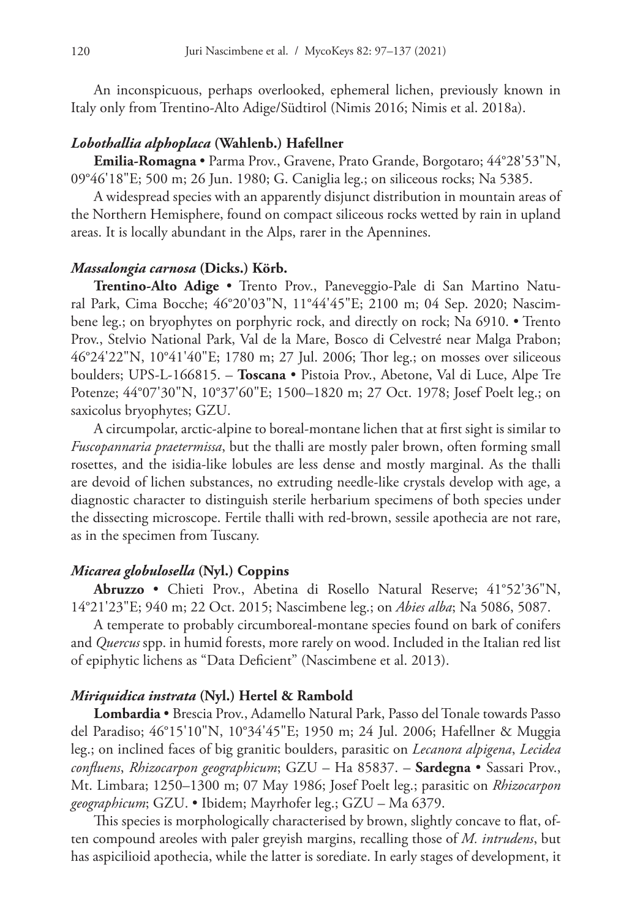An inconspicuous, perhaps overlooked, ephemeral lichen, previously known in Italy only from Trentino-Alto Adige/Südtirol (Nimis 2016; Nimis et al. 2018a).

### *Lobothallia alphoplaca* (Wahlenb.) Hafellner

**Emilia-Romagna** • Parma Prov., Gravene, Prato Grande, Borgotaro; 44°28'53"N, 09°46'18"E; 500 m; 26 Jun. 1980; G. Caniglia leg.; on siliceous rocks; Na 5385.

A widespread species with an apparently disjunct distribution in mountain areas of the Northern Hemisphere, found on compact siliceous rocks wetted by rain in upland areas. It is locally abundant in the Alps, rarer in the Apennines.

### *Massalongia carnosa* (Dicks.) Körb.

**Trentino-Alto Adige** • Trento Prov., Paneveggio-Pale di San Martino Natural Park, Cima Bocche; 46°20'03"N, 11°44'45"E; 2100 m; 04 Sep. 2020; Nascimbene leg.; on bryophytes on porphyric rock, and directly on rock; Na 6910. • Trento Prov., Stelvio National Park, Val de la Mare, Bosco di Celvestré near Malga Prabon; 46°24'22"N, 10°41'40"E; 1780 m; 27 Jul. 2006; Thor leg.; on mosses over siliceous boulders; UPS-L-166815. – **Toscana** • Pistoia Prov., Abetone, Val di Luce, Alpe Tre Potenze; 44°07'30"N, 10°37'60"E; 1500–1820 m; 27 Oct. 1978; Josef Poelt leg.; on saxicolus bryophytes; GZU.

A circumpolar, arctic-alpine to boreal-montane lichen that at first sight is similar to *Fuscopannaria praetermissa*, but the thalli are mostly paler brown, often forming small rosettes, and the isidia-like lobules are less dense and mostly marginal. As the thalli are devoid of lichen substances, no extruding needle-like crystals develop with age, a diagnostic character to distinguish sterile herbarium specimens of both species under the dissecting microscope. Fertile thalli with red-brown, sessile apothecia are not rare, as in the specimen from Tuscany.

### *Micarea globulosella* (Nyl.) Coppins

**Abruzzo** • Chieti Prov., Abetina di Rosello Natural Reserve; 41°52'36"N, 14°21'23"E; 940 m; 22 Oct. 2015; Nascimbene leg.; on *Abies alba*; Na 5086, 5087.

A temperate to probably circumboreal-montane species found on bark of conifers and *Quercus* spp. in humid forests, more rarely on wood. Included in the Italian red list of epiphytic lichens as "Data Deficient" (Nascimbene et al. 2013).

### *Miriquidica instrata* (Nyl.) Hertel & Rambold

**Lombardia** • Brescia Prov., Adamello Natural Park, Passo del Tonale towards Passo del Paradiso; 46°15'10"N, 10°34'45"E; 1950 m; 24 Jul. 2006; Hafellner & Muggia leg.; on inclined faces of big granitic boulders, parasitic on *Lecanora alpigena*, *Lecidea confluens*, *Rhizocarpon geographicum*; GZU – Ha 85837. – **Sardegna** • Sassari Prov., Mt. Limbara; 1250–1300 m; 07 May 1986; Josef Poelt leg.; parasitic on *Rhizocarpon geographicum*; GZU. • Ibidem; Mayrhofer leg.; GZU – Ma 6379.

This species is morphologically characterised by brown, slightly concave to flat, often compound areoles with paler greyish margins, recalling those of *M. intrudens*, but has aspicilioid apothecia, while the latter is sorediate. In early stages of development, it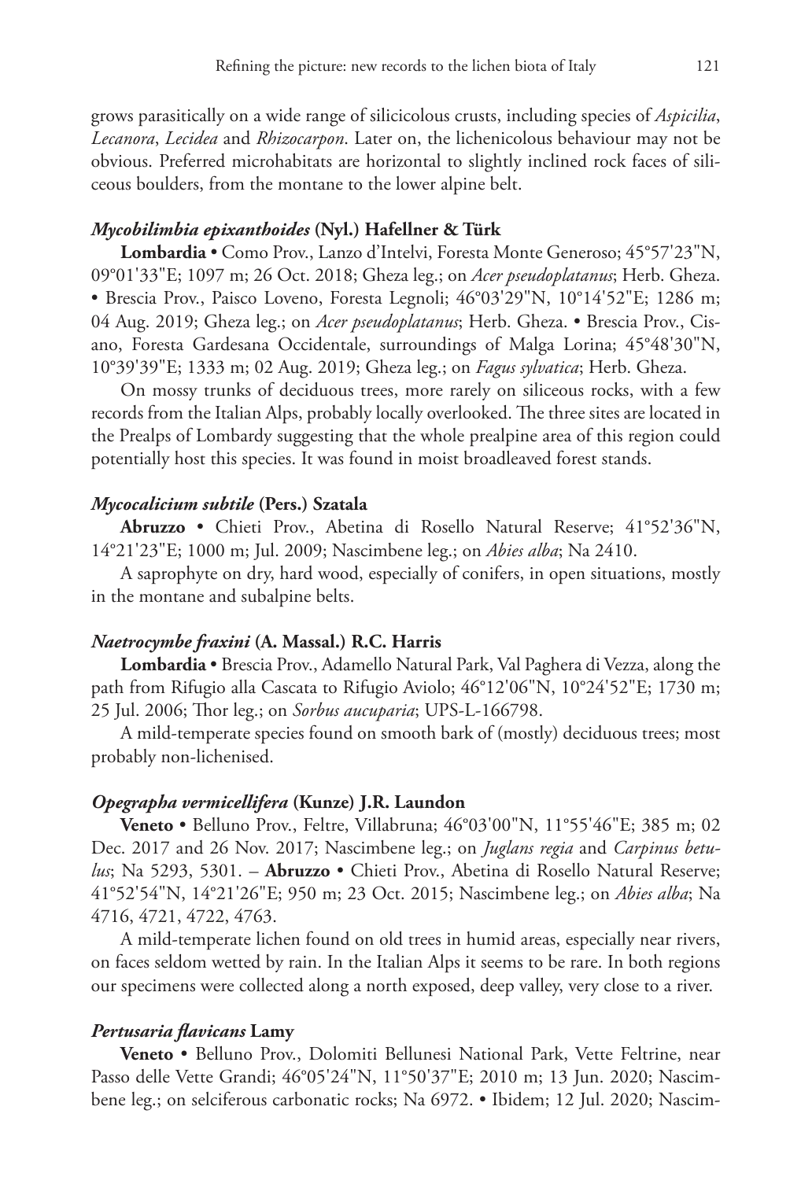grows parasitically on a wide range of silicicolous crusts, including species of *Aspicilia*, *Lecanora*, *Lecidea* and *Rhizocarpon*. Later on, the lichenicolous behaviour may not be obvious. Preferred microhabitats are horizontal to slightly inclined rock faces of siliceous boulders, from the montane to the lower alpine belt.

### *Mycobilimbia epixanthoides* (Nyl.) Hafellner & Türk

**Lombardia** • Como Prov., Lanzo d'Intelvi, Foresta Monte Generoso; 45°57'23"N, 09°01'33"E; 1097 m; 26 Oct. 2018; Gheza leg.; on *Acer pseudoplatanus*; Herb. Gheza. • Brescia Prov., Paisco Loveno, Foresta Legnoli; 46°03'29"N, 10°14'52"E; 1286 m; 04 Aug. 2019; Gheza leg.; on *Acer pseudoplatanus*; Herb. Gheza. • Brescia Prov., Cisano, Foresta Gardesana Occidentale, surroundings of Malga Lorina; 45°48'30"N, 10°39'39"E; 1333 m; 02 Aug. 2019; Gheza leg.; on *Fagus sylvatica*; Herb. Gheza.

On mossy trunks of deciduous trees, more rarely on siliceous rocks, with a few records from the Italian Alps, probably locally overlooked. The three sites are located in the Prealps of Lombardy suggesting that the whole prealpine area of this region could potentially host this species. It was found in moist broadleaved forest stands.

### *Mycocalicium subtile* (Pers.) Szatala

**Abruzzo** • Chieti Prov., Abetina di Rosello Natural Reserve; 41°52'36"N, 14°21'23"E; 1000 m; Jul. 2009; Nascimbene leg.; on *Abies alba*; Na 2410.

A saprophyte on dry, hard wood, especially of conifers, in open situations, mostly in the montane and subalpine belts.

### *Naetrocymbe fraxini* (A. Massal.) R.C. Harris

**Lombardia** • Brescia Prov., Adamello Natural Park, Val Paghera di Vezza, along the path from Rifugio alla Cascata to Rifugio Aviolo; 46°12'06"N, 10°24'52"E; 1730 m; 25 Jul. 2006; Thor leg.; on *Sorbus aucuparia*; UPS-L-166798.

A mild-temperate species found on smooth bark of (mostly) deciduous trees; most probably non-lichenised.

### *Opegrapha vermicellifera* (Kunze) J.R. Laundon

**Veneto** • Belluno Prov., Feltre, Villabruna; 46°03'00"N, 11°55'46"E; 385 m; 02 Dec. 2017 and 26 Nov. 2017; Nascimbene leg.; on *Juglans regia* and *Carpinus betulus*; Na 5293, 5301. – **Abruzzo** • Chieti Prov., Abetina di Rosello Natural Reserve; 41°52'54"N, 14°21'26"E; 950 m; 23 Oct. 2015; Nascimbene leg.; on *Abies alba*; Na 4716, 4721, 4722, 4763.

A mild-temperate lichen found on old trees in humid areas, especially near rivers, on faces seldom wetted by rain. In the Italian Alps it seems to be rare. In both regions our specimens were collected along a north exposed, deep valley, very close to a river.

### *Pertusaria flavicans* Lamy

**Veneto** • Belluno Prov., Dolomiti Bellunesi National Park, Vette Feltrine, near Passo delle Vette Grandi; 46°05'24"N, 11°50'37"E; 2010 m; 13 Jun. 2020; Nascimbene leg.; on selciferous carbonatic rocks; Na 6972. • Ibidem; 12 Jul. 2020; Nascim-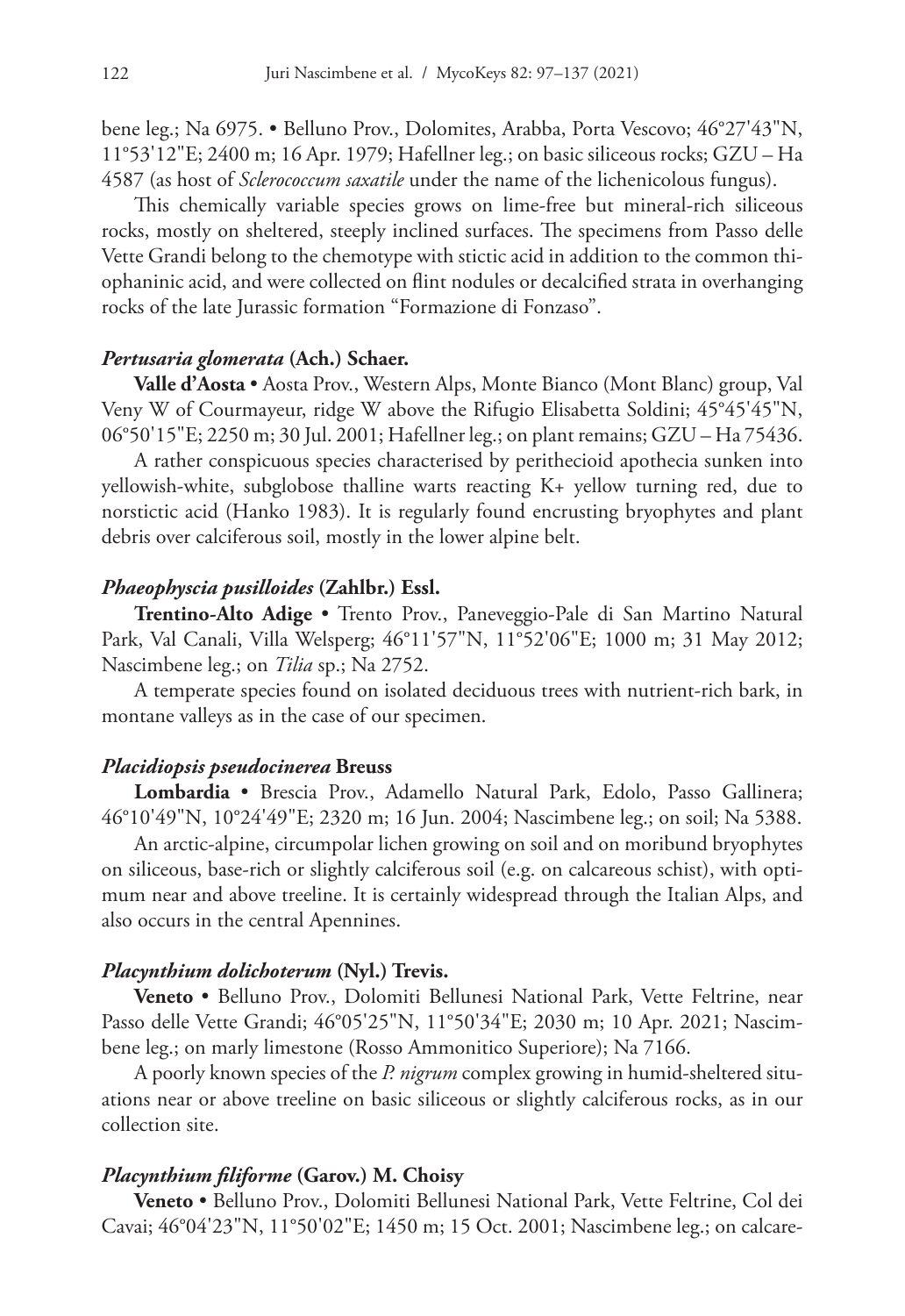bene leg.; Na 6975. • Belluno Prov., Dolomites, Arabba, Porta Vescovo; 46°27'43"N, 11°53'12"E; 2400 m; 16 Apr. 1979; Hafellner leg.; on basic siliceous rocks; GZU – Ha 4587 (as host of *Sclerococcum saxatile* under the name of the lichenicolous fungus).

This chemically variable species grows on lime-free but mineral-rich siliceous rocks, mostly on sheltered, steeply inclined surfaces. The specimens from Passo delle Vette Grandi belong to the chemotype with stictic acid in addition to the common thiophaninic acid, and were collected on flint nodules or decalcified strata in overhanging rocks of the late Jurassic formation "Formazione di Fonzaso".

### *Pertusaria glomerata* (Ach.) Schaer.

**Valle d'Aosta** • Aosta Prov., Western Alps, Monte Bianco (Mont Blanc) group, Val Veny W of Courmayeur, ridge W above the Rifugio Elisabetta Soldini; 45°45'45"N, 06°50'15"E; 2250 m; 30 Jul. 2001; Hafellner leg.; on plant remains; GZU – Ha 75436.

A rather conspicuous species characterised by perithecioid apothecia sunken into yellowish-white, subglobose thalline warts reacting K+ yellow turning red, due to norstictic acid (Hanko 1983). It is regularly found encrusting bryophytes and plant debris over calciferous soil, mostly in the lower alpine belt.

### *Phaeophyscia pusilloides* (Zahlbr.) Essl.

**Trentino-Alto Adige** • Trento Prov., Paneveggio-Pale di San Martino Natural Park, Val Canali, Villa Welsperg; 46°11'57"N, 11°52'06"E; 1000 m; 31 May 2012; Nascimbene leg.; on *Tilia* sp.; Na 2752.

A temperate species found on isolated deciduous trees with nutrient-rich bark, in montane valleys as in the case of our specimen.

### *Placidiopsis pseudocinerea* Breuss

**Lombardia** • Brescia Prov., Adamello Natural Park, Edolo, Passo Gallinera; 46°10'49"N, 10°24'49"E; 2320 m; 16 Jun. 2004; Nascimbene leg.; on soil; Na 5388.

An arctic-alpine, circumpolar lichen growing on soil and on moribund bryophytes on siliceous, base-rich or slightly calciferous soil (e.g. on calcareous schist), with optimum near and above treeline. It is certainly widespread through the Italian Alps, and also occurs in the central Apennines.

### *Placynthium dolichoterum* (Nyl.) Trevis.

**Veneto** • Belluno Prov., Dolomiti Bellunesi National Park, Vette Feltrine, near Passo delle Vette Grandi; 46°05'25"N, 11°50'34"E; 2030 m; 10 Apr. 2021; Nascimbene leg.; on marly limestone (Rosso Ammonitico Superiore); Na 7166.

A poorly known species of the *P. nigrum* complex growing in humid-sheltered situations near or above treeline on basic siliceous or slightly calciferous rocks, as in our collection site.

### *Placynthium filiforme* (Garov.) M. Choisy

**Veneto** • Belluno Prov., Dolomiti Bellunesi National Park, Vette Feltrine, Col dei Cavai; 46°04'23"N, 11°50'02"E; 1450 m; 15 Oct. 2001; Nascimbene leg.; on calcare-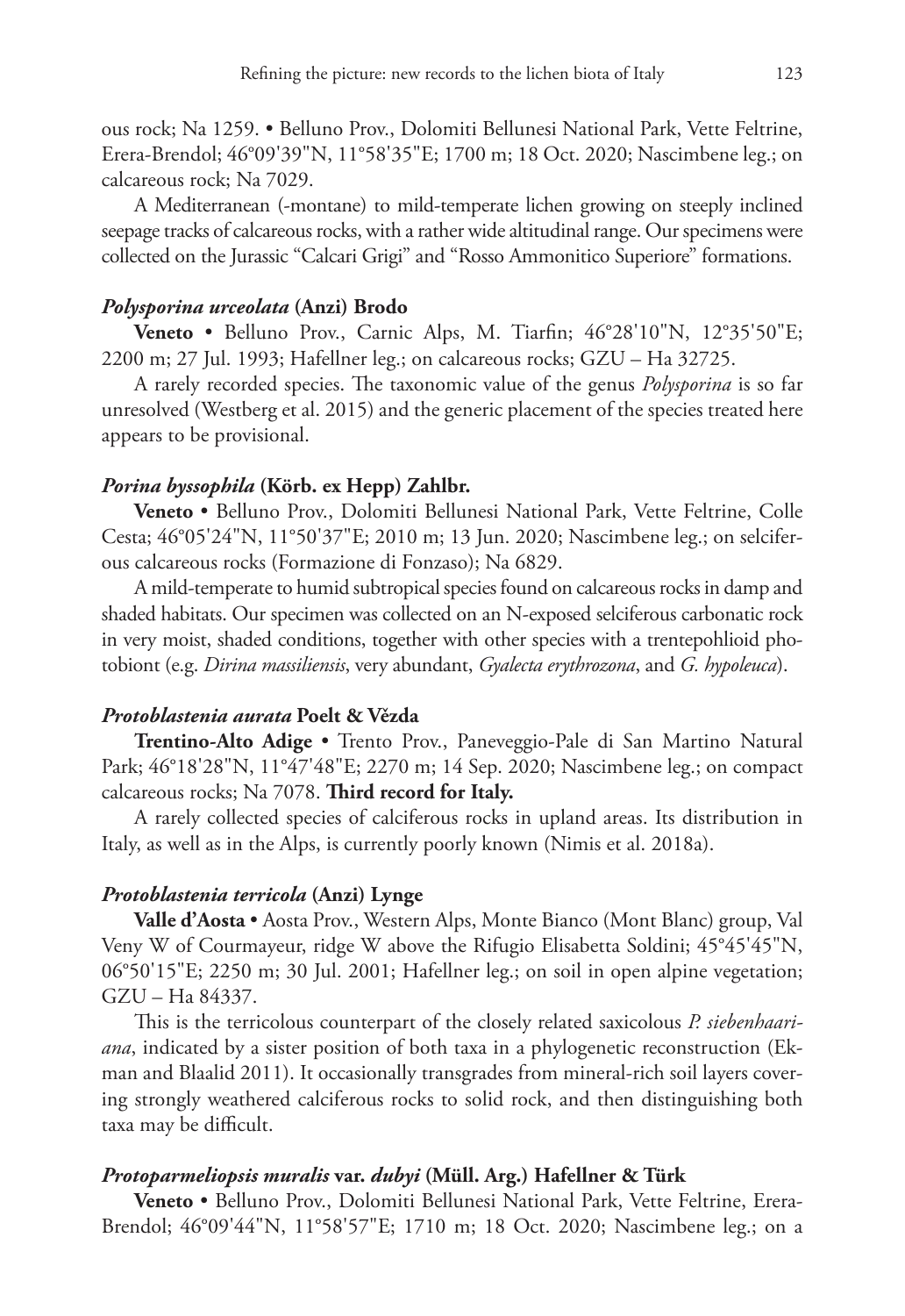ous rock; Na 1259. • Belluno Prov., Dolomiti Bellunesi National Park, Vette Feltrine, Erera-Brendol; 46°09'39"N, 11°58'35"E; 1700 m; 18 Oct. 2020; Nascimbene leg.; on calcareous rock; Na 7029.

A Mediterranean (-montane) to mild-temperate lichen growing on steeply inclined seepage tracks of calcareous rocks, with a rather wide altitudinal range. Our specimens were collected on the Jurassic "Calcari Grigi" and "Rosso Ammonitico Superiore" formations.

### *Polysporina urceolata* (Anzi) Brodo

**Veneto** • Belluno Prov., Carnic Alps, M. Tiarfin; 46°28'10"N, 12°35'50"E; 2200 m; 27 Jul. 1993; Hafellner leg.; on calcareous rocks; GZU – Ha 32725.

A rarely recorded species. The taxonomic value of the genus *Polysporina* is so far unresolved (Westberg et al. 2015) and the generic placement of the species treated here appears to be provisional.

### *Porina byssophila* (Körb. ex Hepp) Zahlbr.

**Veneto** • Belluno Prov., Dolomiti Bellunesi National Park, Vette Feltrine, Colle Cesta; 46°05'24"N, 11°50'37"E; 2010 m; 13 Jun. 2020; Nascimbene leg.; on selciferous calcareous rocks (Formazione di Fonzaso); Na 6829.

A mild-temperate to humid subtropical species found on calcareous rocks in damp and shaded habitats. Our specimen was collected on an N-exposed selciferous carbonatic rock in very moist, shaded conditions, together with other species with a trentepohlioid photobiont (e.g. *Dirina massiliensis*, very abundant, *Gyalecta erythrozona*, and *G. hypoleuca*).

### *Protoblastenia aurata* Poelt & Vězda

**Trentino-Alto Adige** • Trento Prov., Paneveggio-Pale di San Martino Natural Park; 46°18'28"N, 11°47'48"E; 2270 m; 14 Sep. 2020; Nascimbene leg.; on compact calcareous rocks; Na 7078. **Third record for Italy.**

A rarely collected species of calciferous rocks in upland areas. Its distribution in Italy, as well as in the Alps, is currently poorly known (Nimis et al. 2018a).

### *Protoblastenia terricola* (Anzi) Lynge

**Valle d'Aosta** • Aosta Prov., Western Alps, Monte Bianco (Mont Blanc) group, Val Veny W of Courmayeur, ridge W above the Rifugio Elisabetta Soldini; 45°45'45"N, 06°50'15"E; 2250 m; 30 Jul. 2001; Hafellner leg.; on soil in open alpine vegetation; GZU – Ha 84337.

This is the terricolous counterpart of the closely related saxicolous *P. siebenhaariana*, indicated by a sister position of both taxa in a phylogenetic reconstruction (Ekman and Blaalid 2011). It occasionally transgrades from mineral-rich soil layers covering strongly weathered calciferous rocks to solid rock, and then distinguishing both taxa may be difficult.

### *Protoparmeliopsis muralis* var. *dubyi* (Müll. Arg.) Hafellner & Türk

**Veneto** • Belluno Prov., Dolomiti Bellunesi National Park, Vette Feltrine, Erera-Brendol; 46°09'44"N, 11°58'57"E; 1710 m; 18 Oct. 2020; Nascimbene leg.; on a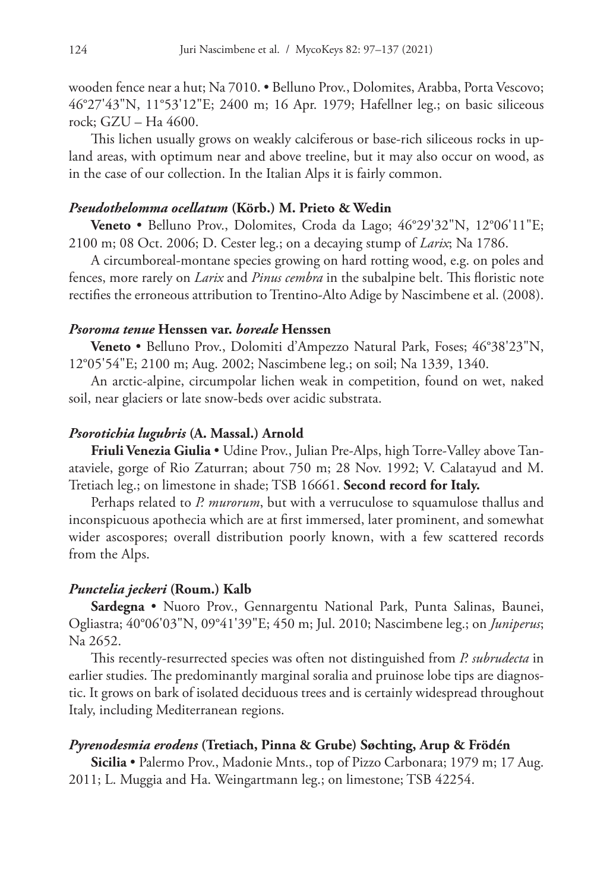wooden fence near a hut; Na 7010. • Belluno Prov., Dolomites, Arabba, Porta Vescovo; 46°27'43"N, 11°53'12"E; 2400 m; 16 Apr. 1979; Hafellner leg.; on basic siliceous rock; GZU – Ha 4600.

This lichen usually grows on weakly calciferous or base-rich siliceous rocks in upland areas, with optimum near and above treeline, but it may also occur on wood, as in the case of our collection. In the Italian Alps it is fairly common.

### *Pseudothelomma ocellatum* (Körb.) M. Prieto & Wedin

**Veneto** • Belluno Prov., Dolomites, Croda da Lago; 46°29'32"N, 12°06'11"E; 2100 m; 08 Oct. 2006; D. Cester leg.; on a decaying stump of *Larix*; Na 1786.

A circumboreal-montane species growing on hard rotting wood, e.g. on poles and fences, more rarely on *Larix* and *Pinus cembra* in the subalpine belt. This floristic note rectifies the erroneous attribution to Trentino-Alto Adige by Nascimbene et al. (2008).

### *Psoroma tenue* Henssen var. *boreale* Henssen

**Veneto** • Belluno Prov., Dolomiti d'Ampezzo Natural Park, Foses; 46°38'23"N, 12°05'54"E; 2100 m; Aug. 2002; Nascimbene leg.; on soil; Na 1339, 1340.

An arctic-alpine, circumpolar lichen weak in competition, found on wet, naked soil, near glaciers or late snow-beds over acidic substrata.

### *Psorotichia lugubris* (A. Massal.) Arnold

**Friuli Venezia Giulia** • Udine Prov., Julian Pre-Alps, high Torre-Valley above Tanataviele, gorge of Rio Zaturran; about 750 m; 28 Nov. 1992; V. Calatayud and M. Tretiach leg.; on limestone in shade; TSB 16661. **Second record for Italy.**

Perhaps related to *P. murorum*, but with a verruculose to squamulose thallus and inconspicuous apothecia which are at first immersed, later prominent, and somewhat wider ascospores; overall distribution poorly known, with a few scattered records from the Alps.

### *Punctelia jeckeri* (Roum.) Kalb

**Sardegna** • Nuoro Prov., Gennargentu National Park, Punta Salinas, Baunei, Ogliastra; 40°06'03"N, 09°41'39"E; 450 m; Jul. 2010; Nascimbene leg.; on *Juniperus*; Na 2652.

This recently-resurrected species was often not distinguished from *P. subrudecta* in earlier studies. The predominantly marginal soralia and pruinose lobe tips are diagnostic. It grows on bark of isolated deciduous trees and is certainly widespread throughout Italy, including Mediterranean regions.

### *Pyrenodesmia erodens* (Tretiach, Pinna & Grube) Søchting, Arup & Frödén

**Sicilia** • Palermo Prov., Madonie Mnts., top of Pizzo Carbonara; 1979 m; 17 Aug. 2011; L. Muggia and Ha. Weingartmann leg.; on limestone; TSB 42254.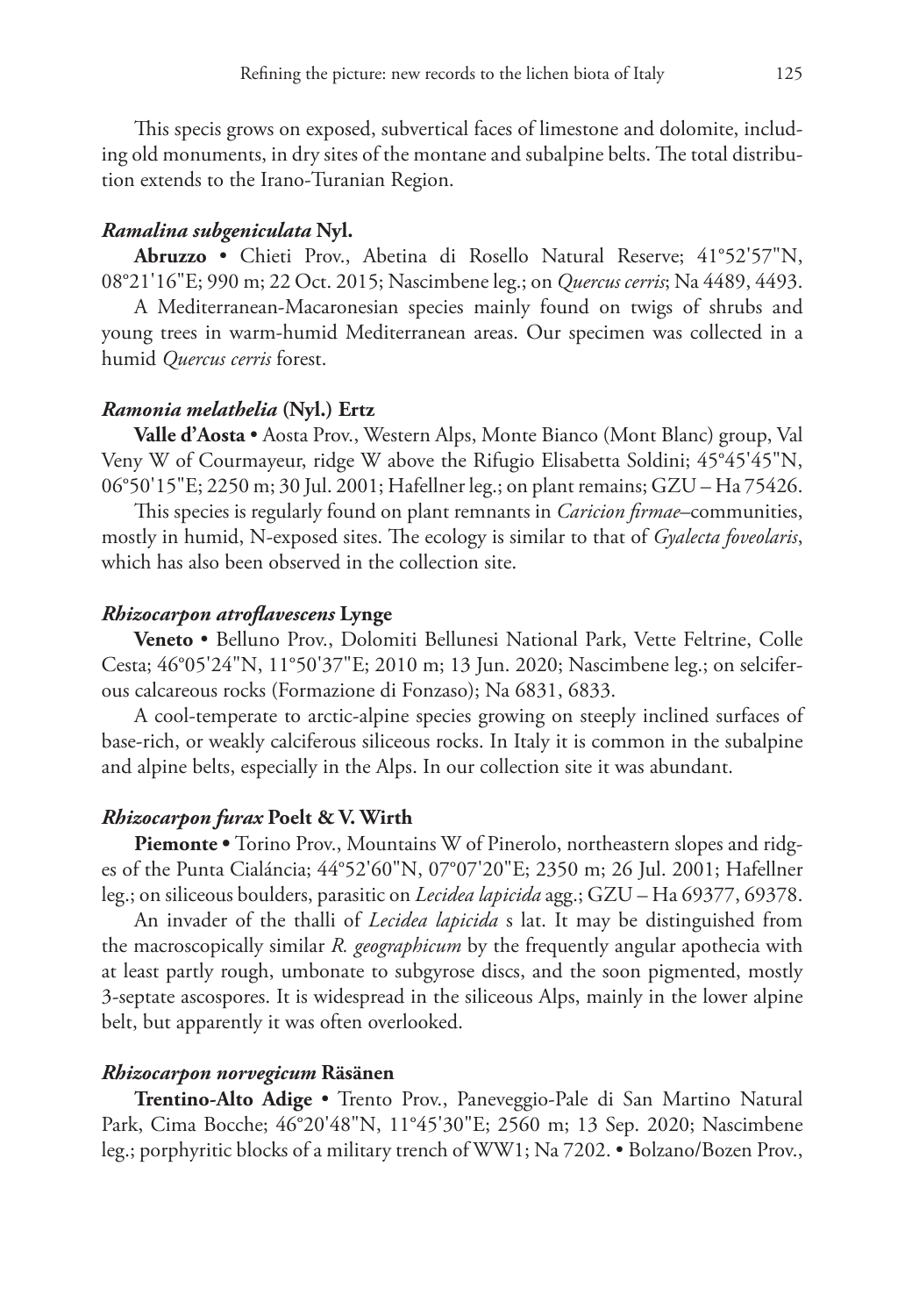This specis grows on exposed, subvertical faces of limestone and dolomite, including old monuments, in dry sites of the montane and subalpine belts. The total distribution extends to the Irano-Turanian Region.

### *Ramalina subgeniculata* Nyl.

**Abruzzo** • Chieti Prov., Abetina di Rosello Natural Reserve; 41°52'57"N, 08°21'16"E; 990 m; 22 Oct. 2015; Nascimbene leg.; on *Quercus cerris*; Na 4489, 4493.

A Mediterranean-Macaronesian species mainly found on twigs of shrubs and young trees in warm-humid Mediterranean areas. Our specimen was collected in a humid *Quercus cerris* forest.

### *Ramonia melathelia* (Nyl.) Ertz

**Valle d'Aosta** • Aosta Prov., Western Alps, Monte Bianco (Mont Blanc) group, Val Veny W of Courmayeur, ridge W above the Rifugio Elisabetta Soldini; 45°45'45"N, 06°50'15"E; 2250 m; 30 Jul. 2001; Hafellner leg.; on plant remains; GZU – Ha 75426.

This species is regularly found on plant remnants in *Caricion firmae*–communities, mostly in humid, N-exposed sites. The ecology is similar to that of *Gyalecta foveolaris*, which has also been observed in the collection site.

### *Rhizocarpon atroflavescens* Lynge

**Veneto** • Belluno Prov., Dolomiti Bellunesi National Park, Vette Feltrine, Colle Cesta; 46°05'24"N, 11°50'37"E; 2010 m; 13 Jun. 2020; Nascimbene leg.; on selciferous calcareous rocks (Formazione di Fonzaso); Na 6831, 6833.

A cool-temperate to arctic-alpine species growing on steeply inclined surfaces of base-rich, or weakly calciferous siliceous rocks. In Italy it is common in the subalpine and alpine belts, especially in the Alps. In our collection site it was abundant.

### *Rhizocarpon furax* Poelt & V. Wirth

**Piemonte** • Torino Prov., Mountains W of Pinerolo, northeastern slopes and ridges of the Punta Cialáncia; 44°52'60"N, 07°07'20"E; 2350 m; 26 Jul. 2001; Hafellner leg.; on siliceous boulders, parasitic on *Lecidea lapicida* agg.; GZU – Ha 69377, 69378.

An invader of the thalli of *Lecidea lapicida* s lat. It may be distinguished from the macroscopically similar *R. geographicum* by the frequently angular apothecia with at least partly rough, umbonate to subgyrose discs, and the soon pigmented, mostly 3-septate ascospores. It is widespread in the siliceous Alps, mainly in the lower alpine belt, but apparently it was often overlooked.

### *Rhizocarpon norvegicum* Räsänen

**Trentino-Alto Adige** • Trento Prov., Paneveggio-Pale di San Martino Natural Park, Cima Bocche; 46°20'48"N, 11°45'30"E; 2560 m; 13 Sep. 2020; Nascimbene leg.; porphyritic blocks of a military trench of WW1; Na 7202. • Bolzano/Bozen Prov.,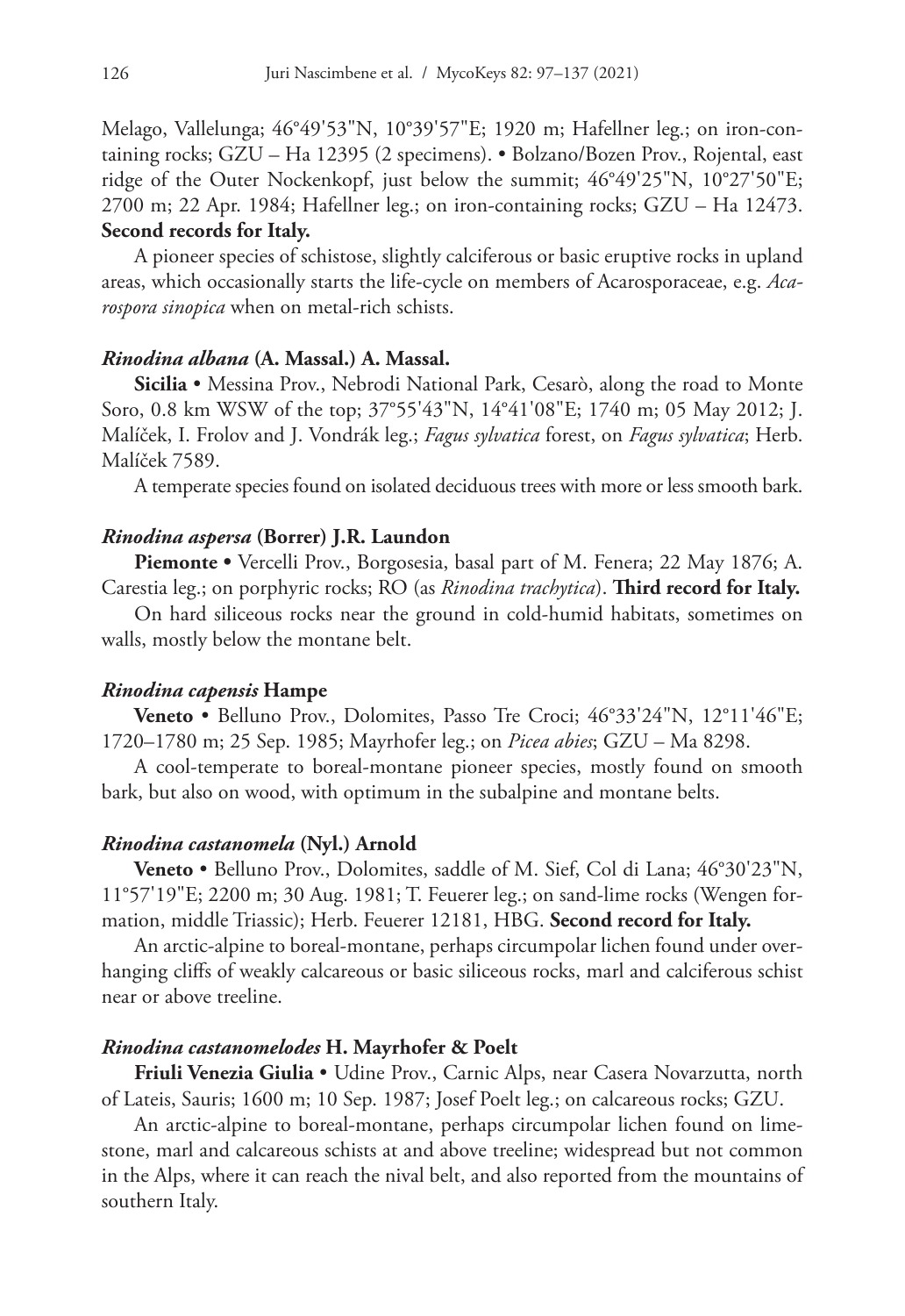Melago, Vallelunga; 46°49'53"N, 10°39'57"E; 1920 m; Hafellner leg.; on iron-containing rocks; GZU – Ha 12395 (2 specimens). • Bolzano/Bozen Prov., Rojental, east ridge of the Outer Nockenkopf, just below the summit; 46°49'25"N, 10°27'50"E; 2700 m; 22 Apr. 1984; Hafellner leg.; on iron-containing rocks; GZU – Ha 12473. **Second records for Italy.**

A pioneer species of schistose, slightly calciferous or basic eruptive rocks in upland areas, which occasionally starts the life-cycle on members of Acarosporaceae, e.g. *Acarospora sinopica* when on metal-rich schists.

#### *Rinodina albana* (A. Massal.) A. Massal.

**Sicilia** • Messina Prov., Nebrodi National Park, Cesarò, along the road to Monte Soro, 0.8 km WSW of the top; 37°55'43"N, 14°41'08"E; 1740 m; 05 May 2012; J. Malíček, I. Frolov and J. Vondrák leg.; *Fagus sylvatica* forest, on *Fagus sylvatica*; Herb. Malíček 7589.

A temperate species found on isolated deciduous trees with more or less smooth bark.

#### *Rinodina aspersa* (Borrer) J.R. Laundon

**Piemonte** • Vercelli Prov., Borgosesia, basal part of M. Fenera; 22 May 1876; A. Carestia leg.; on porphyric rocks; RO (as *Rinodina trachytica*). **Third record for Italy.**

On hard siliceous rocks near the ground in cold-humid habitats, sometimes on walls, mostly below the montane belt.

#### *Rinodina capensis* Hampe

**Veneto** • Belluno Prov., Dolomites, Passo Tre Croci; 46°33'24"N, 12°11'46"E; 1720–1780 m; 25 Sep. 1985; Mayrhofer leg.; on *Picea abies*; GZU – Ma 8298.

A cool-temperate to boreal-montane pioneer species, mostly found on smooth bark, but also on wood, with optimum in the subalpine and montane belts.

#### *Rinodina castanomela* (Nyl.) Arnold

**Veneto** • Belluno Prov., Dolomites, saddle of M. Sief, Col di Lana; 46°30'23"N, 11°57'19"E; 2200 m; 30 Aug. 1981; T. Feuerer leg.; on sand-lime rocks (Wengen formation, middle Triassic); Herb. Feuerer 12181, HBG. **Second record for Italy.**

An arctic-alpine to boreal-montane, perhaps circumpolar lichen found under overhanging cliffs of weakly calcareous or basic siliceous rocks, marl and calciferous schist near or above treeline.

#### *Rinodina castanomelodes* H. Mayrhofer & Poelt

**Friuli Venezia Giulia** • Udine Prov., Carnic Alps, near Casera Novarzutta, north of Lateis, Sauris; 1600 m; 10 Sep. 1987; Josef Poelt leg.; on calcareous rocks; GZU.

An arctic-alpine to boreal-montane, perhaps circumpolar lichen found on limestone, marl and calcareous schists at and above treeline; widespread but not common in the Alps, where it can reach the nival belt, and also reported from the mountains of southern Italy.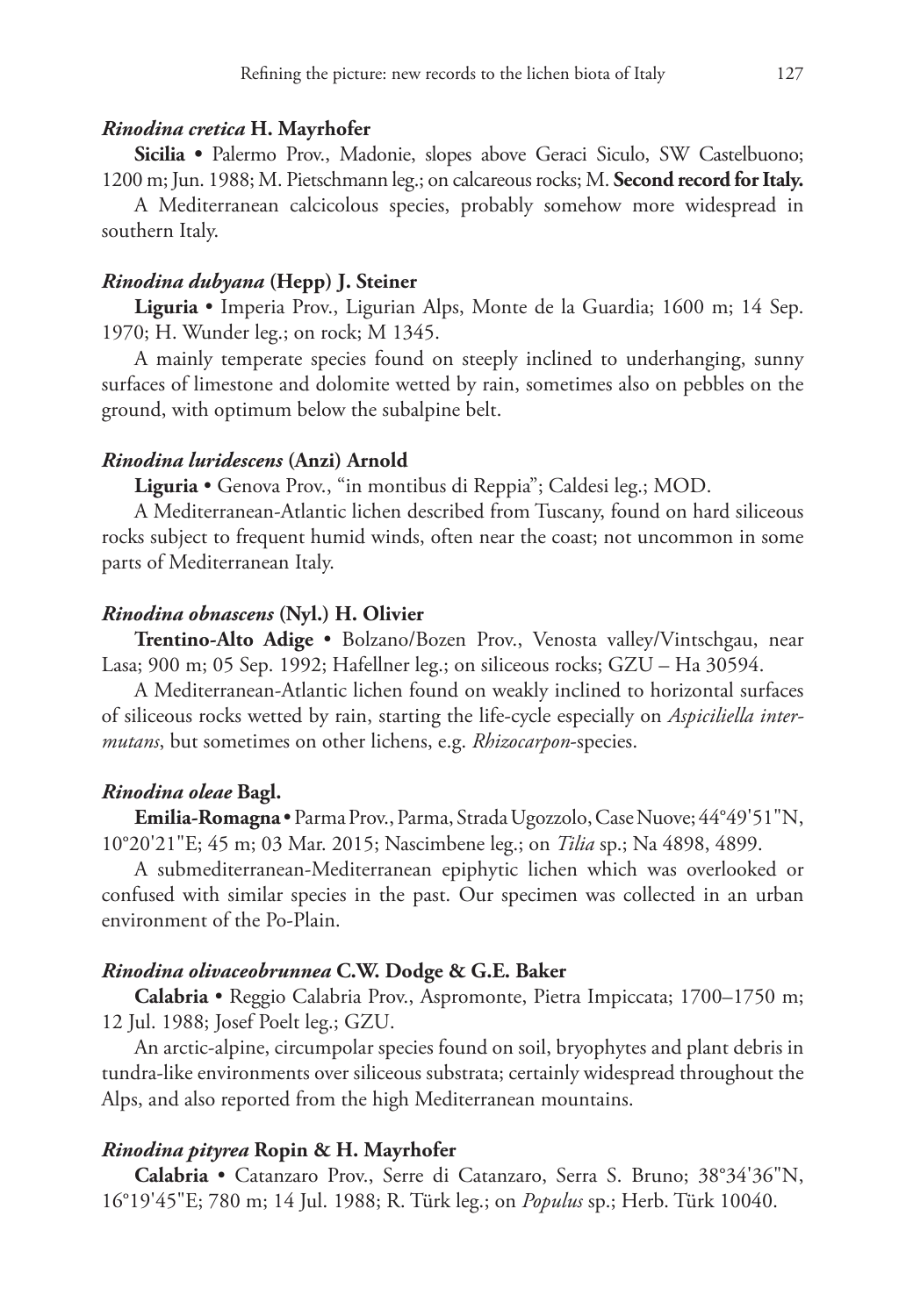### *Rinodina cretica* H. Mayrhofer

**Sicilia** • Palermo Prov., Madonie, slopes above Geraci Siculo, SW Castelbuono; 1200 m; Jun. 1988; M. Pietschmann leg.; on calcareous rocks; M. **Second record for Italy.**

A Mediterranean calcicolous species, probably somehow more widespread in southern Italy.

### *Rinodina dubyana* (Hepp) J. Steiner

**Liguria** • Imperia Prov., Ligurian Alps, Monte de la Guardia; 1600 m; 14 Sep. 1970; H. Wunder leg.; on rock; M 1345.

A mainly temperate species found on steeply inclined to underhanging, sunny surfaces of limestone and dolomite wetted by rain, sometimes also on pebbles on the ground, with optimum below the subalpine belt.

### *Rinodina luridescens* (Anzi) Arnold

**Liguria** • Genova Prov., "in montibus di Reppia"; Caldesi leg.; MOD.

A Mediterranean-Atlantic lichen described from Tuscany, found on hard siliceous rocks subject to frequent humid winds, often near the coast; not uncommon in some parts of Mediterranean Italy.

### *Rinodina obnascens* (Nyl.) H. Olivier

**Trentino-Alto Adige** • Bolzano/Bozen Prov., Venosta valley/Vintschgau, near Lasa; 900 m; 05 Sep. 1992; Hafellner leg.; on siliceous rocks; GZU – Ha 30594.

A Mediterranean-Atlantic lichen found on weakly inclined to horizontal surfaces of siliceous rocks wetted by rain, starting the life-cycle especially on *Aspiciliella intermutans*, but sometimes on other lichens, e.g. *Rhizocarpon*-species.

### *Rinodina oleae* Bagl.

**Emilia-Romagna** • Parma Prov., Parma, Strada Ugozzolo, Case Nuove; 44°49'51"N, 10°20'21"E; 45 m; 03 Mar. 2015; Nascimbene leg.; on *Tilia* sp.; Na 4898, 4899.

A submediterranean-Mediterranean epiphytic lichen which was overlooked or confused with similar species in the past. Our specimen was collected in an urban environment of the Po-Plain.

### *Rinodina olivaceobrunnea* C.W. Dodge & G.E. Baker

**Calabria** • Reggio Calabria Prov., Aspromonte, Pietra Impiccata; 1700–1750 m; 12 Jul. 1988; Josef Poelt leg.; GZU.

An arctic-alpine, circumpolar species found on soil, bryophytes and plant debris in tundra-like environments over siliceous substrata; certainly widespread throughout the Alps, and also reported from the high Mediterranean mountains.

### *Rinodina pityrea* Ropin & H. Mayrhofer

**Calabria** • Catanzaro Prov., Serre di Catanzaro, Serra S. Bruno; 38°34'36"N, 16°19'45"E; 780 m; 14 Jul. 1988; R. Türk leg.; on *Populus* sp.; Herb. Türk 10040.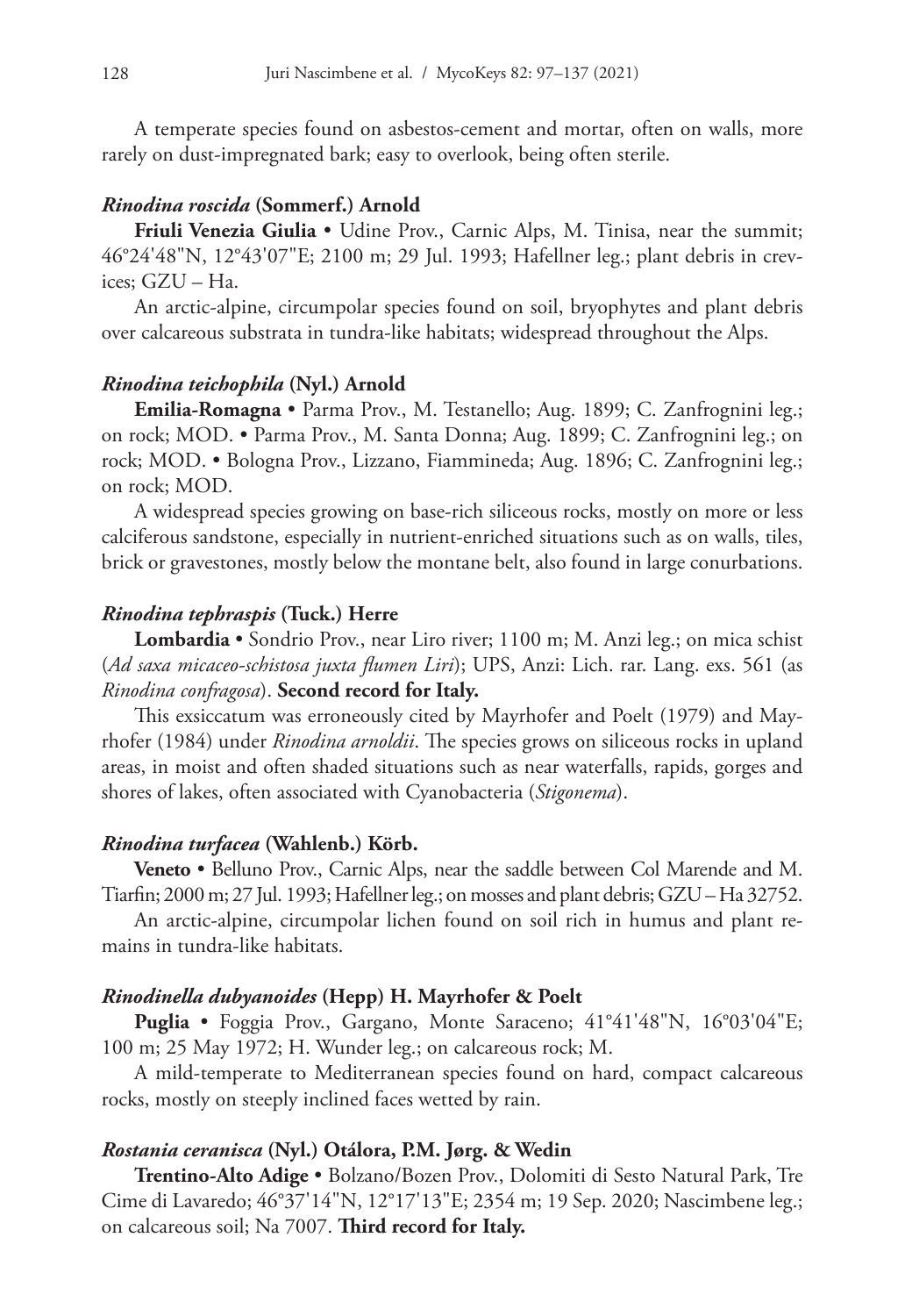A temperate species found on asbestos-cement and mortar, often on walls, more rarely on dust-impregnated bark; easy to overlook, being often sterile.

### *Rinodina roscida* (Sommerf.) Arnold

**Friuli Venezia Giulia** • Udine Prov., Carnic Alps, M. Tinisa, near the summit; 46°24'48"N, 12°43'07"E; 2100 m; 29 Jul. 1993; Hafellner leg.; plant debris in crevices; GZU – Ha.

An arctic-alpine, circumpolar species found on soil, bryophytes and plant debris over calcareous substrata in tundra-like habitats; widespread throughout the Alps.

### *Rinodina teichophila* (Nyl.) Arnold

**Emilia-Romagna** • Parma Prov., M. Testanello; Aug. 1899; C. Zanfrognini leg.; on rock; MOD. • Parma Prov., M. Santa Donna; Aug. 1899; C. Zanfrognini leg.; on rock; MOD. • Bologna Prov., Lizzano, Fiammineda; Aug. 1896; C. Zanfrognini leg.; on rock; MOD.

A widespread species growing on base-rich siliceous rocks, mostly on more or less calciferous sandstone, especially in nutrient-enriched situations such as on walls, tiles, brick or gravestones, mostly below the montane belt, also found in large conurbations.

### *Rinodina tephraspis* (Tuck.) Herre

**Lombardia** • Sondrio Prov., near Liro river; 1100 m; M. Anzi leg.; on mica schist (*Ad saxa micaceo-schistosa juxta flumen Liri*); UPS, Anzi: Lich. rar. Lang. exs. 561 (as *Rinodina confragosa*). **Second record for Italy.**

This exsiccatum was erroneously cited by Mayrhofer and Poelt (1979) and Mayrhofer (1984) under *Rinodina arnoldii*. The species grows on siliceous rocks in upland areas, in moist and often shaded situations such as near waterfalls, rapids, gorges and shores of lakes, often associated with Cyanobacteria (*Stigonema*).

### *Rinodina turfacea* (Wahlenb.) Körb.

**Veneto** • Belluno Prov., Carnic Alps, near the saddle between Col Marende and M. Tiarfin; 2000 m; 27 Jul. 1993; Hafellner leg.; on mosses and plant debris; GZU – Ha 32752.

An arctic-alpine, circumpolar lichen found on soil rich in humus and plant remains in tundra-like habitats.

### *Rinodinella dubyanoides* (Hepp) H. Mayrhofer & Poelt

**Puglia** • Foggia Prov., Gargano, Monte Saraceno; 41°41'48"N, 16°03'04"E; 100 m; 25 May 1972; H. Wunder leg.; on calcareous rock; M.

A mild-temperate to Mediterranean species found on hard, compact calcareous rocks, mostly on steeply inclined faces wetted by rain.

### *Rostania ceranisca* (Nyl.) Otálora, P.M. Jørg. & Wedin

**Trentino-Alto Adige** • Bolzano/Bozen Prov., Dolomiti di Sesto Natural Park, Tre Cime di Lavaredo; 46°37'14"N, 12°17'13"E; 2354 m; 19 Sep. 2020; Nascimbene leg.; on calcareous soil; Na 7007. **Third record for Italy.**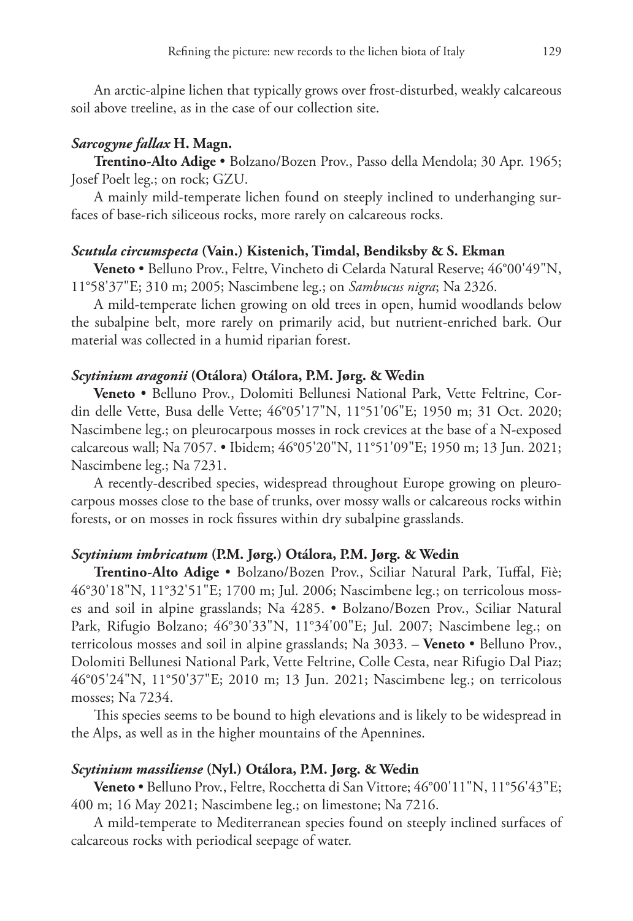An arctic-alpine lichen that typically grows over frost-disturbed, weakly calcareous soil above treeline, as in the case of our collection site.

### *Sarcogyne fallax* H. Magn.

**Trentino-Alto Adige** • Bolzano/Bozen Prov., Passo della Mendola; 30 Apr. 1965; Josef Poelt leg.; on rock; GZU.

A mainly mild-temperate lichen found on steeply inclined to underhanging surfaces of base-rich siliceous rocks, more rarely on calcareous rocks.

### *Scutula circumspecta* (Vain.) Kistenich, Timdal, Bendiksby & S. Ekman

**Veneto** • Belluno Prov., Feltre, Vincheto di Celarda Natural Reserve; 46°00'49"N, 11°58'37"E; 310 m; 2005; Nascimbene leg.; on *Sambucus nigra*; Na 2326.

A mild-temperate lichen growing on old trees in open, humid woodlands below the subalpine belt, more rarely on primarily acid, but nutrient-enriched bark. Our material was collected in a humid riparian forest.

### *Scytinium aragonii* (Otálora) Otálora, P.M. Jørg. & Wedin

**Veneto** • Belluno Prov., Dolomiti Bellunesi National Park, Vette Feltrine, Cordin delle Vette, Busa delle Vette; 46°05'17"N, 11°51'06"E; 1950 m; 31 Oct. 2020; Nascimbene leg.; on pleurocarpous mosses in rock crevices at the base of a N-exposed calcareous wall; Na 7057. • Ibidem; 46°05'20"N, 11°51'09"E; 1950 m; 13 Jun. 2021; Nascimbene leg.; Na 7231.

A recently-described species, widespread throughout Europe growing on pleurocarpous mosses close to the base of trunks, over mossy walls or calcareous rocks within forests, or on mosses in rock fissures within dry subalpine grasslands.

### *Scytinium imbricatum* (P.M. Jørg.) Otálora, P.M. Jørg. & Wedin

**Trentino-Alto Adige** • Bolzano/Bozen Prov., Sciliar Natural Park, Tuffal, Fiè; 46°30'18"N, 11°32'51"E; 1700 m; Jul. 2006; Nascimbene leg.; on terricolous mosses and soil in alpine grasslands; Na 4285. • Bolzano/Bozen Prov., Sciliar Natural Park, Rifugio Bolzano; 46°30'33"N, 11°34'00"E; Jul. 2007; Nascimbene leg.; on terricolous mosses and soil in alpine grasslands; Na 3033. – **Veneto** • Belluno Prov., Dolomiti Bellunesi National Park, Vette Feltrine, Colle Cesta, near Rifugio Dal Piaz; 46°05'24"N, 11°50'37"E; 2010 m; 13 Jun. 2021; Nascimbene leg.; on terricolous mosses; Na 7234.

This species seems to be bound to high elevations and is likely to be widespread in the Alps, as well as in the higher mountains of the Apennines.

### *Scytinium massiliense* (Nyl.) Otálora, P.M. Jørg. & Wedin

**Veneto** • Belluno Prov., Feltre, Rocchetta di San Vittore; 46°00'11"N, 11°56'43"E; 400 m; 16 May 2021; Nascimbene leg.; on limestone; Na 7216.

A mild-temperate to Mediterranean species found on steeply inclined surfaces of calcareous rocks with periodical seepage of water.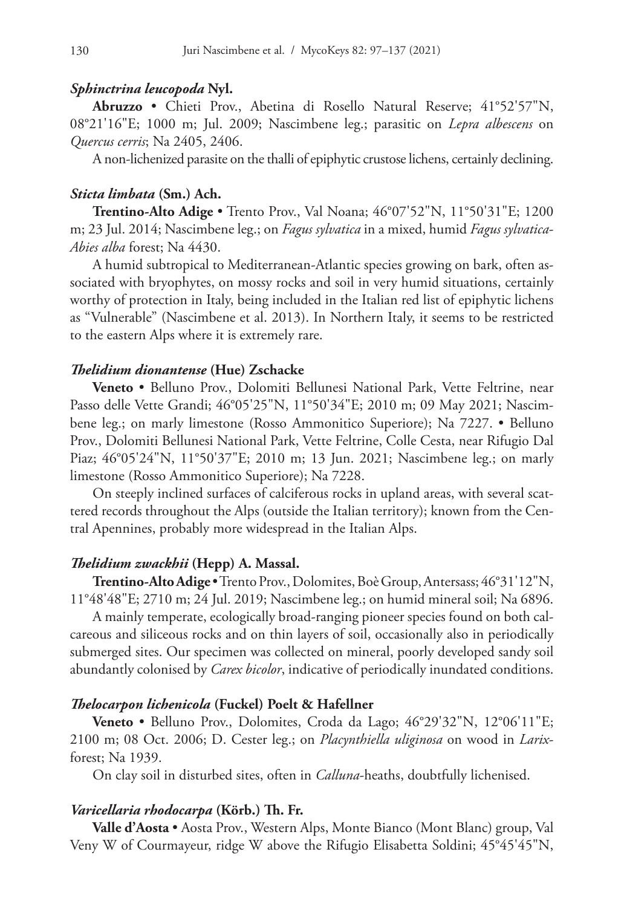***Sphinctrina leucopoda* Nyl.**

**Abruzzo** • Chieti Prov., Abetina di Rosello Natural Reserve; 41°52'57"N, 08°21'16"E; 1000 m; Jul. 2009; Nascimbene leg.; parasitic on *Lepra albescens* on *Quercus cerris*; Na 2405, 2406.

A non-lichenized parasite on the thalli of epiphytic crustose lichens, certainly declining.

***Sticta limbata* (Sm.) Ach.**

**Trentino-Alto Adige** • Trento Prov., Val Noana; 46°07'52"N, 11°50'31"E; 1200 m; 23 Jul. 2014; Nascimbene leg.; on *Fagus sylvatica* in a mixed, humid *Fagus sylvatica-Abies alba* forest; Na 4430.

A humid subtropical to Mediterranean-Atlantic species growing on bark, often associated with bryophytes, on mossy rocks and soil in very humid situations, certainly worthy of protection in Italy, being included in the Italian red list of epiphytic lichens as "Vulnerable" (Nascimbene et al. 2013). In Northern Italy, it seems to be restricted to the eastern Alps where it is extremely rare.

***Thelidium dionantense* (Hue) Zschacke**

**Veneto** • Belluno Prov., Dolomiti Bellunesi National Park, Vette Feltrine, near Passo delle Vette Grandi; 46°05'25"N, 11°50'34"E; 2010 m; 09 May 2021; Nascimbene leg.; on marly limestone (Rosso Ammonitico Superiore); Na 7227. • Belluno Prov., Dolomiti Bellunesi National Park, Vette Feltrine, Colle Cesta, near Rifugio Dal Piaz; 46°05'24"N, 11°50'37"E; 2010 m; 13 Jun. 2021; Nascimbene leg.; on marly limestone (Rosso Ammonitico Superiore); Na 7228.

On steeply inclined surfaces of calciferous rocks in upland areas, with several scattered records throughout the Alps (outside the Italian territory); known from the Central Apennines, probably more widespread in the Italian Alps.

***Thelidium zwackhii* (Hepp) A. Massal.**

**Trentino-Alto Adige** • Trento Prov., Dolomites, Boè Group, Antersass; 46°31'12"N, 11°48'48"E; 2710 m; 24 Jul. 2019; Nascimbene leg.; on humid mineral soil; Na 6896.

A mainly temperate, ecologically broad-ranging pioneer species found on both calcareous and siliceous rocks and on thin layers of soil, occasionally also in periodically submerged sites. Our specimen was collected on mineral, poorly developed sandy soil abundantly colonised by *Carex bicolor*, indicative of periodically inundated conditions.

***Thelocarpon lichenicola* (Fuckel) Poelt & Hafellner**

**Veneto** • Belluno Prov., Dolomites, Croda da Lago; 46°29'32"N, 12°06'11"E; 2100 m; 08 Oct. 2006; D. Cester leg.; on *Placynthiella uliginosa* on wood in *Larix*-forest; Na 1939.

On clay soil in disturbed sites, often in *Calluna*-heaths, doubtfully lichenised.

***Varicellaria rhodocarpa* (Körb.) Th. Fr.**

**Valle d'Aosta** • Aosta Prov., Western Alps, Monte Bianco (Mont Blanc) group, Val Veny W of Courmayeur, ridge W above the Rifugio Elisabetta Soldini; 45°45'45"N,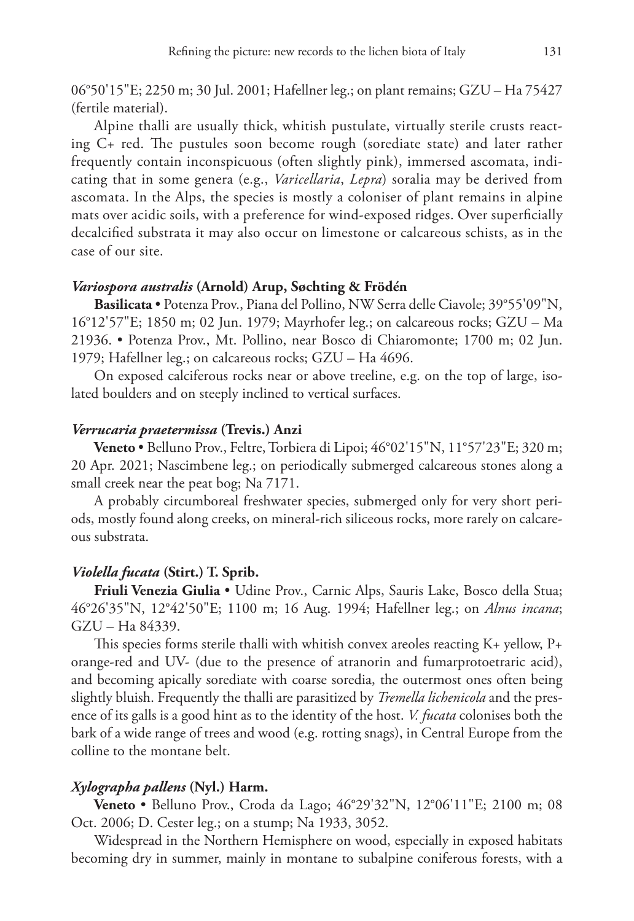06°50'15"E; 2250 m; 30 Jul. 2001; Hafellner leg.; on plant remains; GZU – Ha 75427 (fertile material).

Alpine thalli are usually thick, whitish pustulate, virtually sterile crusts reacting C+ red. The pustules soon become rough (sorediate state) and later rather frequently contain inconspicuous (often slightly pink), immersed ascomata, indicating that in some genera (e.g., *Varicellaria*, *Lepra*) soralia may be derived from ascomata. In the Alps, the species is mostly a coloniser of plant remains in alpine mats over acidic soils, with a preference for wind-exposed ridges. Over superficially decalcified substrata it may also occur on limestone or calcareous schists, as in the case of our site.

### *Variospora australis* (Arnold) Arup, Søchting & Frödén

**Basilicata** • Potenza Prov., Piana del Pollino, NW Serra delle Ciavole; 39°55'09"N, 16°12'57"E; 1850 m; 02 Jun. 1979; Mayrhofer leg.; on calcareous rocks; GZU – Ma 21936. • Potenza Prov., Mt. Pollino, near Bosco di Chiaromonte; 1700 m; 02 Jun. 1979; Hafellner leg.; on calcareous rocks; GZU – Ha 4696.

On exposed calciferous rocks near or above treeline, e.g. on the top of large, isolated boulders and on steeply inclined to vertical surfaces.

### *Verrucaria praetermissa* (Trevis.) Anzi

**Veneto** • Belluno Prov., Feltre, Torbiera di Lipoi; 46°02'15"N, 11°57'23"E; 320 m; 20 Apr. 2021; Nascimbene leg.; on periodically submerged calcareous stones along a small creek near the peat bog; Na 7171.

A probably circumboreal freshwater species, submerged only for very short periods, mostly found along creeks, on mineral-rich siliceous rocks, more rarely on calcareous substrata.

### *Violella fucata* (Stirt.) T. Sprib.

**Friuli Venezia Giulia** • Udine Prov., Carnic Alps, Sauris Lake, Bosco della Stua; 46°26'35"N, 12°42'50"E; 1100 m; 16 Aug. 1994; Hafellner leg.; on *Alnus incana*; GZU – Ha 84339.

This species forms sterile thalli with whitish convex areoles reacting K+ yellow, P+ orange-red and UV- (due to the presence of atranorin and fumarprotoetraric acid), and becoming apically sorediate with coarse soredia, the outermost ones often being slightly bluish. Frequently the thalli are parasitized by *Tremella lichenicola* and the presence of its galls is a good hint as to the identity of the host. *V. fucata* colonises both the bark of a wide range of trees and wood (e.g. rotting snags), in Central Europe from the colline to the montane belt.

### *Xylographa pallens* (Nyl.) Harm.

**Veneto** • Belluno Prov., Croda da Lago; 46°29'32"N, 12°06'11"E; 2100 m; 08 Oct. 2006; D. Cester leg.; on a stump; Na 1933, 3052.

Widespread in the Northern Hemisphere on wood, especially in exposed habitats becoming dry in summer, mainly in montane to subalpine coniferous forests, with a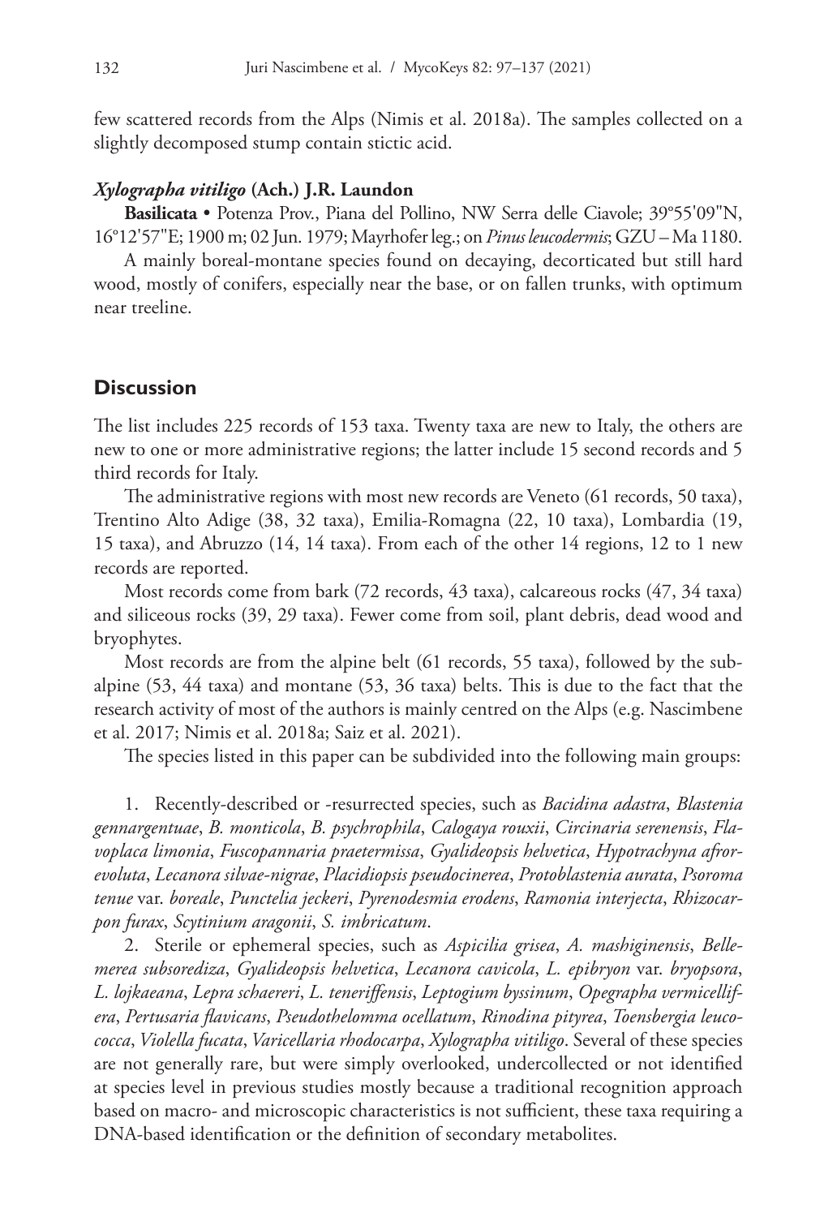few scattered records from the Alps (Nimis et al. 2018a). The samples collected on a slightly decomposed stump contain stictic acid.

### *Xylographa vitiligo* (Ach.) J.R. Laundon

**Basilicata** • Potenza Prov., Piana del Pollino, NW Serra delle Ciavole; 39°55'09"N, 16°12'57"E; 1900 m; 02 Jun. 1979; Mayrhofer leg.; on *Pinus leucodermis*; GZU – Ma 1180.

A mainly boreal-montane species found on decaying, decorticated but still hard wood, mostly of conifers, especially near the base, or on fallen trunks, with optimum near treeline.

## Discussion

The list includes 225 records of 153 taxa. Twenty taxa are new to Italy, the others are new to one or more administrative regions; the latter include 15 second records and 5 third records for Italy.

The administrative regions with most new records are Veneto (61 records, 50 taxa), Trentino Alto Adige (38, 32 taxa), Emilia-Romagna (22, 10 taxa), Lombardia (19, 15 taxa), and Abruzzo (14, 14 taxa). From each of the other 14 regions, 12 to 1 new records are reported.

Most records come from bark (72 records, 43 taxa), calcareous rocks (47, 34 taxa) and siliceous rocks (39, 29 taxa). Fewer come from soil, plant debris, dead wood and bryophytes.

Most records are from the alpine belt (61 records, 55 taxa), followed by the subalpine (53, 44 taxa) and montane (53, 36 taxa) belts. This is due to the fact that the research activity of most of the authors is mainly centred on the Alps (e.g. Nascimbene et al. 2017; Nimis et al. 2018a; Saiz et al. 2021).

The species listed in this paper can be subdivided into the following main groups:

1. Recently-described or -resurrected species, such as *Bacidina adastra*, *Blastenia gennargentuae*, *B. monticola*, *B. psychrophila*, *Calogaya rouxii*, *Circinaria serenensis*, *Flavoplaca limonia*, *Fuscopannaria praetermissa*, *Gyalideopsis helvetica*, *Hypotrachyna afrorevoluta*, *Lecanora silvae-nigrae*, *Placidiopsis pseudocinerea*, *Protoblastenia aurata*, *Psoroma tenue* var. *boreale*, *Punctelia jeckeri*, *Pyrenodesmia erodens*, *Ramonia interjecta*, *Rhizocarpon furax*, *Scytinium aragonii*, *S. imbricatum*.
2. Sterile or ephemeral species, such as *Aspicilia grisea*, *A. mashiginensis*, *Bellemerea subsorediza*, *Gyalideopsis helvetica*, *Lecanora cavicola*, *L. epibryon* var. *bryopsora*, *L. lojkaeana*, *Lepra schaereri*, *L. teneriffensis*, *Leptogium byssinum*, *Opegrapha vermicellifera*, *Pertusaria flavicans*, *Pseudothelomma ocellatum*, *Rinodina pityrea*, *Toensbergia leucococca*, *Violella fucata*, *Varicellaria rhodocarpa*, *Xylographa vitiligo*. Several of these species are not generally rare, but were simply overlooked, undercollected or not identified at species level in previous studies mostly because a traditional recognition approach based on macro- and microscopic characteristics is not sufficient, these taxa requiring a DNA-based identification or the definition of secondary metabolites.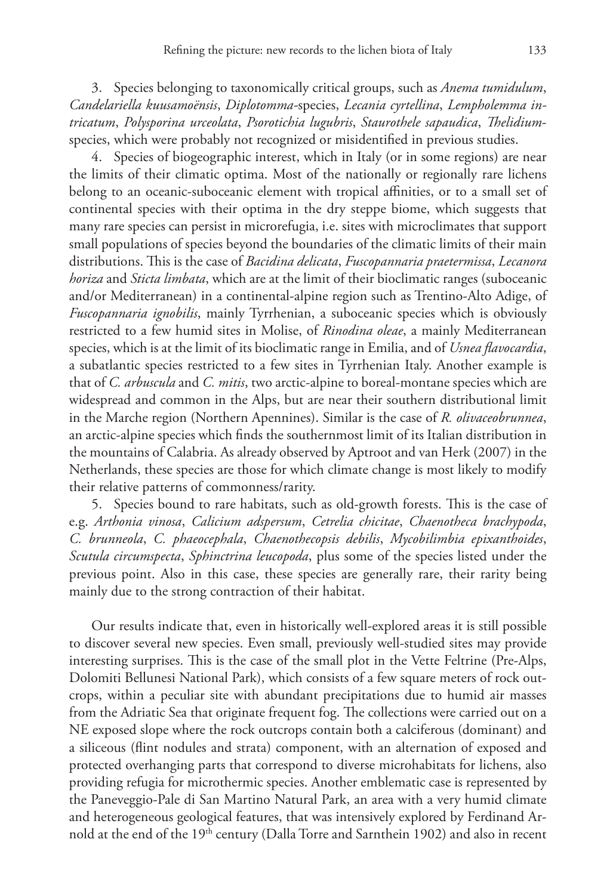3. Species belonging to taxonomically critical groups, such as *Anema tumidulum*, *Candelariella kuusamoënsis*, *Diplotomma*-species, *Lecania cyrtellina*, *Lempholemma intricatum*, *Polysporina urceolata*, *Psorotichia lugubris*, *Staurothele sapaudica*, *Thelidium*-species, which were probably not recognized or misidentified in previous studies.

4. Species of biogeographic interest, which in Italy (or in some regions) are near the limits of their climatic optima. Most of the nationally or regionally rare lichens belong to an oceanic-suboceanic element with tropical affinities, or to a small set of continental species with their optima in the dry steppe biome, which suggests that many rare species can persist in microrefugia, i.e. sites with microclimates that support small populations of species beyond the boundaries of the climatic limits of their main distributions. This is the case of *Bacidina delicata*, *Fuscopannaria praetermissa*, *Lecanora horiza* and *Sticta limbata*, which are at the limit of their bioclimatic ranges (suboceanic and/or Mediterranean) in a continental-alpine region such as Trentino-Alto Adige, of *Fuscopannaria ignobilis*, mainly Tyrrhenian, a suboceanic species which is obviously restricted to a few humid sites in Molise, of *Rinodina oleae*, a mainly Mediterranean species, which is at the limit of its bioclimatic range in Emilia, and of *Usnea flavocardia*, a subatlantic species restricted to a few sites in Tyrrhenian Italy. Another example is that of *C. arbuscula* and *C. mitis*, two arctic-alpine to boreal-montane species which are widespread and common in the Alps, but are near their southern distributional limit in the Marche region (Northern Apennines). Similar is the case of *R. olivaceobrunnea*, an arctic-alpine species which finds the southernmost limit of its Italian distribution in the mountains of Calabria. As already observed by Aptroot and van Herk (2007) in the Netherlands, these species are those for which climate change is most likely to modify their relative patterns of commonness/rarity.

5. Species bound to rare habitats, such as old-growth forests. This is the case of e.g. *Arthonia vinosa*, *Calicium adspersum*, *Cetrelia chicitae*, *Chaenotheca brachypoda*, *C. brunneola*, *C. phaeocephala*, *Chaenothecopsis debilis*, *Mycobilimbia epixanthoides*, *Scutula circumspecta*, *Sphinctrina leucopoda*, plus some of the species listed under the previous point. Also in this case, these species are generally rare, their rarity being mainly due to the strong contraction of their habitat.

Our results indicate that, even in historically well-explored areas it is still possible to discover several new species. Even small, previously well-studied sites may provide interesting surprises. This is the case of the small plot in the Vette Feltrine (Pre-Alps, Dolomiti Bellunesi National Park), which consists of a few square meters of rock outcrops, within a peculiar site with abundant precipitations due to humid air masses from the Adriatic Sea that originate frequent fog. The collections were carried out on a NE exposed slope where the rock outcrops contain both a calciferous (dominant) and a siliceous (flint nodules and strata) component, with an alternation of exposed and protected overhanging parts that correspond to diverse microhabitats for lichens, also providing refugia for microthermic species. Another emblematic case is represented by the Paneveggio-Pale di San Martino Natural Park, an area with a very humid climate and heterogeneous geological features, that was intensively explored by Ferdinand Arnold at the end of the 19th century (Dalla Torre and Sarnthein 1902) and also in recent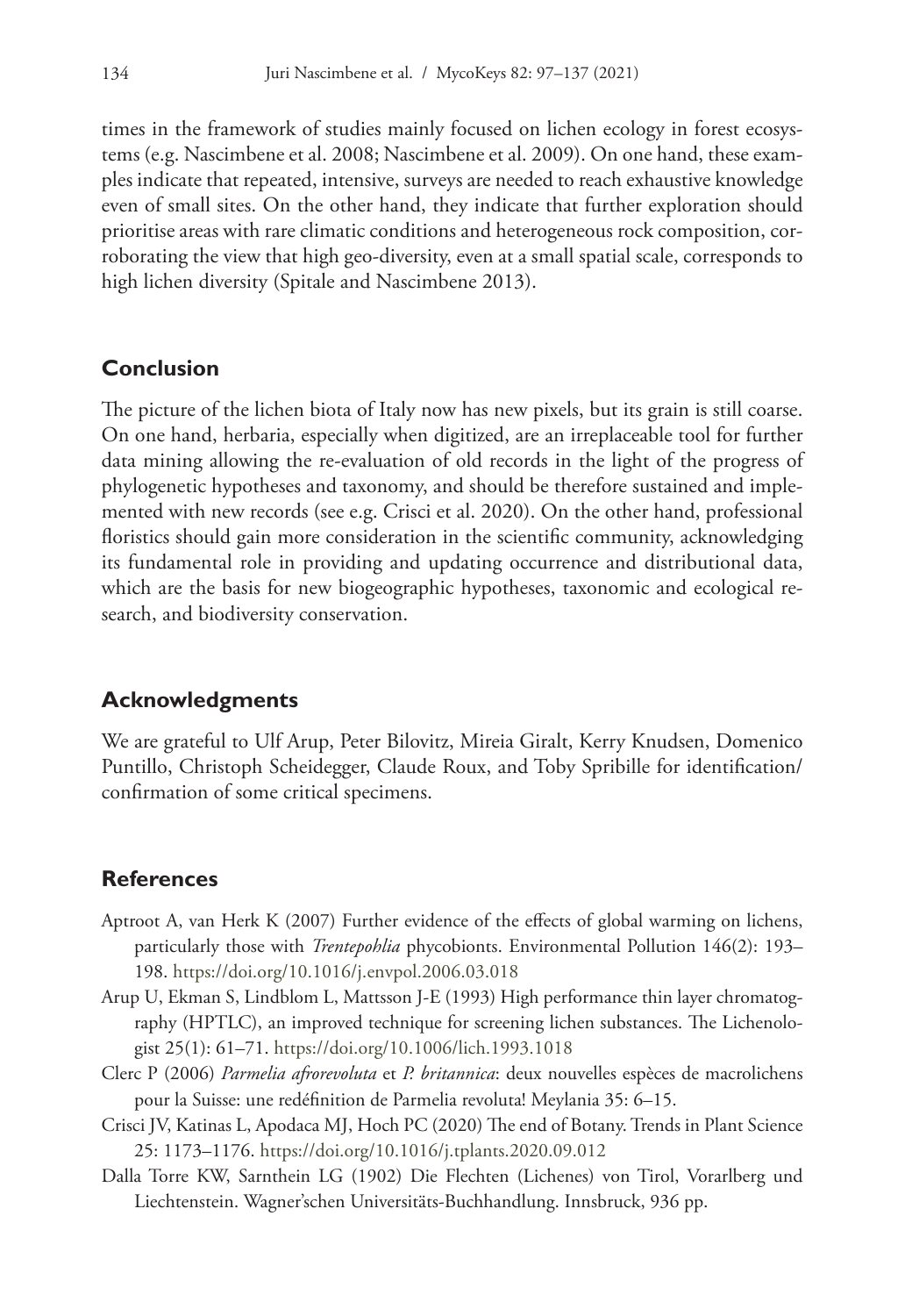times in the framework of studies mainly focused on lichen ecology in forest ecosystems (e.g. Nascimbene et al. 2008; Nascimbene et al. 2009). On one hand, these examples indicate that repeated, intensive, surveys are needed to reach exhaustive knowledge even of small sites. On the other hand, they indicate that further exploration should prioritise areas with rare climatic conditions and heterogeneous rock composition, corroborating the view that high geo-diversity, even at a small spatial scale, corresponds to high lichen diversity (Spitale and Nascimbene 2013).

## Conclusion

The picture of the lichen biota of Italy now has new pixels, but its grain is still coarse. On one hand, herbaria, especially when digitized, are an irreplaceable tool for further data mining allowing the re-evaluation of old records in the light of the progress of phylogenetic hypotheses and taxonomy, and should be therefore sustained and implemented with new records (see e.g. Crisci et al. 2020). On the other hand, professional floristics should gain more consideration in the scientific community, acknowledging its fundamental role in providing and updating occurrence and distributional data, which are the basis for new biogeographic hypotheses, taxonomic and ecological research, and biodiversity conservation.

## Acknowledgments

We are grateful to Ulf Arup, Peter Bilovitz, Mireia Giralt, Kerry Knudsen, Domenico Puntillo, Christoph Scheidegger, Claude Roux, and Toby Spribille for identification/confirmation of some critical specimens.

## References

Aptroot A, van Herk K (2007) Further evidence of the effects of global warming on lichens, particularly those with *Trentepohlia* phycobionts. Environmental Pollution 146(2): 193–198. https://doi.org/10.1016/j.envpol.2006.03.018

Arup U, Ekman S, Lindblom L, Mattsson J-E (1993) High performance thin layer chromatography (HPTLC), an improved technique for screening lichen substances. The Lichenologist 25(1): 61–71. https://doi.org/10.1006/lich.1993.1018

Clerc P (2006) *Parmelia afrorevoluta* et *P. britannica*: deux nouvelles espèces de macrolichens pour la Suisse: une redéfinition de Parmelia revoluta! Meylania 35: 6–15.

Crisci JV, Katinas L, Apodaca MJ, Hoch PC (2020) The end of Botany. Trends in Plant Science 25: 1173–1176. https://doi.org/10.1016/j.tplants.2020.09.012

Dalla Torre KW, Sarnthein LG (1902) Die Flechten (Lichenes) von Tirol, Vorarlberg und Liechtenstein. Wagner'schen Universitäts-Buchhandlung. Innsbruck, 936 pp.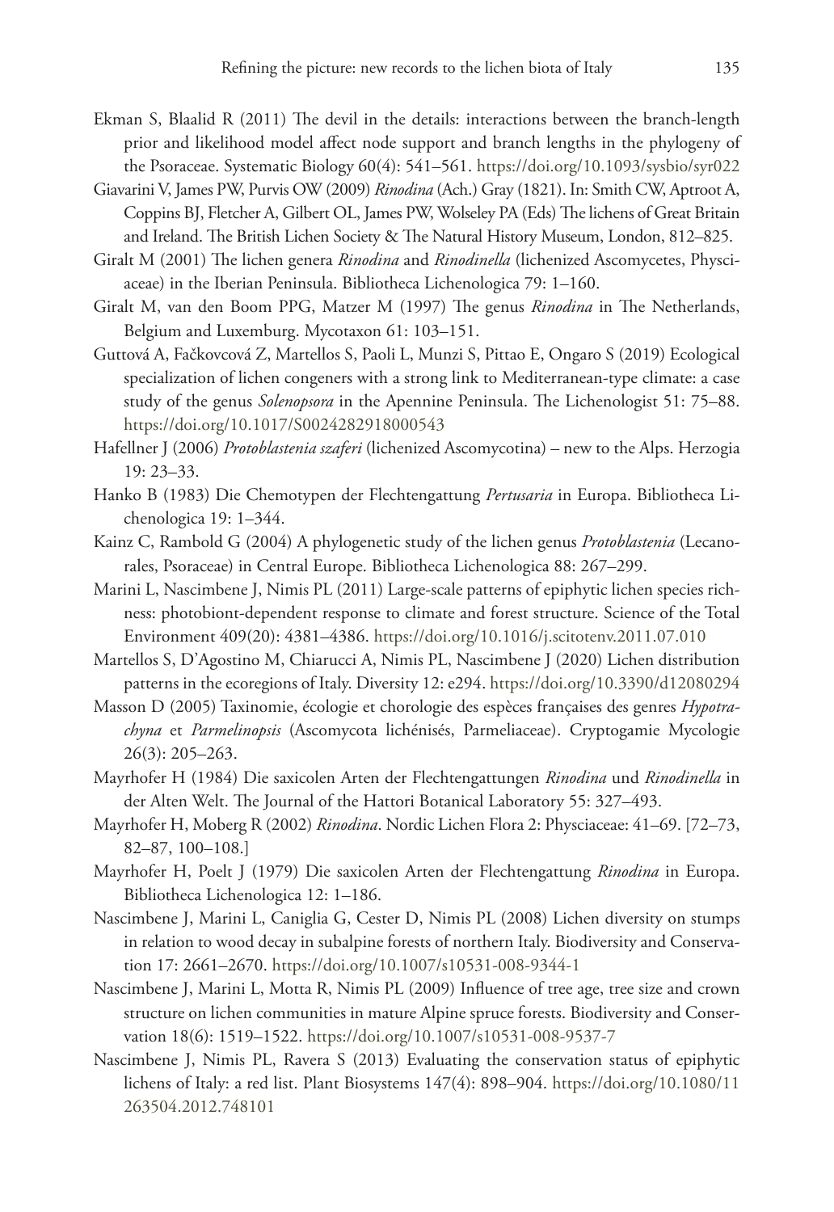Ekman S, Blaalid R (2011) The devil in the details: interactions between the branch-length prior and likelihood model affect node support and branch lengths in the phylogeny of the Psoraceae. Systematic Biology 60(4): 541–561. https://doi.org/10.1093/sysbio/syr022

Giavarini V, James PW, Purvis OW (2009) *Rinodina* (Ach.) Gray (1821). In: Smith CW, Aptroot A, Coppins BJ, Fletcher A, Gilbert OL, James PW, Wolseley PA (Eds) The lichens of Great Britain and Ireland. The British Lichen Society & The Natural History Museum, London, 812–825.

Giralt M (2001) The lichen genera *Rinodina* and *Rinodinella* (lichenized Ascomycetes, Physciaceae) in the Iberian Peninsula. Bibliotheca Lichenologica 79: 1–160.

Giralt M, van den Boom PPG, Matzer M (1997) The genus *Rinodina* in The Netherlands, Belgium and Luxemburg. Mycotaxon 61: 103–151.

Guttová A, Fačkovcová Z, Martellos S, Paoli L, Munzi S, Pittao E, Ongaro S (2019) Ecological specialization of lichen congeners with a strong link to Mediterranean-type climate: a case study of the genus *Solenopsora* in the Apennine Peninsula. The Lichenologist 51: 75–88. https://doi.org/10.1017/S0024282918000543

Hafellner J (2006) *Protoblastenia szaferi* (lichenized Ascomycotina) – new to the Alps. Herzogia 19: 23–33.

Hanko B (1983) Die Chemotypen der Flechtengattung *Pertusaria* in Europa. Bibliotheca Lichenologica 19: 1–344.

Kainz C, Rambold G (2004) A phylogenetic study of the lichen genus *Protoblastenia* (Lecanorales, Psoraceae) in Central Europe. Bibliotheca Lichenologica 88: 267–299.

Marini L, Nascimbene J, Nimis PL (2011) Large-scale patterns of epiphytic lichen species richness: photobiont-dependent response to climate and forest structure. Science of the Total Environment 409(20): 4381–4386. https://doi.org/10.1016/j.scitotenv.2011.07.010

Martellos S, D'Agostino M, Chiarucci A, Nimis PL, Nascimbene J (2020) Lichen distribution patterns in the ecoregions of Italy. Diversity 12: e294. https://doi.org/10.3390/d12080294

Masson D (2005) Taxinomie, écologie et chorologie des espèces françaises des genres *Hypotrachyna* et *Parmelinopsis* (Ascomycota lichénisés, Parmeliaceae). Cryptogamie Mycologie 26(3): 205–263.

Mayrhofer H (1984) Die saxicolen Arten der Flechtengattungen *Rinodina* und *Rinodinella* in der Alten Welt. The Journal of the Hattori Botanical Laboratory 55: 327–493.

Mayrhofer H, Moberg R (2002) *Rinodina*. Nordic Lichen Flora 2: Physciaceae: 41–69. [72–73, 82–87, 100–108.]

Mayrhofer H, Poelt J (1979) Die saxicolen Arten der Flechtengattung *Rinodina* in Europa. Bibliotheca Lichenologica 12: 1–186.

Nascimbene J, Marini L, Caniglia G, Cester D, Nimis PL (2008) Lichen diversity on stumps in relation to wood decay in subalpine forests of northern Italy. Biodiversity and Conservation 17: 2661–2670. https://doi.org/10.1007/s10531-008-9344-1

Nascimbene J, Marini L, Motta R, Nimis PL (2009) Influence of tree age, tree size and crown structure on lichen communities in mature Alpine spruce forests. Biodiversity and Conservation 18(6): 1519–1522. https://doi.org/10.1007/s10531-008-9537-7

Nascimbene J, Nimis PL, Ravera S (2013) Evaluating the conservation status of epiphytic lichens of Italy: a red list. Plant Biosystems 147(4): 898–904. https://doi.org/10.1080/11263504.2012.748101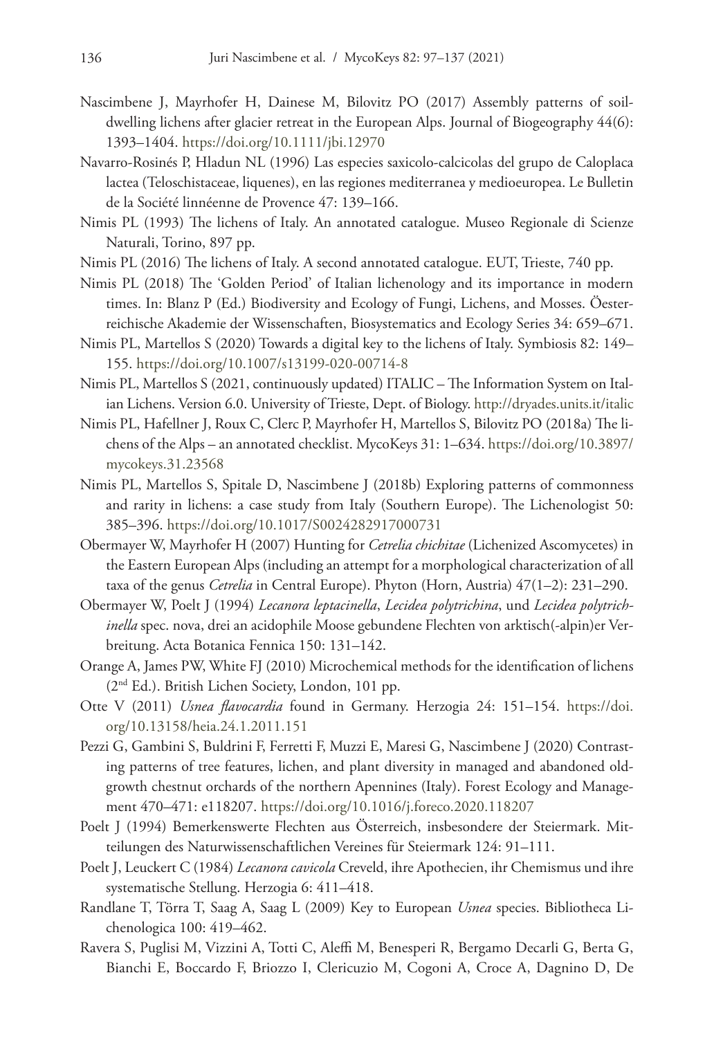Nascimbene J, Mayrhofer H, Dainese M, Bilovitz PO (2017) Assembly patterns of soil-dwelling lichens after glacier retreat in the European Alps. Journal of Biogeography 44(6): 1393–1404. https://doi.org/10.1111/jbi.12970

Navarro-Rosinés P, Hladun NL (1996) Las especies saxicolo-calcicolas del grupo de Caloplaca lactea (Teloschistaceae, liquenes), en las regiones mediterranea y medioeuropea. Le Bulletin de la Société linnéenne de Provence 47: 139–166.

Nimis PL (1993) The lichens of Italy. An annotated catalogue. Museo Regionale di Scienze Naturali, Torino, 897 pp.

Nimis PL (2016) The lichens of Italy. A second annotated catalogue. EUT, Trieste, 740 pp.

Nimis PL (2018) The 'Golden Period' of Italian lichenology and its importance in modern times. In: Blanz P (Ed.) Biodiversity and Ecology of Fungi, Lichens, and Mosses. Öesterreichische Akademie der Wissenschaften, Biosystematics and Ecology Series 34: 659–671.

Nimis PL, Martellos S (2020) Towards a digital key to the lichens of Italy. Symbiosis 82: 149–155. https://doi.org/10.1007/s13199-020-00714-8

Nimis PL, Martellos S (2021, continuously updated) ITALIC – The Information System on Italian Lichens. Version 6.0. University of Trieste, Dept. of Biology. http://dryades.units.it/italic

Nimis PL, Hafellner J, Roux C, Clerc P, Mayrhofer H, Martellos S, Bilovitz PO (2018a) The lichens of the Alps – an annotated checklist. MycoKeys 31: 1–634. https://doi.org/10.3897/mycokeys.31.23568

Nimis PL, Martellos S, Spitale D, Nascimbene J (2018b) Exploring patterns of commonness and rarity in lichens: a case study from Italy (Southern Europe). The Lichenologist 50: 385–396. https://doi.org/10.1017/S0024282917000731

Obermayer W, Mayrhofer H (2007) Hunting for *Cetrelia chichitae* (Lichenized Ascomycetes) in the Eastern European Alps (including an attempt for a morphological characterization of all taxa of the genus *Cetrelia* in Central Europe). Phyton (Horn, Austria) 47(1–2): 231–290.

Obermayer W, Poelt J (1994) *Lecanora leptacinella*, *Lecidea polytrichina*, und *Lecidea polytrichinella* spec. nova, drei an acidophile Moose gebundene Flechten von arktisch(-alpin)er Verbreitung. Acta Botanica Fennica 150: 131–142.

Orange A, James PW, White FJ (2010) Microchemical methods for the identification of lichens (2nd Ed.). British Lichen Society, London, 101 pp.

Otte V (2011) *Usnea flavocardia* found in Germany. Herzogia 24: 151–154. https://doi.org/10.13158/heia.24.1.2011.151

Pezzi G, Gambini S, Buldrini F, Ferretti F, Muzzi E, Maresi G, Nascimbene J (2020) Contrasting patterns of tree features, lichen, and plant diversity in managed and abandoned old-growth chestnut orchards of the northern Apennines (Italy). Forest Ecology and Management 470–471: e118207. https://doi.org/10.1016/j.foreco.2020.118207

Poelt J (1994) Bemerkenswerte Flechten aus Österreich, insbesondere der Steiermark. Mitteilungen des Naturwissenschaftlichen Vereines für Steiermark 124: 91–111.

Poelt J, Leuckert C (1984) *Lecanora cavicola* Creveld, ihre Apothecien, ihr Chemismus und ihre systematische Stellung. Herzogia 6: 411–418.

Randlane T, Törra T, Saag A, Saag L (2009) Key to European *Usnea* species. Bibliotheca Lichenologica 100: 419–462.

Ravera S, Puglisi M, Vizzini A, Totti C, Aleffi M, Benesperi R, Bergamo Decarli G, Berta G, Bianchi E, Boccardo F, Briozzo I, Clericuzio M, Cogoni A, Croce A, Dagnino D, De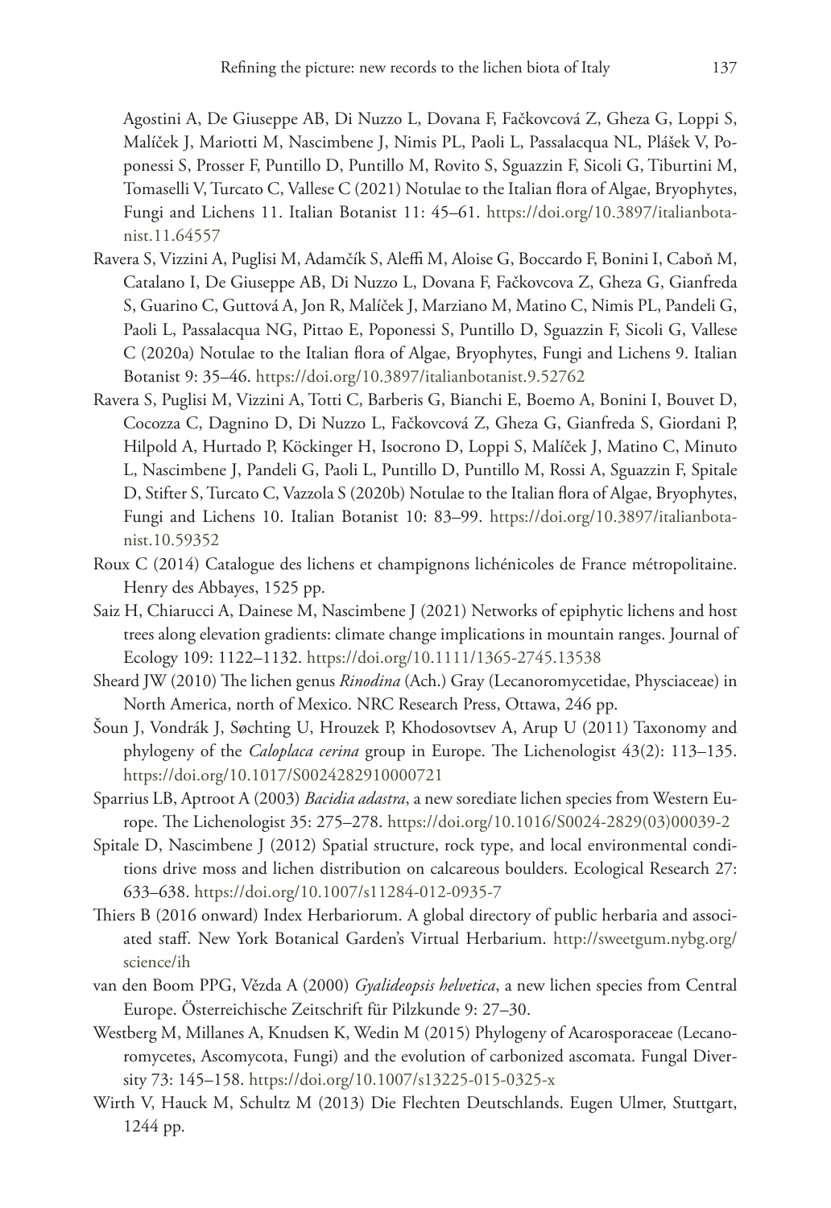Agostini A, De Giuseppe AB, Di Nuzzo L, Dovana F, Fačkovcová Z, Gheza G, Loppi S, Malíček J, Mariotti M, Nascimbene J, Nimis PL, Paoli L, Passalacqua NL, Plášek V, Poponessi S, Prosser F, Puntillo D, Puntillo M, Rovito S, Sguazzin F, Sicoli G, Tiburtini M, Tomaselli V, Turcato C, Vallese C (2021) Notulae to the Italian flora of Algae, Bryophytes, Fungi and Lichens 11. Italian Botanist 11: 45–61. https://doi.org/10.3897/italianbotanist.11.64557

Ravera S, Vizzini A, Puglisi M, Adamčík S, Aleffi M, Aloise G, Boccardo F, Bonini I, Caboň M, Catalano I, De Giuseppe AB, Di Nuzzo L, Dovana F, Fačkovcova Z, Gheza G, Gianfreda S, Guarino C, Guttová A, Jon R, Malíček J, Marziano M, Matino C, Nimis PL, Pandeli G, Paoli L, Passalacqua NG, Pittao E, Poponessi S, Puntillo D, Sguazzin F, Sicoli G, Vallese C (2020a) Notulae to the Italian flora of Algae, Bryophytes, Fungi and Lichens 9. Italian Botanist 9: 35–46. https://doi.org/10.3897/italianbotanist.9.52762

Ravera S, Puglisi M, Vizzini A, Totti C, Barberis G, Bianchi E, Boemo A, Bonini I, Bouvet D, Cocozza C, Dagnino D, Di Nuzzo L, Fačkovcová Z, Gheza G, Gianfreda S, Giordani P, Hilpold A, Hurtado P, Köckinger H, Isocrono D, Loppi S, Malíček J, Matino C, Minuto L, Nascimbene J, Pandeli G, Paoli L, Puntillo D, Puntillo M, Rossi A, Sguazzin F, Spitale D, Stifter S, Turcato C, Vazzola S (2020b) Notulae to the Italian flora of Algae, Bryophytes, Fungi and Lichens 10. Italian Botanist 10: 83–99. https://doi.org/10.3897/italianbotanist.10.59352

Roux C (2014) Catalogue des lichens et champignons lichénicoles de France métropolitaine. Henry des Abbayes, 1525 pp.

Saiz H, Chiarucci A, Dainese M, Nascimbene J (2021) Networks of epiphytic lichens and host trees along elevation gradients: climate change implications in mountain ranges. Journal of Ecology 109: 1122–1132. https://doi.org/10.1111/1365-2745.13538

Sheard JW (2010) The lichen genus *Rinodina* (Ach.) Gray (Lecanoromycetidae, Physciaceae) in North America, north of Mexico. NRC Research Press, Ottawa, 246 pp.

Šoun J, Vondrák J, Søchting U, Hrouzek P, Khodosovtsev A, Arup U (2011) Taxonomy and phylogeny of the *Caloplaca cerina* group in Europe. The Lichenologist 43(2): 113–135. https://doi.org/10.1017/S0024282910000721

Sparrius LB, Aptroot A (2003) *Bacidia adastra*, a new sorediate lichen species from Western Europe. The Lichenologist 35: 275–278. https://doi.org/10.1016/S0024-2829(03)00039-2

Spitale D, Nascimbene J (2012) Spatial structure, rock type, and local environmental conditions drive moss and lichen distribution on calcareous boulders. Ecological Research 27: 633–638. https://doi.org/10.1007/s11284-012-0935-7

Thiers B (2016 onward) Index Herbariorum. A global directory of public herbaria and associated staff. New York Botanical Garden's Virtual Herbarium. http://sweetgum.nybg.org/science/ih

van den Boom PPG, Vězda A (2000) *Gyalideopsis helvetica*, a new lichen species from Central Europe. Österreichische Zeitschrift für Pilzkunde 9: 27–30.

Westberg M, Millanes A, Knudsen K, Wedin M (2015) Phylogeny of Acarosporaceae (Lecanoromycetes, Ascomycota, Fungi) and the evolution of carbonized ascomata. Fungal Diversity 73: 145–158. https://doi.org/10.1007/s13225-015-0325-x

Wirth V, Hauck M, Schultz M (2013) Die Flechten Deutschlands. Eugen Ulmer, Stuttgart, 1244 pp.